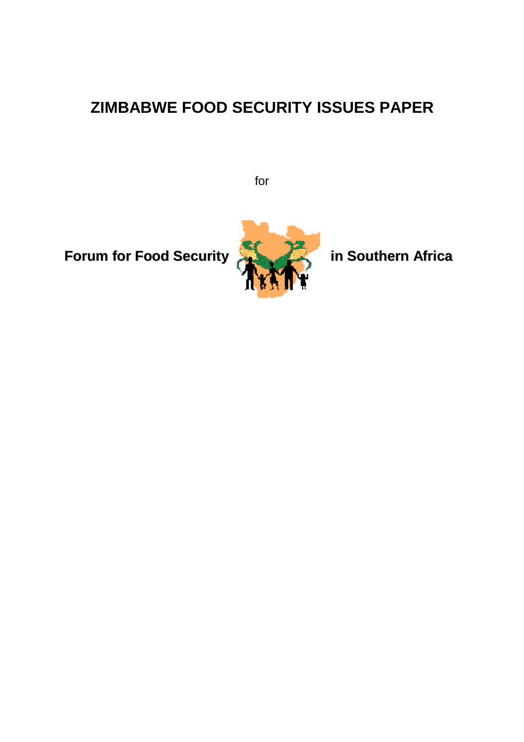# ZIMBABWE FOOD SECURITY ISSUES PAPER

for

**Forum for Food Security in Southern Africa**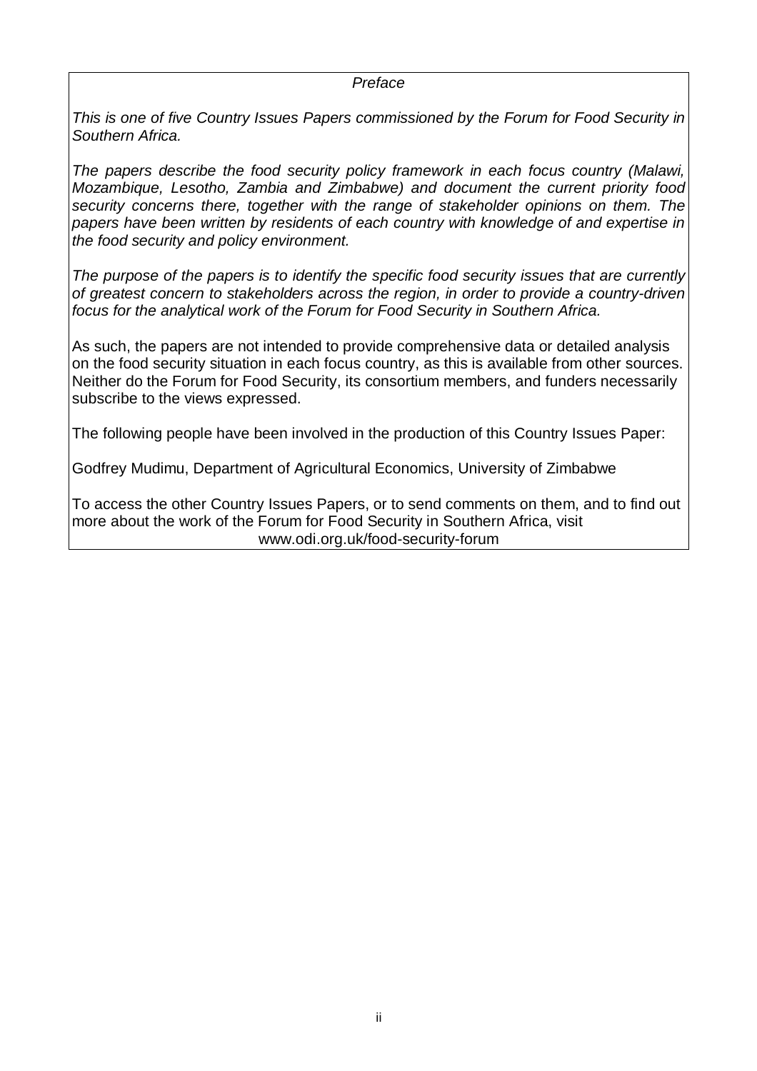*Preface*

*This is one of five Country Issues Papers commissioned by the Forum for Food Security in Southern Africa.*

*The papers describe the food security policy framework in each focus country (Malawi, Mozambique, Lesotho, Zambia and Zimbabwe) and document the current priority food security concerns there, together with the range of stakeholder opinions on them. The papers have been written by residents of each country with knowledge of and expertise in the food security and policy environment.*

*The purpose of the papers is to identify the specific food security issues that are currently of greatest concern to stakeholders across the region, in order to provide a country-driven focus for the analytical work of the Forum for Food Security in Southern Africa.*

As such, the papers are not intended to provide comprehensive data or detailed analysis on the food security situation in each focus country, as this is available from other sources. Neither do the Forum for Food Security, its consortium members, and funders necessarily subscribe to the views expressed.

The following people have been involved in the production of this Country Issues Paper:

Godfrey Mudimu, Department of Agricultural Economics, University of Zimbabwe

To access the other Country Issues Papers, or to send comments on them, and to find out more about the work of the Forum for Food Security in Southern Africa, visit www.odi.org.uk/food-security-forum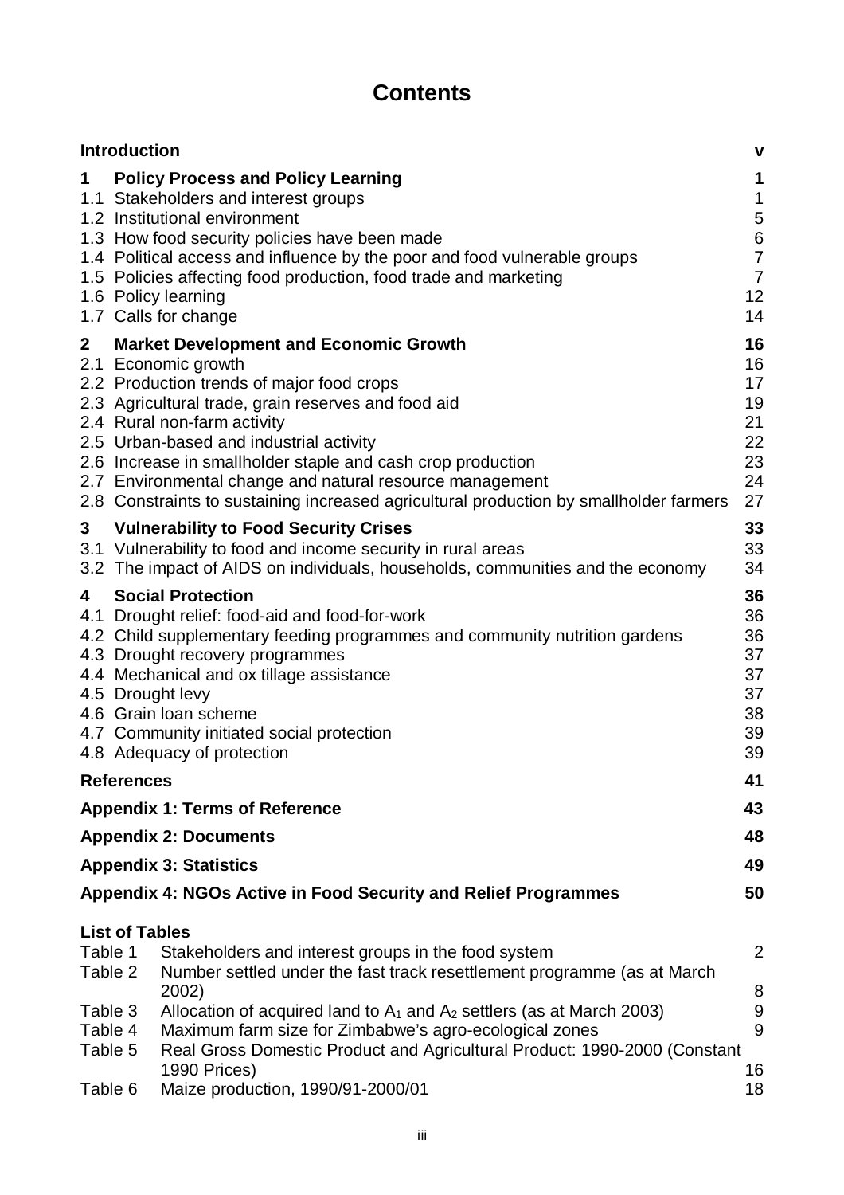# Contents

| | | |
|---|---|---|
| **Introduction** | | **v** |
| **1** | **Policy Process and Policy Learning** | **1** |
| 1.1 | Stakeholders and interest groups | 1 |
| 1.2 | Institutional environment | 5 |
| 1.3 | How food security policies have been made | 6 |
| 1.4 | Political access and influence by the poor and food vulnerable groups | 7 |
| 1.5 | Policies affecting food production, food trade and marketing | 7 |
| 1.6 | Policy learning | 12 |
| 1.7 | Calls for change | 14 |
| **2** | **Market Development and Economic Growth** | **16** |
| 2.1 | Economic growth | 16 |
| 2.2 | Production trends of major food crops | 17 |
| 2.3 | Agricultural trade, grain reserves and food aid | 19 |
| 2.4 | Rural non-farm activity | 21 |
| 2.5 | Urban-based and industrial activity | 22 |
| 2.6 | Increase in smallholder staple and cash crop production | 23 |
| 2.7 | Environmental change and natural resource management | 24 |
| 2.8 | Constraints to sustaining increased agricultural production by smallholder farmers | 27 |
| **3** | **Vulnerability to Food Security Crises** | **33** |
| 3.1 | Vulnerability to food and income security in rural areas | 33 |
| 3.2 | The impact of AIDS on individuals, households, communities and the economy | 34 |
| **4** | **Social Protection** | **36** |
| 4.1 | Drought relief: food-aid and food-for-work | 36 |
| 4.2 | Child supplementary feeding programmes and community nutrition gardens | 36 |
| 4.3 | Drought recovery programmes | 37 |
| 4.4 | Mechanical and ox tillage assistance | 37 |
| 4.5 | Drought levy | 37 |
| 4.6 | Grain loan scheme | 38 |
| 4.7 | Community initiated social protection | 39 |
| 4.8 | Adequacy of protection | 39 |
| **References** | | **41** |
| **Appendix 1: Terms of Reference** | | **43** |
| **Appendix 2: Documents** | | **48** |
| **Appendix 3: Statistics** | | **49** |
| **Appendix 4: NGOs Active in Food Security and Relief Programmes** | | **50** |

**List of Tables**

| | | |
|---|---|---|
| Table 1 | Stakeholders and interest groups in the food system | 2 |
| Table 2 | Number settled under the fast track resettlement programme (as at March 2002) | 8 |
| Table 3 | Allocation of acquired land to $A_1$ and $A_2$ settlers (as at March 2003) | 9 |
| Table 4 | Maximum farm size for Zimbabwe's agro-ecological zones | 9 |
| Table 5 | Real Gross Domestic Product and Agricultural Product: 1990-2000 (Constant 1990 Prices) | 16 |
| Table 6 | Maize production, 1990/91-2000/01 | 18 |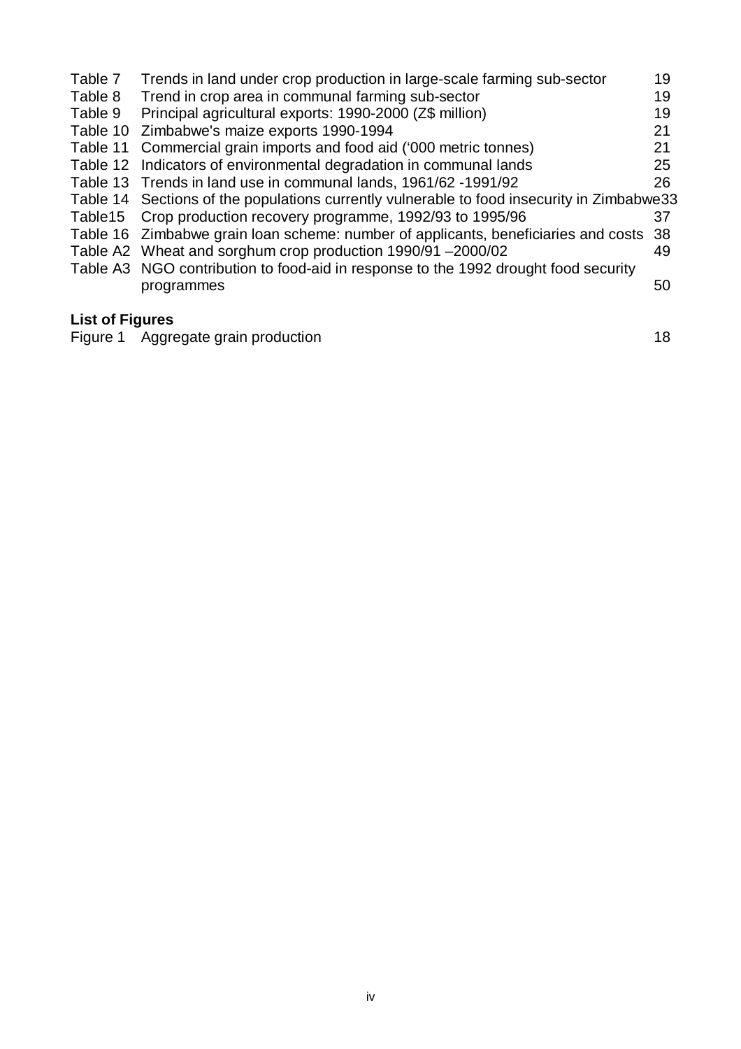| | | |
|---|---|---|
| Table 7 | Trends in land under crop production in large-scale farming sub-sector | 19 |
| Table 8 | Trend in crop area in communal farming sub-sector | 19 |
| Table 9 | Principal agricultural exports: 1990-2000 (Z$ million) | 19 |
| Table 10 | Zimbabwe's maize exports 1990-1994 | 21 |
| Table 11 | Commercial grain imports and food aid ('000 metric tonnes) | 21 |
| Table 12 | Indicators of environmental degradation in communal lands | 25 |
| Table 13 | Trends in land use in communal lands, 1961/62 -1991/92 | 26 |
| Table 14 | Sections of the populations currently vulnerable to food insecurity in Zimbabwe | 33 |
| Table15 | Crop production recovery programme, 1992/93 to 1995/96 | 37 |
| Table 16 | Zimbabwe grain loan scheme: number of applicants, beneficiaries and costs | 38 |
| Table A2 | Wheat and sorghum crop production 1990/91 –2000/02 | 49 |
| Table A3 | NGO contribution to food-aid in response to the 1992 drought food security programmes | 50 |

**List of Figures**

| | | |
|---|---|---|
| Figure 1 | Aggregate grain production | 18 |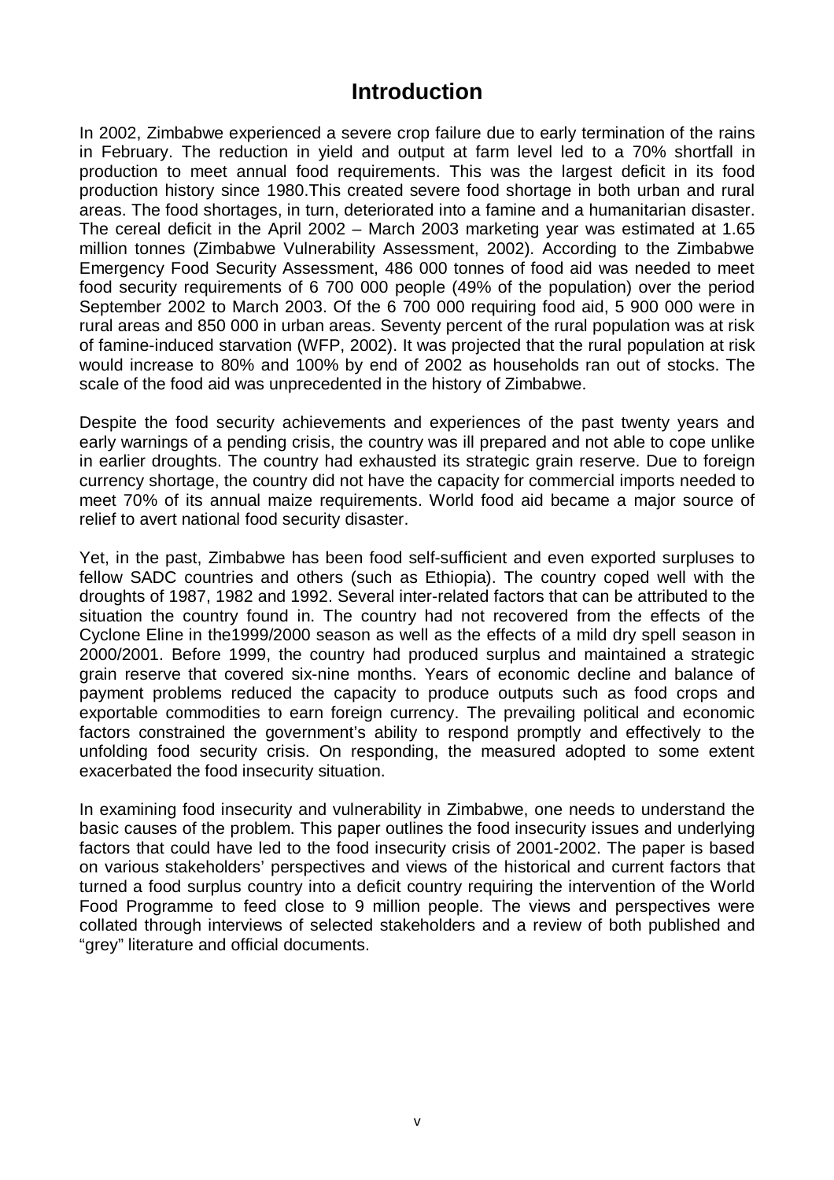# Introduction

In 2002, Zimbabwe experienced a severe crop failure due to early termination of the rains in February. The reduction in yield and output at farm level led to a 70% shortfall in production to meet annual food requirements. This was the largest deficit in its food production history since 1980.This created severe food shortage in both urban and rural areas. The food shortages, in turn, deteriorated into a famine and a humanitarian disaster. The cereal deficit in the April 2002 – March 2003 marketing year was estimated at 1.65 million tonnes (Zimbabwe Vulnerability Assessment, 2002). According to the Zimbabwe Emergency Food Security Assessment, 486 000 tonnes of food aid was needed to meet food security requirements of 6 700 000 people (49% of the population) over the period September 2002 to March 2003. Of the 6 700 000 requiring food aid, 5 900 000 were in rural areas and 850 000 in urban areas. Seventy percent of the rural population was at risk of famine-induced starvation (WFP, 2002). It was projected that the rural population at risk would increase to 80% and 100% by end of 2002 as households ran out of stocks. The scale of the food aid was unprecedented in the history of Zimbabwe.

Despite the food security achievements and experiences of the past twenty years and early warnings of a pending crisis, the country was ill prepared and not able to cope unlike in earlier droughts. The country had exhausted its strategic grain reserve. Due to foreign currency shortage, the country did not have the capacity for commercial imports needed to meet 70% of its annual maize requirements. World food aid became a major source of relief to avert national food security disaster.

Yet, in the past, Zimbabwe has been food self-sufficient and even exported surpluses to fellow SADC countries and others (such as Ethiopia). The country coped well with the droughts of 1987, 1982 and 1992. Several inter-related factors that can be attributed to the situation the country found in. The country had not recovered from the effects of the Cyclone Eline in the1999/2000 season as well as the effects of a mild dry spell season in 2000/2001. Before 1999, the country had produced surplus and maintained a strategic grain reserve that covered six-nine months. Years of economic decline and balance of payment problems reduced the capacity to produce outputs such as food crops and exportable commodities to earn foreign currency. The prevailing political and economic factors constrained the government's ability to respond promptly and effectively to the unfolding food security crisis. On responding, the measured adopted to some extent exacerbated the food insecurity situation.

In examining food insecurity and vulnerability in Zimbabwe, one needs to understand the basic causes of the problem. This paper outlines the food insecurity issues and underlying factors that could have led to the food insecurity crisis of 2001-2002. The paper is based on various stakeholders' perspectives and views of the historical and current factors that turned a food surplus country into a deficit country requiring the intervention of the World Food Programme to feed close to 9 million people. The views and perspectives were collated through interviews of selected stakeholders and a review of both published and "grey" literature and official documents.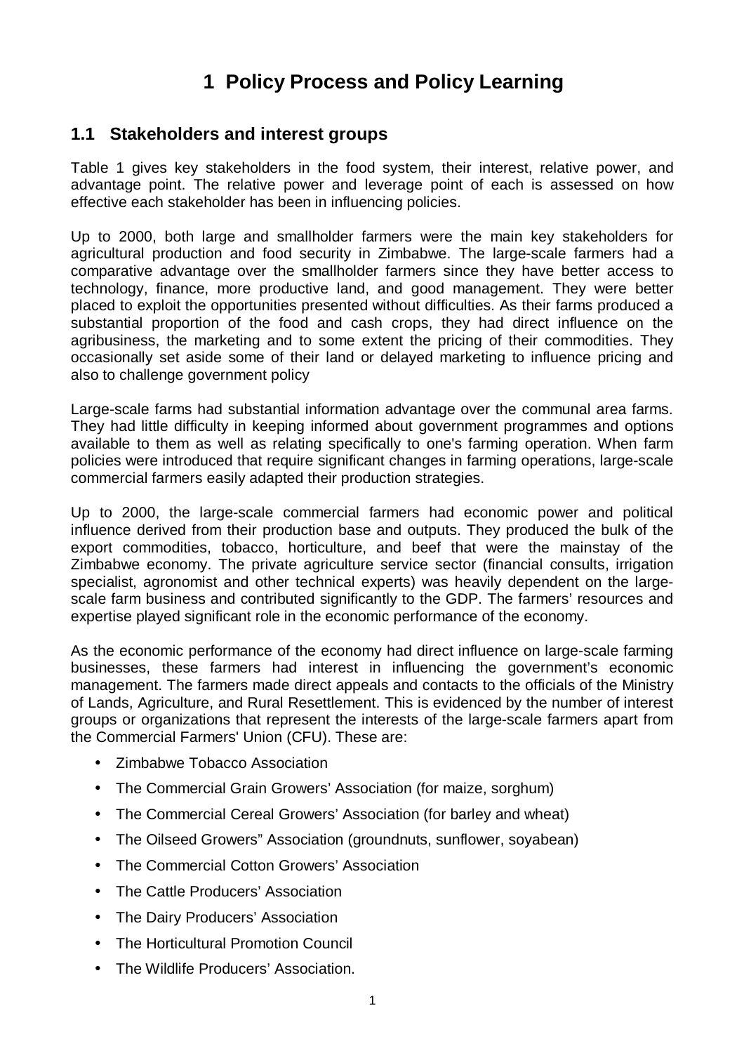# 1 Policy Process and Policy Learning

## 1.1 Stakeholders and interest groups

Table 1 gives key stakeholders in the food system, their interest, relative power, and advantage point. The relative power and leverage point of each is assessed on how effective each stakeholder has been in influencing policies.

Up to 2000, both large and smallholder farmers were the main key stakeholders for agricultural production and food security in Zimbabwe. The large-scale farmers had a comparative advantage over the smallholder farmers since they have better access to technology, finance, more productive land, and good management. They were better placed to exploit the opportunities presented without difficulties. As their farms produced a substantial proportion of the food and cash crops, they had direct influence on the agribusiness, the marketing and to some extent the pricing of their commodities. They occasionally set aside some of their land or delayed marketing to influence pricing and also to challenge government policy

Large-scale farms had substantial information advantage over the communal area farms. They had little difficulty in keeping informed about government programmes and options available to them as well as relating specifically to one's farming operation. When farm policies were introduced that require significant changes in farming operations, large-scale commercial farmers easily adapted their production strategies.

Up to 2000, the large-scale commercial farmers had economic power and political influence derived from their production base and outputs. They produced the bulk of the export commodities, tobacco, horticulture, and beef that were the mainstay of the Zimbabwe economy. The private agriculture service sector (financial consults, irrigation specialist, agronomist and other technical experts) was heavily dependent on the large-scale farm business and contributed significantly to the GDP. The farmers' resources and expertise played significant role in the economic performance of the economy.

As the economic performance of the economy had direct influence on large-scale farming businesses, these farmers had interest in influencing the government's economic management. The farmers made direct appeals and contacts to the officials of the Ministry of Lands, Agriculture, and Rural Resettlement. This is evidenced by the number of interest groups or organizations that represent the interests of the large-scale farmers apart from the Commercial Farmers' Union (CFU). These are:

- Zimbabwe Tobacco Association
- The Commercial Grain Growers' Association (for maize, sorghum)
- The Commercial Cereal Growers' Association (for barley and wheat)
- The Oilseed Growers" Association (groundnuts, sunflower, soyabean)
- The Commercial Cotton Growers' Association
- The Cattle Producers' Association
- The Dairy Producers' Association
- The Horticultural Promotion Council
- The Wildlife Producers' Association.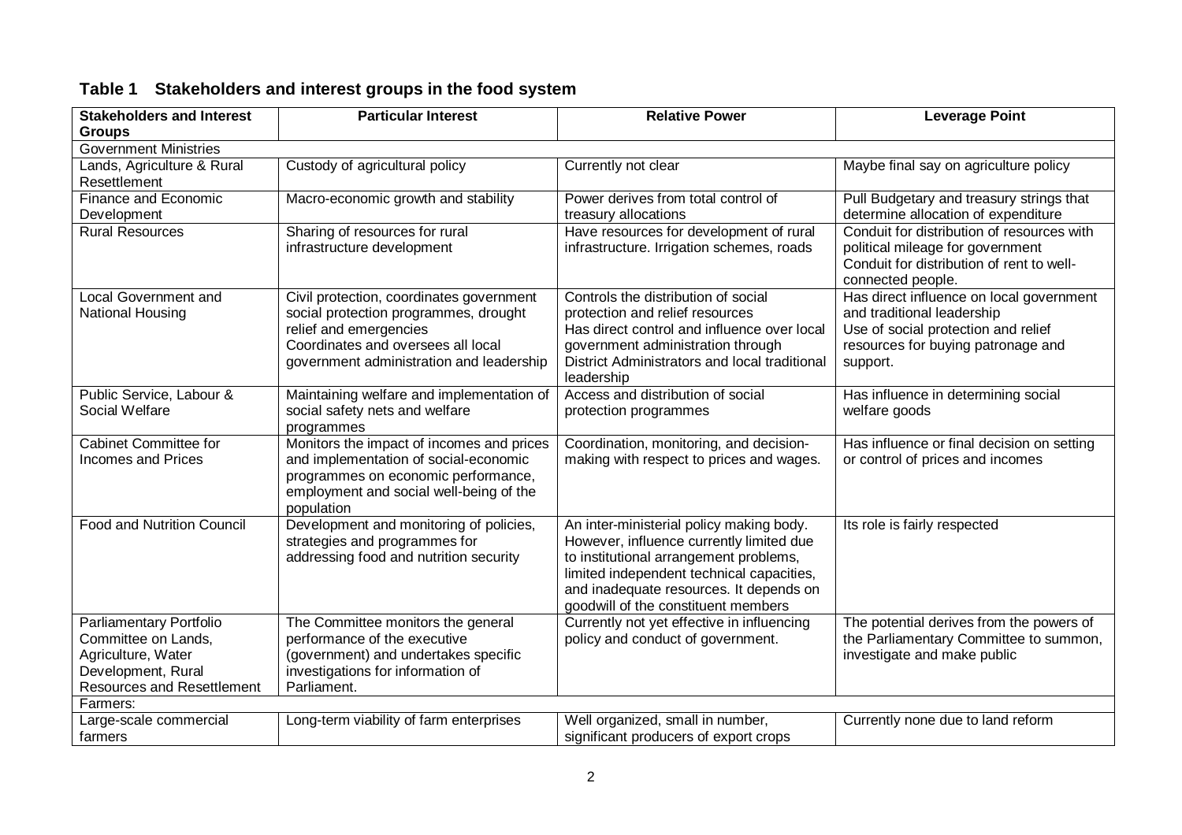**Table 1 Stakeholders and interest groups in the food system**

| Stakeholders and Interest Groups | Particular Interest | Relative Power | Leverage Point |
|---|---|---|---|
| Government Ministries | | | |
| Lands, Agriculture & Rural Resettlement | Custody of agricultural policy | Currently not clear | Maybe final say on agriculture policy |
| Finance and Economic Development | Macro-economic growth and stability | Power derives from total control of treasury allocations | Pull Budgetary and treasury strings that determine allocation of expenditure |
| Rural Resources | Sharing of resources for rural infrastructure development | Have resources for development of rural infrastructure. Irrigation schemes, roads | Conduit for distribution of resources with political mileage for government Conduit for distribution of rent to well-connected people. |
| Local Government and National Housing | Civil protection, coordinates government social protection programmes, drought relief and emergencies Coordinates and oversees all local government administration and leadership | Controls the distribution of social protection and relief resources Has direct control and influence over local government administration through District Administrators and local traditional leadership | Has direct influence on local government and traditional leadership Use of social protection and relief resources for buying patronage and support. |
| Public Service, Labour & Social Welfare | Maintaining welfare and implementation of social safety nets and welfare programmes | Access and distribution of social protection programmes | Has influence in determining social welfare goods |
| Cabinet Committee for Incomes and Prices | Monitors the impact of incomes and prices and implementation of social-economic programmes on economic performance, employment and social well-being of the population | Coordination, monitoring, and decision-making with respect to prices and wages. | Has influence or final decision on setting or control of prices and incomes |
| Food and Nutrition Council | Development and monitoring of policies, strategies and programmes for addressing food and nutrition security | An inter-ministerial policy making body. However, influence currently limited due to institutional arrangement problems, limited independent technical capacities, and inadequate resources. It depends on goodwill of the constituent members | Its role is fairly respected |
| Parliamentary Portfolio Committee on Lands, Agriculture, Water Development, Rural Resources and Resettlement | The Committee monitors the general performance of the executive (government) and undertakes specific investigations for information of Parliament. | Currently not yet effective in influencing policy and conduct of government. | The potential derives from the powers of the Parliamentary Committee to summon, investigate and make public |
| Farmers: | | | |
| Large-scale commercial farmers | Long-term viability of farm enterprises | Well organized, small in number, significant producers of export crops | Currently none due to land reform |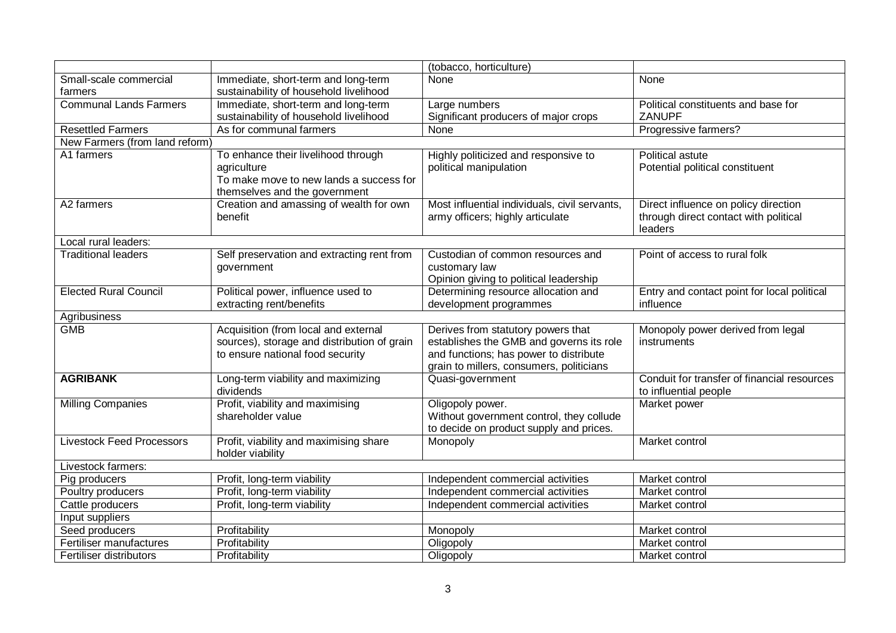| | | (tobacco, horticulture) | |
|---|---|---|---|
| Small-scale commercial farmers | Immediate, short-term and long-term sustainability of household livelihood | None | None |
| Communal Lands Farmers | Immediate, short-term and long-term sustainability of household livelihood | Large numbers<br>Significant producers of major crops | Political constituents and base for ZANUPF |
| Resettled Farmers | As for communal farmers | None | Progressive farmers? |
| New Farmers (from land reform) | | | |
| A1 farmers | To enhance their livelihood through agriculture<br>To make move to new lands a success for themselves and the government | Highly politicized and responsive to political manipulation | Political astute<br>Potential political constituent |
| A2 farmers | Creation and amassing of wealth for own benefit | Most influential individuals, civil servants, army officers; highly articulate | Direct influence on policy direction through direct contact with political leaders |
| Local rural leaders: | | | |
| Traditional leaders | Self preservation and extracting rent from government | Custodian of common resources and customary law<br>Opinion giving to political leadership | Point of access to rural folk |
| Elected Rural Council | Political power, influence used to extracting rent/benefits | Determining resource allocation and development programmes | Entry and contact point for local political influence |
| Agribusiness | | | |
| GMB | Acquisition (from local and external sources), storage and distribution of grain to ensure national food security | Derives from statutory powers that establishes the GMB and governs its role and functions; has power to distribute grain to millers, consumers, politicians | Monopoly power derived from legal instruments |
| **AGRIBANK** | Long-term viability and maximizing dividends | Quasi-government | Conduit for transfer of financial resources to influential people |
| Milling Companies | Profit, viability and maximising shareholder value | Oligopoly power.<br>Without government control, they collude to decide on product supply and prices. | Market power |
| Livestock Feed Processors | Profit, viability and maximising share holder viability | Monopoly | Market control |
| Livestock farmers: | | | |
| Pig producers | Profit, long-term viability | Independent commercial activities | Market control |
| Poultry producers | Profit, long-term viability | Independent commercial activities | Market control |
| Cattle producers | Profit, long-term viability | Independent commercial activities | Market control |
| Input suppliers | | | |
| Seed producers | Profitability | Monopoly | Market control |
| Fertiliser manufactures | Profitability | Oligopoly | Market control |
| Fertiliser distributors | Profitability | Oligopoly | Market control |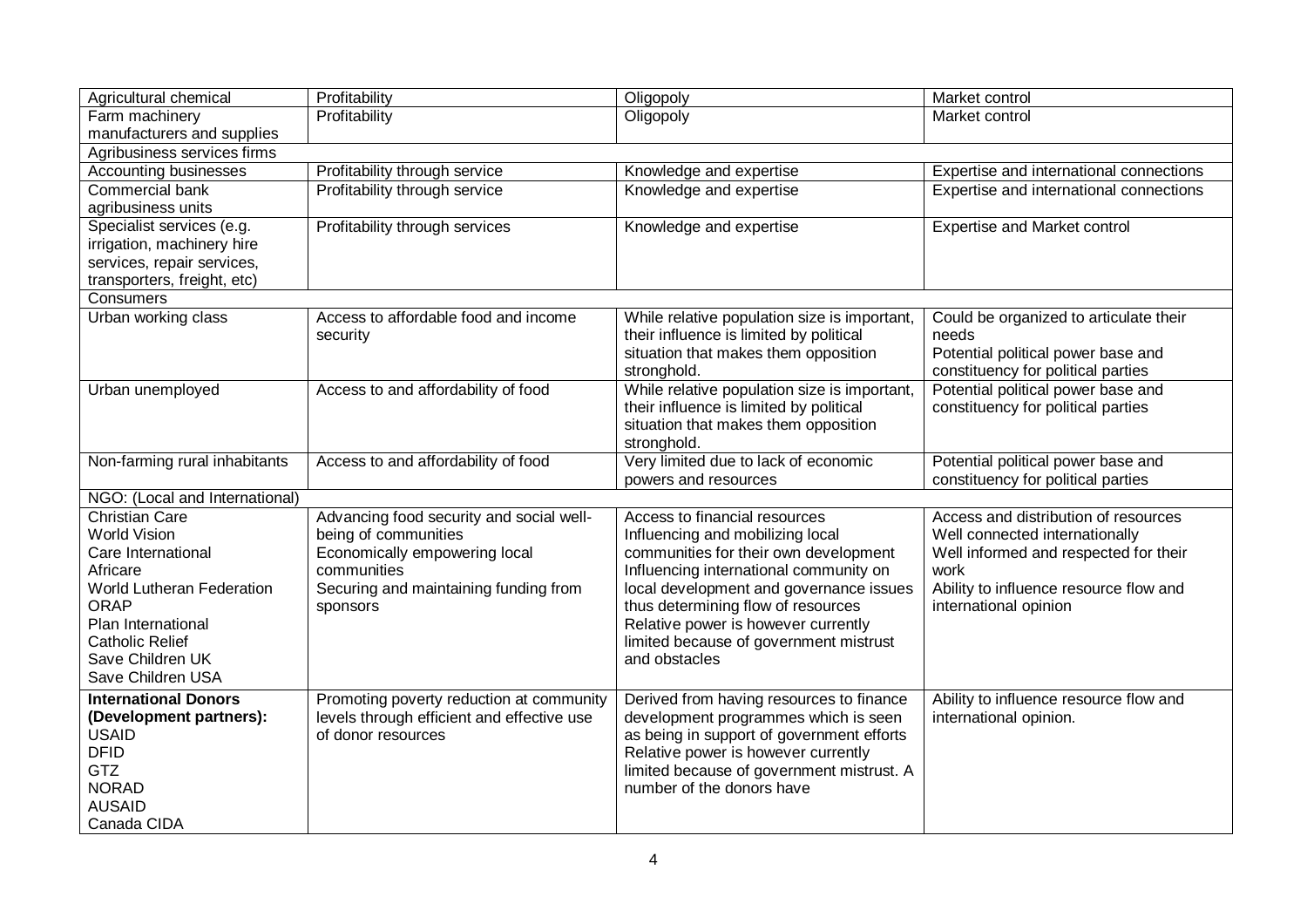| | | | |
|---|---|---|---|
| Agricultural chemical | Profitability | Oligopoly | Market control |
| Farm machinery manufacturers and supplies | Profitability | Oligopoly | Market control |
| Agribusiness services firms | | | |
| Accounting businesses | Profitability through service | Knowledge and expertise | Expertise and international connections |
| Commercial bank agribusiness units | Profitability through service | Knowledge and expertise | Expertise and international connections |
| Specialist services (e.g. irrigation, machinery hire services, repair services, transporters, freight, etc) | Profitability through services | Knowledge and expertise | Expertise and Market control |
| Consumers | | | |
| Urban working class | Access to affordable food and income security | While relative population size is important, their influence is limited by political situation that makes them opposition stronghold. | Could be organized to articulate their needs<br>Potential political power base and constituency for political parties |
| Urban unemployed | Access to and affordability of food | While relative population size is important, their influence is limited by political situation that makes them opposition stronghold. | Potential political power base and constituency for political parties |
| Non-farming rural inhabitants | Access to and affordability of food | Very limited due to lack of economic powers and resources | Potential political power base and constituency for political parties |
| NGO: (Local and International) | | | |
| Christian Care<br>World Vision<br>Care International<br>Africare<br>World Lutheran Federation<br>ORAP<br>Plan International<br>Catholic Relief<br>Save Children UK<br>Save Children USA | Advancing food security and social well-being of communities<br>Economically empowering local communities<br>Securing and maintaining funding from sponsors | Access to financial resources<br>Influencing and mobilizing local communities for their own development<br>Influencing international community on local development and governance issues thus determining flow of resources<br>Relative power is however currently limited because of government mistrust and obstacles | Access and distribution of resources<br>Well connected internationally<br>Well informed and respected for their work<br>Ability to influence resource flow and international opinion |
| **International Donors (Development partners):**<br>USAID<br>DFID<br>GTZ<br>NORAD<br>AUSAID<br>Canada CIDA | Promoting poverty reduction at community levels through efficient and effective use of donor resources | Derived from having resources to finance development programmes which is seen as being in support of government efforts<br>Relative power is however currently limited because of government mistrust. A number of the donors have | Ability to influence resource flow and international opinion. |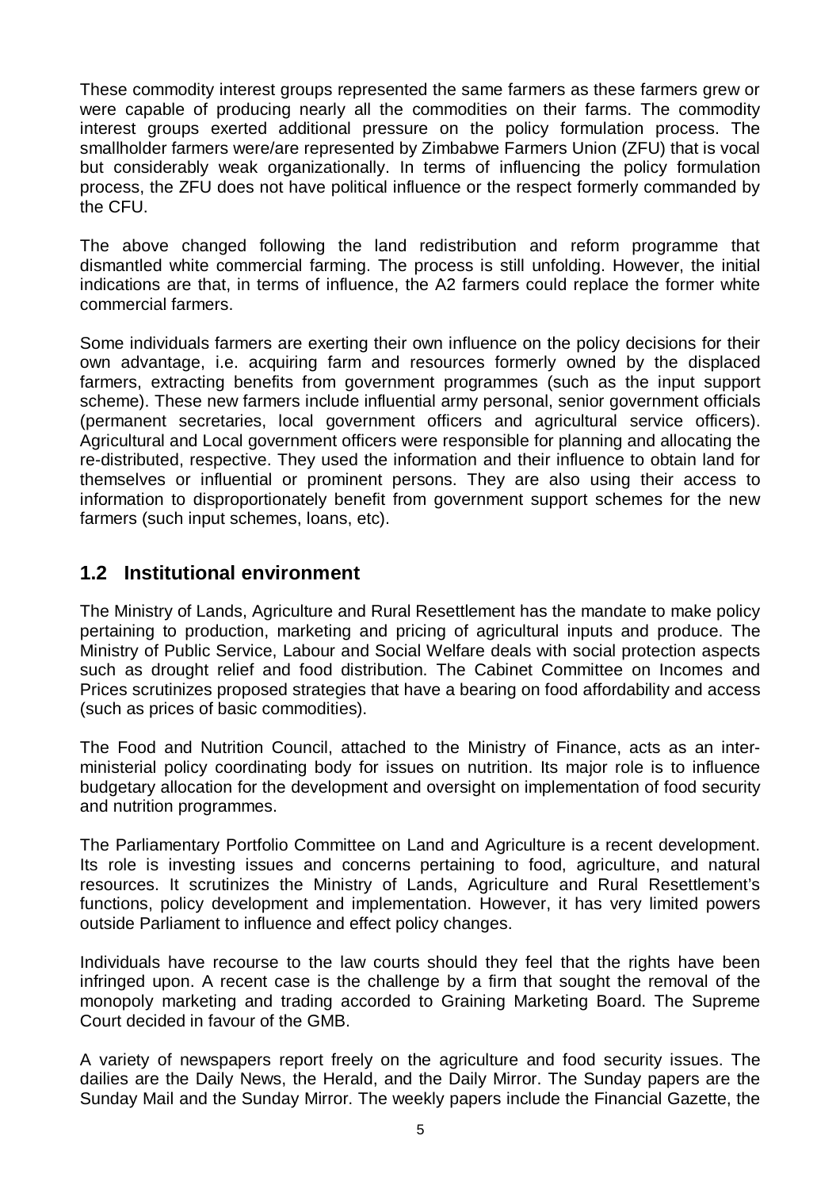These commodity interest groups represented the same farmers as these farmers grew or were capable of producing nearly all the commodities on their farms. The commodity interest groups exerted additional pressure on the policy formulation process. The smallholder farmers were/are represented by Zimbabwe Farmers Union (ZFU) that is vocal but considerably weak organizationally. In terms of influencing the policy formulation process, the ZFU does not have political influence or the respect formerly commanded by the CFU.

The above changed following the land redistribution and reform programme that dismantled white commercial farming. The process is still unfolding. However, the initial indications are that, in terms of influence, the A2 farmers could replace the former white commercial farmers.

Some individuals farmers are exerting their own influence on the policy decisions for their own advantage, i.e. acquiring farm and resources formerly owned by the displaced farmers, extracting benefits from government programmes (such as the input support scheme). These new farmers include influential army personal, senior government officials (permanent secretaries, local government officers and agricultural service officers). Agricultural and Local government officers were responsible for planning and allocating the re-distributed, respective. They used the information and their influence to obtain land for themselves or influential or prominent persons. They are also using their access to information to disproportionately benefit from government support schemes for the new farmers (such input schemes, loans, etc).

## 1.2 Institutional environment

The Ministry of Lands, Agriculture and Rural Resettlement has the mandate to make policy pertaining to production, marketing and pricing of agricultural inputs and produce. The Ministry of Public Service, Labour and Social Welfare deals with social protection aspects such as drought relief and food distribution. The Cabinet Committee on Incomes and Prices scrutinizes proposed strategies that have a bearing on food affordability and access (such as prices of basic commodities).

The Food and Nutrition Council, attached to the Ministry of Finance, acts as an inter-ministerial policy coordinating body for issues on nutrition. Its major role is to influence budgetary allocation for the development and oversight on implementation of food security and nutrition programmes.

The Parliamentary Portfolio Committee on Land and Agriculture is a recent development. Its role is investing issues and concerns pertaining to food, agriculture, and natural resources. It scrutinizes the Ministry of Lands, Agriculture and Rural Resettlement's functions, policy development and implementation. However, it has very limited powers outside Parliament to influence and effect policy changes.

Individuals have recourse to the law courts should they feel that the rights have been infringed upon. A recent case is the challenge by a firm that sought the removal of the monopoly marketing and trading accorded to Graining Marketing Board. The Supreme Court decided in favour of the GMB.

A variety of newspapers report freely on the agriculture and food security issues. The dailies are the Daily News, the Herald, and the Daily Mirror. The Sunday papers are the Sunday Mail and the Sunday Mirror. The weekly papers include the Financial Gazette, the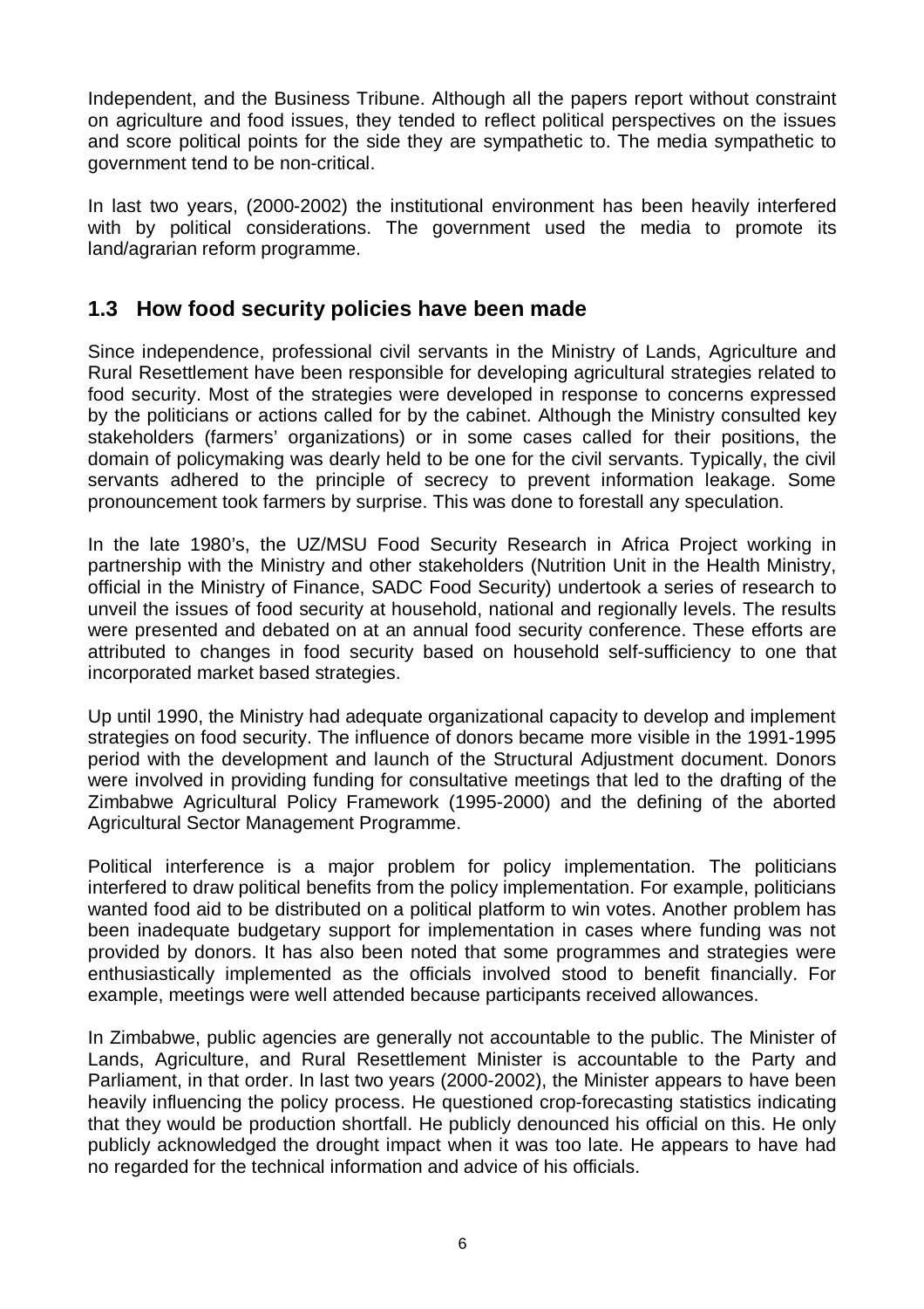Independent, and the Business Tribune. Although all the papers report without constraint on agriculture and food issues, they tended to reflect political perspectives on the issues and score political points for the side they are sympathetic to. The media sympathetic to government tend to be non-critical.

In last two years, (2000-2002) the institutional environment has been heavily interfered with by political considerations. The government used the media to promote its land/agrarian reform programme.

## 1.3 How food security policies have been made

Since independence, professional civil servants in the Ministry of Lands, Agriculture and Rural Resettlement have been responsible for developing agricultural strategies related to food security. Most of the strategies were developed in response to concerns expressed by the politicians or actions called for by the cabinet. Although the Ministry consulted key stakeholders (farmers' organizations) or in some cases called for their positions, the domain of policymaking was dearly held to be one for the civil servants. Typically, the civil servants adhered to the principle of secrecy to prevent information leakage. Some pronouncement took farmers by surprise. This was done to forestall any speculation.

In the late 1980's, the UZ/MSU Food Security Research in Africa Project working in partnership with the Ministry and other stakeholders (Nutrition Unit in the Health Ministry, official in the Ministry of Finance, SADC Food Security) undertook a series of research to unveil the issues of food security at household, national and regionally levels. The results were presented and debated on at an annual food security conference. These efforts are attributed to changes in food security based on household self-sufficiency to one that incorporated market based strategies.

Up until 1990, the Ministry had adequate organizational capacity to develop and implement strategies on food security. The influence of donors became more visible in the 1991-1995 period with the development and launch of the Structural Adjustment document. Donors were involved in providing funding for consultative meetings that led to the drafting of the Zimbabwe Agricultural Policy Framework (1995-2000) and the defining of the aborted Agricultural Sector Management Programme.

Political interference is a major problem for policy implementation. The politicians interfered to draw political benefits from the policy implementation. For example, politicians wanted food aid to be distributed on a political platform to win votes. Another problem has been inadequate budgetary support for implementation in cases where funding was not provided by donors. It has also been noted that some programmes and strategies were enthusiastically implemented as the officials involved stood to benefit financially. For example, meetings were well attended because participants received allowances.

In Zimbabwe, public agencies are generally not accountable to the public. The Minister of Lands, Agriculture, and Rural Resettlement Minister is accountable to the Party and Parliament, in that order. In last two years (2000-2002), the Minister appears to have been heavily influencing the policy process. He questioned crop-forecasting statistics indicating that they would be production shortfall. He publicly denounced his official on this. He only publicly acknowledged the drought impact when it was too late. He appears to have had no regarded for the technical information and advice of his officials.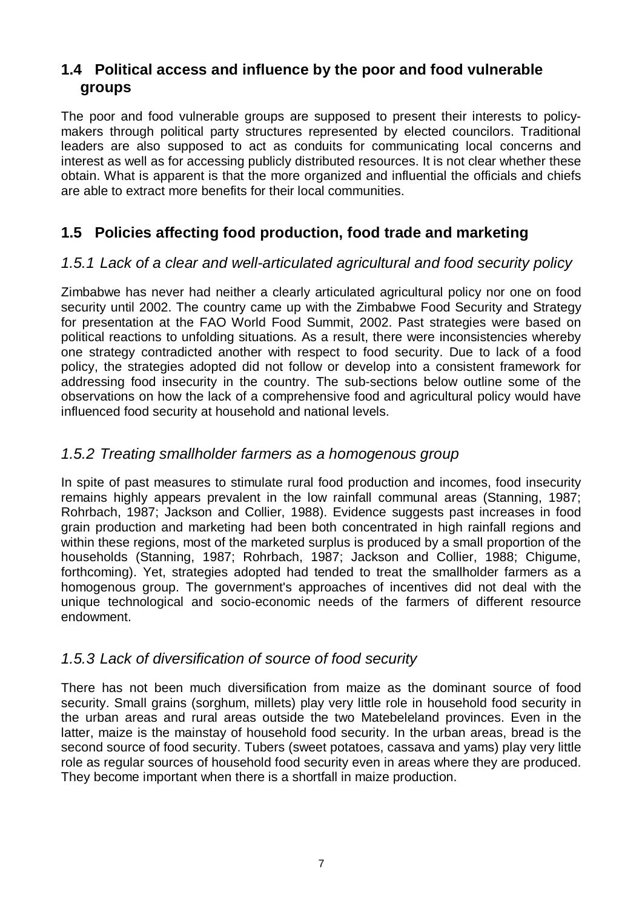## 1.4 Political access and influence by the poor and food vulnerable groups

The poor and food vulnerable groups are supposed to present their interests to policy-makers through political party structures represented by elected councilors. Traditional leaders are also supposed to act as conduits for communicating local concerns and interest as well as for accessing publicly distributed resources. It is not clear whether these obtain. What is apparent is that the more organized and influential the officials and chiefs are able to extract more benefits for their local communities.

## 1.5 Policies affecting food production, food trade and marketing

### *1.5.1 Lack of a clear and well-articulated agricultural and food security policy*

Zimbabwe has never had neither a clearly articulated agricultural policy nor one on food security until 2002. The country came up with the Zimbabwe Food Security and Strategy for presentation at the FAO World Food Summit, 2002. Past strategies were based on political reactions to unfolding situations. As a result, there were inconsistencies whereby one strategy contradicted another with respect to food security. Due to lack of a food policy, the strategies adopted did not follow or develop into a consistent framework for addressing food insecurity in the country. The sub-sections below outline some of the observations on how the lack of a comprehensive food and agricultural policy would have influenced food security at household and national levels.

### *1.5.2 Treating smallholder farmers as a homogenous group*

In spite of past measures to stimulate rural food production and incomes, food insecurity remains highly appears prevalent in the low rainfall communal areas (Stanning, 1987; Rohrbach, 1987; Jackson and Collier, 1988). Evidence suggests past increases in food grain production and marketing had been both concentrated in high rainfall regions and within these regions, most of the marketed surplus is produced by a small proportion of the households (Stanning, 1987; Rohrbach, 1987; Jackson and Collier, 1988; Chigume, forthcoming). Yet, strategies adopted had tended to treat the smallholder farmers as a homogenous group. The government's approaches of incentives did not deal with the unique technological and socio-economic needs of the farmers of different resource endowment.

### *1.5.3 Lack of diversification of source of food security*

There has not been much diversification from maize as the dominant source of food security. Small grains (sorghum, millets) play very little role in household food security in the urban areas and rural areas outside the two Matebeleland provinces. Even in the latter, maize is the mainstay of household food security. In the urban areas, bread is the second source of food security. Tubers (sweet potatoes, cassava and yams) play very little role as regular sources of household food security even in areas where they are produced. They become important when there is a shortfall in maize production.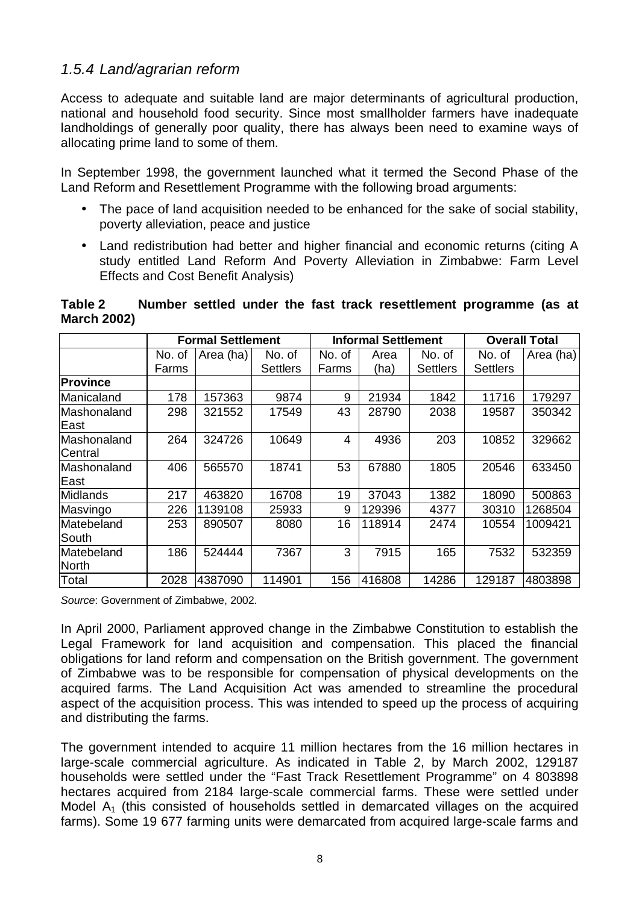### 1.5.4 Land/agrarian reform

Access to adequate and suitable land are major determinants of agricultural production, national and household food security. Since most smallholder farmers have inadequate landholdings of generally poor quality, there has always been need to examine ways of allocating prime land to some of them.

In September 1998, the government launched what it termed the Second Phase of the Land Reform and Resettlement Programme with the following broad arguments:

- The pace of land acquisition needed to be enhanced for the sake of social stability, poverty alleviation, peace and justice
- Land redistribution had better and higher financial and economic returns (citing A study entitled Land Reform And Poverty Alleviation in Zimbabwe: Farm Level Effects and Cost Benefit Analysis)

**Table 2 Number settled under the fast track resettlement programme (as at March 2002)**

| | Formal Settlement | | | Informal Settlement | | | Overall Total | |
|---|---|---|---|---|---|---|---|---|
| | No. of Farms | Area (ha) | No. of Settlers | No. of Farms | Area (ha) | No. of Settlers | No. of Settlers | Area (ha) |
| **Province** | | | | | | | | |
| Manicaland | 178 | 157363 | 9874 | 9 | 21934 | 1842 | 11716 | 179297 |
| Mashonaland East | 298 | 321552 | 17549 | 43 | 28790 | 2038 | 19587 | 350342 |
| Mashonaland Central | 264 | 324726 | 10649 | 4 | 4936 | 203 | 10852 | 329662 |
| Mashonaland East | 406 | 565570 | 18741 | 53 | 67880 | 1805 | 20546 | 633450 |
| Midlands | 217 | 463820 | 16708 | 19 | 37043 | 1382 | 18090 | 500863 |
| Masvingo | 226 | 1139108 | 25933 | 9 | 129396 | 4377 | 30310 | 1268504 |
| Matebeland South | 253 | 890507 | 8080 | 16 | 118914 | 2474 | 10554 | 1009421 |
| Matebeland North | 186 | 524444 | 7367 | 3 | 7915 | 165 | 7532 | 532359 |
| Total | 2028 | 4387090 | 114901 | 156 | 416808 | 14286 | 129187 | 4803898 |

*Source*: Government of Zimbabwe, 2002.

In April 2000, Parliament approved change in the Zimbabwe Constitution to establish the Legal Framework for land acquisition and compensation. This placed the financial obligations for land reform and compensation on the British government. The government of Zimbabwe was to be responsible for compensation of physical developments on the acquired farms. The Land Acquisition Act was amended to streamline the procedural aspect of the acquisition process. This was intended to speed up the process of acquiring and distributing the farms.

The government intended to acquire 11 million hectares from the 16 million hectares in large-scale commercial agriculture. As indicated in Table 2, by March 2002, 129187 households were settled under the "Fast Track Resettlement Programme" on 4 803898 hectares acquired from 2184 large-scale commercial farms. These were settled under Model $A_1$ (this consisted of households settled in demarcated villages on the acquired farms). Some 19 677 farming units were demarcated from acquired large-scale farms and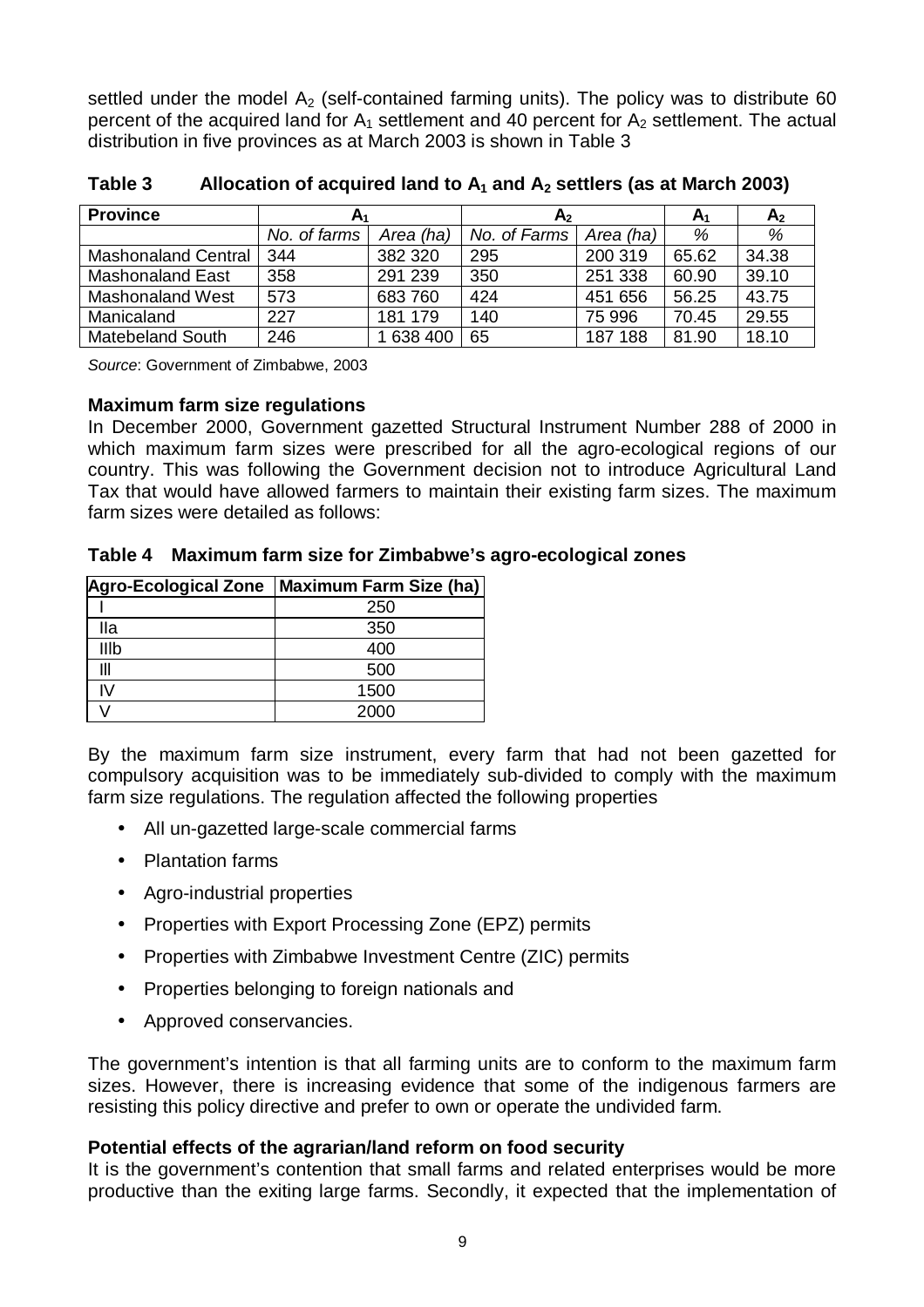settled under the model $A_2$ (self-contained farming units). The policy was to distribute 60 percent of the acquired land for $A_1$ settlement and 40 percent for $A_2$ settlement. The actual distribution in five provinces as at March 2003 is shown in Table 3

**Table 3 Allocation of acquired land to $A_1$ and $A_2$ settlers (as at March 2003)**

| Province | $A_1$ | | $A_2$ | | $A_1$ | $A_2$ |
|---|---|---|---|---|---|---|
| | *No. of farms* | *Area (ha)* | *No. of Farms* | *Area (ha)* | *%* | *%* |
| Mashonaland Central | 344 | 382 320 | 295 | 200 319 | 65.62 | 34.38 |
| Mashonaland East | 358 | 291 239 | 350 | 251 338 | 60.90 | 39.10 |
| Mashonaland West | 573 | 683 760 | 424 | 451 656 | 56.25 | 43.75 |
| Manicaland | 227 | 181 179 | 140 | 75 996 | 70.45 | 29.55 |
| Matebeland South | 246 | 1 638 400 | 65 | 187 188 | 81.90 | 18.10 |

*Source*: Government of Zimbabwe, 2003

**Maximum farm size regulations**

In December 2000, Government gazetted Structural Instrument Number 288 of 2000 in which maximum farm sizes were prescribed for all the agro-ecological regions of our country. This was following the Government decision not to introduce Agricultural Land Tax that would have allowed farmers to maintain their existing farm sizes. The maximum farm sizes were detailed as follows:

**Table 4 Maximum farm size for Zimbabwe's agro-ecological zones**

| Agro-Ecological Zone | Maximum Farm Size (ha) |
|---|---|
| I | 250 |
| IIa | 350 |
| IIIb | 400 |
| III | 500 |
| IV | 1500 |
| V | 2000 |

By the maximum farm size instrument, every farm that had not been gazetted for compulsory acquisition was to be immediately sub-divided to comply with the maximum farm size regulations. The regulation affected the following properties

- All un-gazetted large-scale commercial farms
- Plantation farms
- Agro-industrial properties
- Properties with Export Processing Zone (EPZ) permits
- Properties with Zimbabwe Investment Centre (ZIC) permits
- Properties belonging to foreign nationals and
- Approved conservancies.

The government's intention is that all farming units are to conform to the maximum farm sizes. However, there is increasing evidence that some of the indigenous farmers are resisting this policy directive and prefer to own or operate the undivided farm.

**Potential effects of the agrarian/land reform on food security**

It is the government's contention that small farms and related enterprises would be more productive than the exiting large farms. Secondly, it expected that the implementation of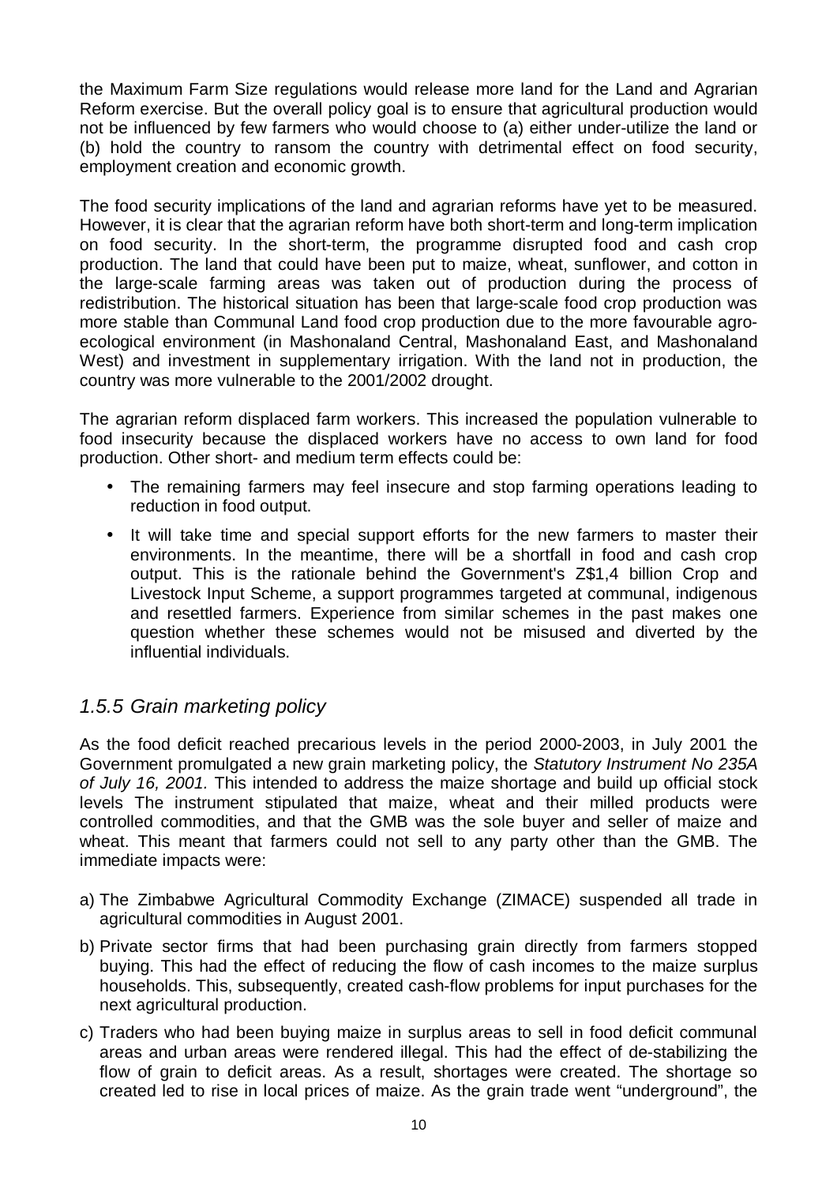the Maximum Farm Size regulations would release more land for the Land and Agrarian Reform exercise. But the overall policy goal is to ensure that agricultural production would not be influenced by few farmers who would choose to (a) either under-utilize the land or (b) hold the country to ransom the country with detrimental effect on food security, employment creation and economic growth.

The food security implications of the land and agrarian reforms have yet to be measured. However, it is clear that the agrarian reform have both short-term and long-term implication on food security. In the short-term, the programme disrupted food and cash crop production. The land that could have been put to maize, wheat, sunflower, and cotton in the large-scale farming areas was taken out of production during the process of redistribution. The historical situation has been that large-scale food crop production was more stable than Communal Land food crop production due to the more favourable agro-ecological environment (in Mashonaland Central, Mashonaland East, and Mashonaland West) and investment in supplementary irrigation. With the land not in production, the country was more vulnerable to the 2001/2002 drought.

The agrarian reform displaced farm workers. This increased the population vulnerable to food insecurity because the displaced workers have no access to own land for food production. Other short- and medium term effects could be:

- The remaining farmers may feel insecure and stop farming operations leading to reduction in food output.
- It will take time and special support efforts for the new farmers to master their environments. In the meantime, there will be a shortfall in food and cash crop output. This is the rationale behind the Government's Z$1,4 billion Crop and Livestock Input Scheme, a support programmes targeted at communal, indigenous and resettled farmers. Experience from similar schemes in the past makes one question whether these schemes would not be misused and diverted by the influential individuals.

### *1.5.5 Grain marketing policy*

As the food deficit reached precarious levels in the period 2000-2003, in July 2001 the Government promulgated a new grain marketing policy, the *Statutory Instrument No 235A of July 16, 2001.* This intended to address the maize shortage and build up official stock levels The instrument stipulated that maize, wheat and their milled products were controlled commodities, and that the GMB was the sole buyer and seller of maize and wheat. This meant that farmers could not sell to any party other than the GMB. The immediate impacts were:

a) The Zimbabwe Agricultural Commodity Exchange (ZIMACE) suspended all trade in agricultural commodities in August 2001.

b) Private sector firms that had been purchasing grain directly from farmers stopped buying. This had the effect of reducing the flow of cash incomes to the maize surplus households. This, subsequently, created cash-flow problems for input purchases for the next agricultural production.

c) Traders who had been buying maize in surplus areas to sell in food deficit communal areas and urban areas were rendered illegal. This had the effect of de-stabilizing the flow of grain to deficit areas. As a result, shortages were created. The shortage so created led to rise in local prices of maize. As the grain trade went "underground", the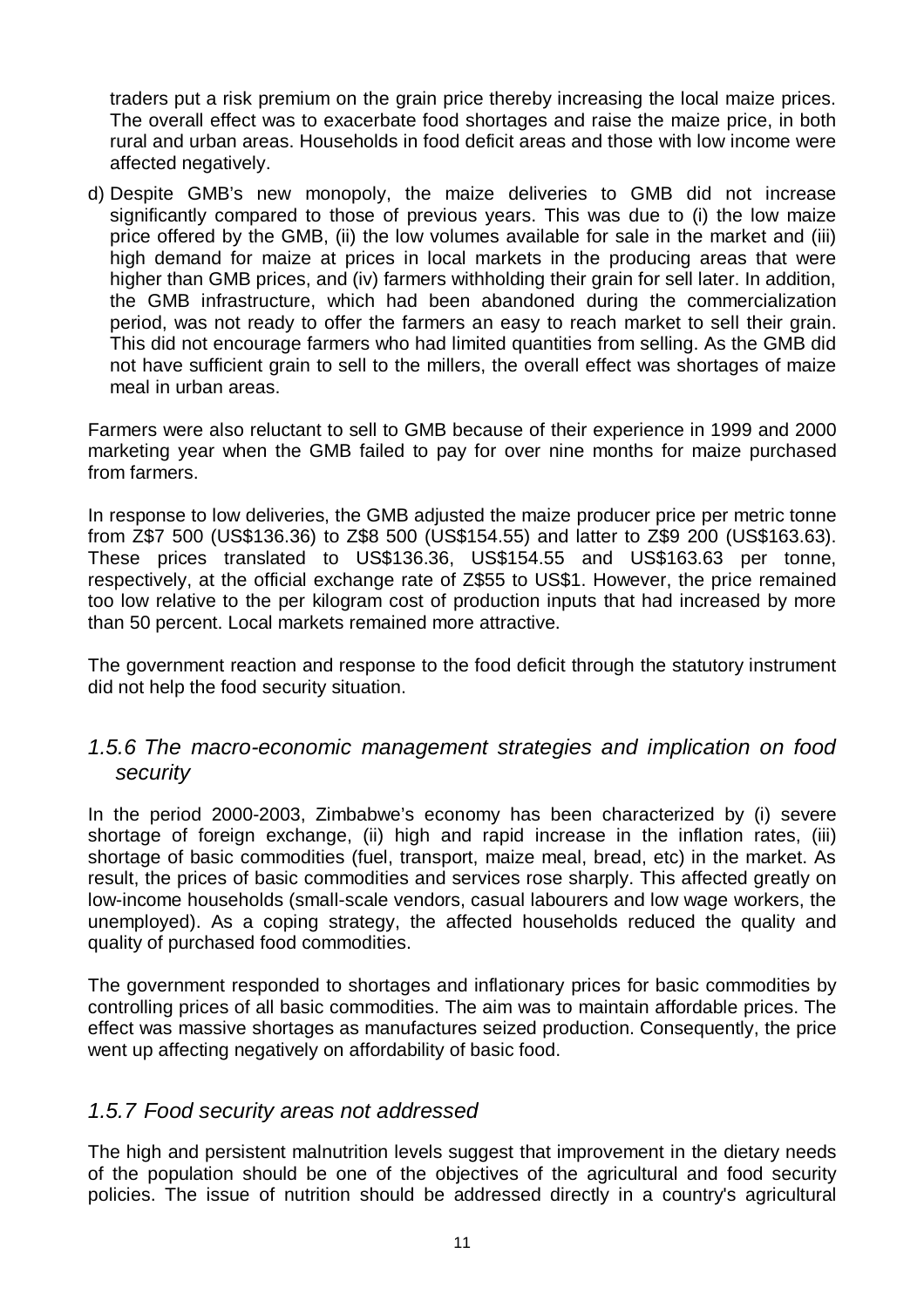traders put a risk premium on the grain price thereby increasing the local maize prices. The overall effect was to exacerbate food shortages and raise the maize price, in both rural and urban areas. Households in food deficit areas and those with low income were affected negatively.

d) Despite GMB's new monopoly, the maize deliveries to GMB did not increase significantly compared to those of previous years. This was due to (i) the low maize price offered by the GMB, (ii) the low volumes available for sale in the market and (iii) high demand for maize at prices in local markets in the producing areas that were higher than GMB prices, and (iv) farmers withholding their grain for sell later. In addition, the GMB infrastructure, which had been abandoned during the commercialization period, was not ready to offer the farmers an easy to reach market to sell their grain. This did not encourage farmers who had limited quantities from selling. As the GMB did not have sufficient grain to sell to the millers, the overall effect was shortages of maize meal in urban areas.

Farmers were also reluctant to sell to GMB because of their experience in 1999 and 2000 marketing year when the GMB failed to pay for over nine months for maize purchased from farmers.

In response to low deliveries, the GMB adjusted the maize producer price per metric tonne from Z$7 500 (US$136.36) to Z$8 500 (US$154.55) and latter to Z$9 200 (US$163.63). These prices translated to US$136.36, US$154.55 and US$163.63 per tonne, respectively, at the official exchange rate of Z$55 to US$1. However, the price remained too low relative to the per kilogram cost of production inputs that had increased by more than 50 percent. Local markets remained more attractive.

The government reaction and response to the food deficit through the statutory instrument did not help the food security situation.

### *1.5.6 The macro-economic management strategies and implication on food security*

In the period 2000-2003, Zimbabwe's economy has been characterized by (i) severe shortage of foreign exchange, (ii) high and rapid increase in the inflation rates, (iii) shortage of basic commodities (fuel, transport, maize meal, bread, etc) in the market. As result, the prices of basic commodities and services rose sharply. This affected greatly on low-income households (small-scale vendors, casual labourers and low wage workers, the unemployed). As a coping strategy, the affected households reduced the quality and quality of purchased food commodities.

The government responded to shortages and inflationary prices for basic commodities by controlling prices of all basic commodities. The aim was to maintain affordable prices. The effect was massive shortages as manufactures seized production. Consequently, the price went up affecting negatively on affordability of basic food.

### *1.5.7 Food security areas not addressed*

The high and persistent malnutrition levels suggest that improvement in the dietary needs of the population should be one of the objectives of the agricultural and food security policies. The issue of nutrition should be addressed directly in a country's agricultural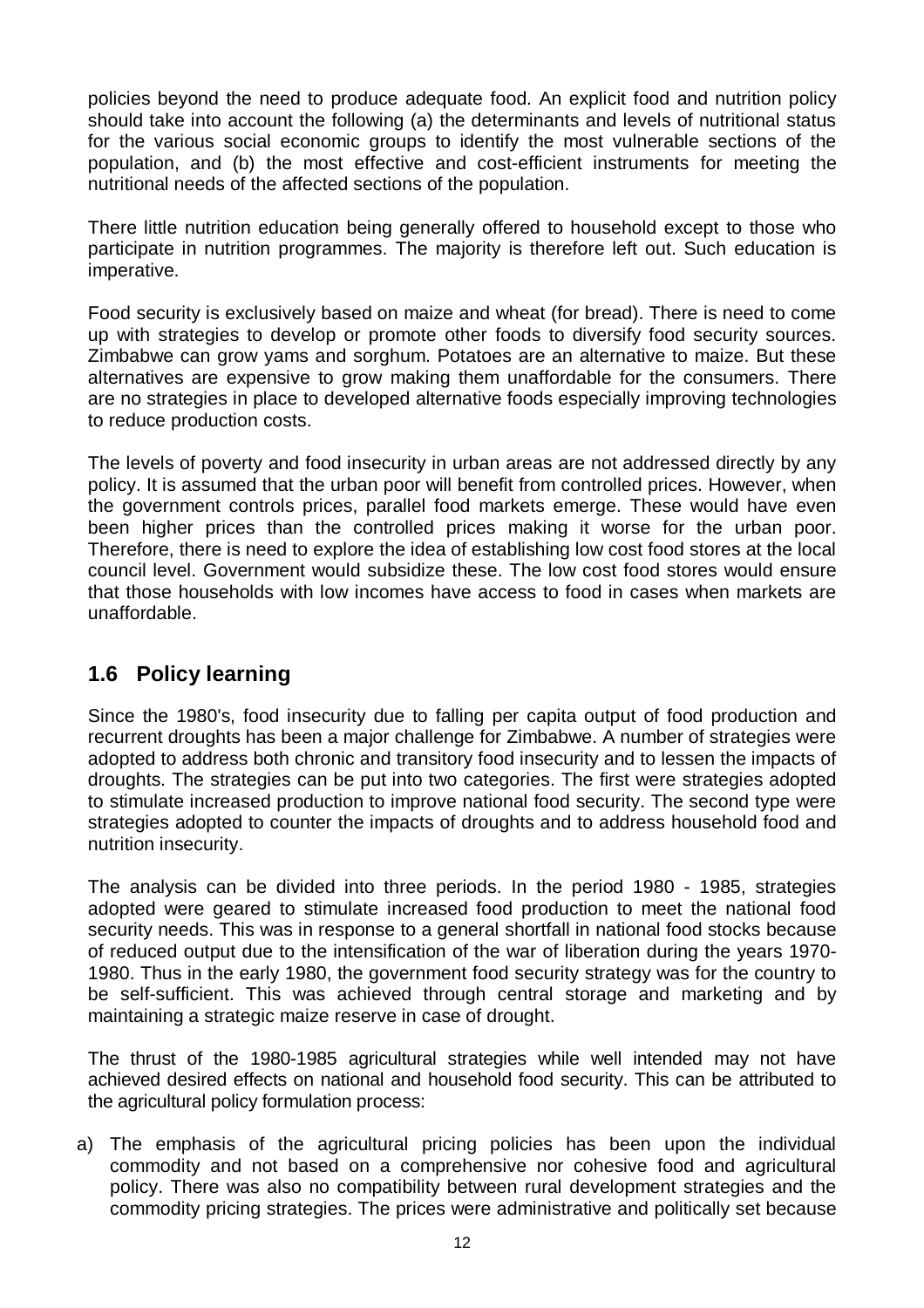policies beyond the need to produce adequate food. An explicit food and nutrition policy should take into account the following (a) the determinants and levels of nutritional status for the various social economic groups to identify the most vulnerable sections of the population, and (b) the most effective and cost-efficient instruments for meeting the nutritional needs of the affected sections of the population.

There little nutrition education being generally offered to household except to those who participate in nutrition programmes. The majority is therefore left out. Such education is imperative.

Food security is exclusively based on maize and wheat (for bread). There is need to come up with strategies to develop or promote other foods to diversify food security sources. Zimbabwe can grow yams and sorghum. Potatoes are an alternative to maize. But these alternatives are expensive to grow making them unaffordable for the consumers. There are no strategies in place to developed alternative foods especially improving technologies to reduce production costs.

The levels of poverty and food insecurity in urban areas are not addressed directly by any policy. It is assumed that the urban poor will benefit from controlled prices. However, when the government controls prices, parallel food markets emerge. These would have even been higher prices than the controlled prices making it worse for the urban poor. Therefore, there is need to explore the idea of establishing low cost food stores at the local council level. Government would subsidize these. The low cost food stores would ensure that those households with low incomes have access to food in cases when markets are unaffordable.

## 1.6 Policy learning

Since the 1980's, food insecurity due to falling per capita output of food production and recurrent droughts has been a major challenge for Zimbabwe. A number of strategies were adopted to address both chronic and transitory food insecurity and to lessen the impacts of droughts. The strategies can be put into two categories. The first were strategies adopted to stimulate increased production to improve national food security. The second type were strategies adopted to counter the impacts of droughts and to address household food and nutrition insecurity.

The analysis can be divided into three periods. In the period 1980 - 1985, strategies adopted were geared to stimulate increased food production to meet the national food security needs. This was in response to a general shortfall in national food stocks because of reduced output due to the intensification of the war of liberation during the years 1970-1980. Thus in the early 1980, the government food security strategy was for the country to be self-sufficient. This was achieved through central storage and marketing and by maintaining a strategic maize reserve in case of drought.

The thrust of the 1980-1985 agricultural strategies while well intended may not have achieved desired effects on national and household food security. This can be attributed to the agricultural policy formulation process:

a) The emphasis of the agricultural pricing policies has been upon the individual commodity and not based on a comprehensive nor cohesive food and agricultural policy. There was also no compatibility between rural development strategies and the commodity pricing strategies. The prices were administrative and politically set because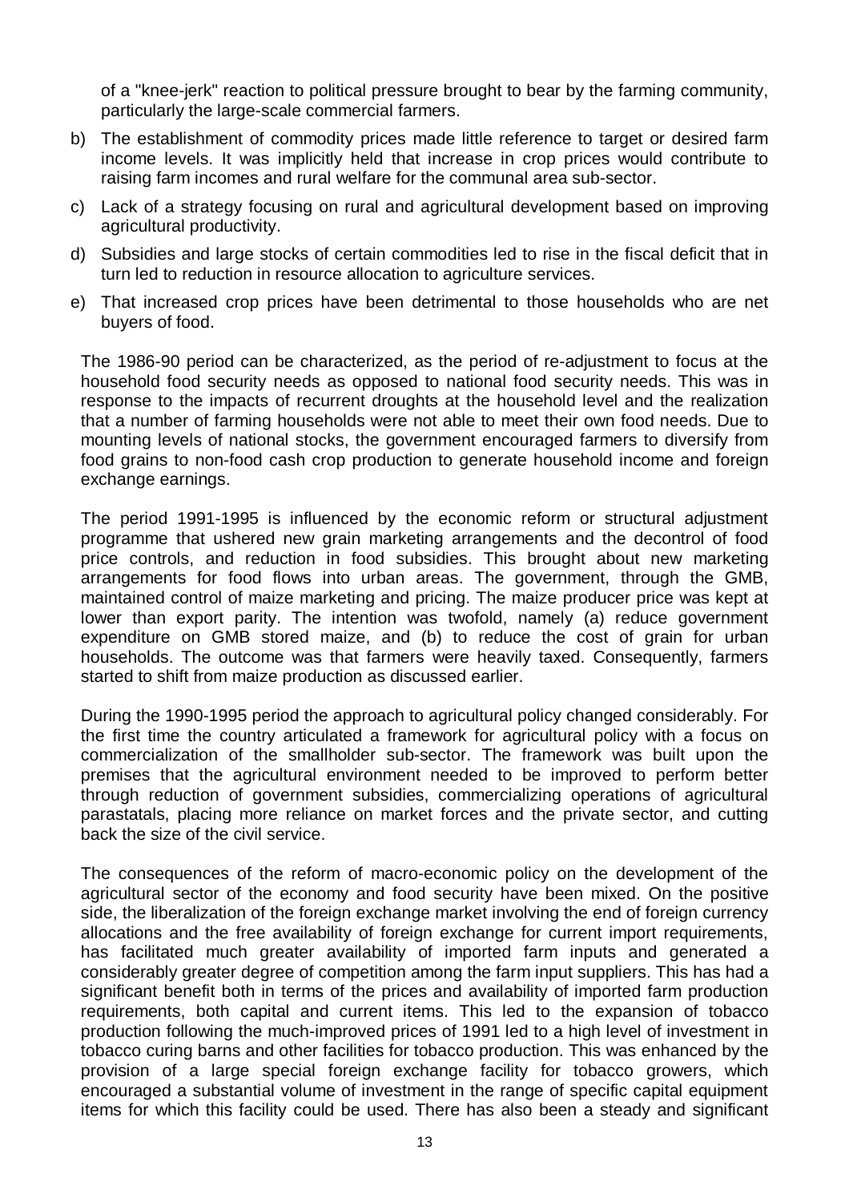of a "knee-jerk" reaction to political pressure brought to bear by the farming community, particularly the large-scale commercial farmers.

b) The establishment of commodity prices made little reference to target or desired farm income levels. It was implicitly held that increase in crop prices would contribute to raising farm incomes and rural welfare for the communal area sub-sector.

c) Lack of a strategy focusing on rural and agricultural development based on improving agricultural productivity.

d) Subsidies and large stocks of certain commodities led to rise in the fiscal deficit that in turn led to reduction in resource allocation to agriculture services.

e) That increased crop prices have been detrimental to those households who are net buyers of food.

The 1986-90 period can be characterized, as the period of re-adjustment to focus at the household food security needs as opposed to national food security needs. This was in response to the impacts of recurrent droughts at the household level and the realization that a number of farming households were not able to meet their own food needs. Due to mounting levels of national stocks, the government encouraged farmers to diversify from food grains to non-food cash crop production to generate household income and foreign exchange earnings.

The period 1991-1995 is influenced by the economic reform or structural adjustment programme that ushered new grain marketing arrangements and the decontrol of food price controls, and reduction in food subsidies. This brought about new marketing arrangements for food flows into urban areas. The government, through the GMB, maintained control of maize marketing and pricing. The maize producer price was kept at lower than export parity. The intention was twofold, namely (a) reduce government expenditure on GMB stored maize, and (b) to reduce the cost of grain for urban households. The outcome was that farmers were heavily taxed. Consequently, farmers started to shift from maize production as discussed earlier.

During the 1990-1995 period the approach to agricultural policy changed considerably. For the first time the country articulated a framework for agricultural policy with a focus on commercialization of the smallholder sub-sector. The framework was built upon the premises that the agricultural environment needed to be improved to perform better through reduction of government subsidies, commercializing operations of agricultural parastatals, placing more reliance on market forces and the private sector, and cutting back the size of the civil service.

The consequences of the reform of macro-economic policy on the development of the agricultural sector of the economy and food security have been mixed. On the positive side, the liberalization of the foreign exchange market involving the end of foreign currency allocations and the free availability of foreign exchange for current import requirements, has facilitated much greater availability of imported farm inputs and generated a considerably greater degree of competition among the farm input suppliers. This has had a significant benefit both in terms of the prices and availability of imported farm production requirements, both capital and current items. This led to the expansion of tobacco production following the much-improved prices of 1991 led to a high level of investment in tobacco curing barns and other facilities for tobacco production. This was enhanced by the provision of a large special foreign exchange facility for tobacco growers, which encouraged a substantial volume of investment in the range of specific capital equipment items for which this facility could be used. There has also been a steady and significant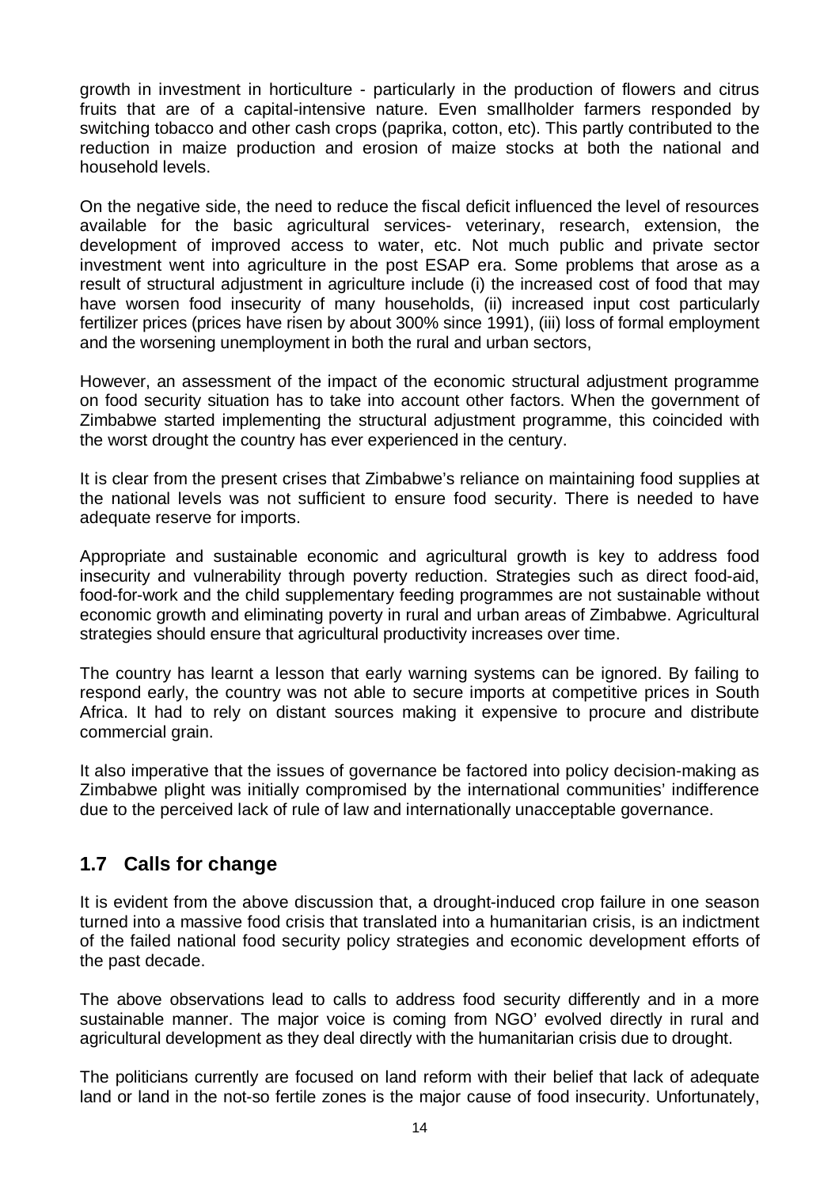growth in investment in horticulture - particularly in the production of flowers and citrus fruits that are of a capital-intensive nature. Even smallholder farmers responded by switching tobacco and other cash crops (paprika, cotton, etc). This partly contributed to the reduction in maize production and erosion of maize stocks at both the national and household levels.

On the negative side, the need to reduce the fiscal deficit influenced the level of resources available for the basic agricultural services- veterinary, research, extension, the development of improved access to water, etc. Not much public and private sector investment went into agriculture in the post ESAP era. Some problems that arose as a result of structural adjustment in agriculture include (i) the increased cost of food that may have worsen food insecurity of many households, (ii) increased input cost particularly fertilizer prices (prices have risen by about 300% since 1991), (iii) loss of formal employment and the worsening unemployment in both the rural and urban sectors,

However, an assessment of the impact of the economic structural adjustment programme on food security situation has to take into account other factors. When the government of Zimbabwe started implementing the structural adjustment programme, this coincided with the worst drought the country has ever experienced in the century.

It is clear from the present crises that Zimbabwe's reliance on maintaining food supplies at the national levels was not sufficient to ensure food security. There is needed to have adequate reserve for imports.

Appropriate and sustainable economic and agricultural growth is key to address food insecurity and vulnerability through poverty reduction. Strategies such as direct food-aid, food-for-work and the child supplementary feeding programmes are not sustainable without economic growth and eliminating poverty in rural and urban areas of Zimbabwe. Agricultural strategies should ensure that agricultural productivity increases over time.

The country has learnt a lesson that early warning systems can be ignored. By failing to respond early, the country was not able to secure imports at competitive prices in South Africa. It had to rely on distant sources making it expensive to procure and distribute commercial grain.

It also imperative that the issues of governance be factored into policy decision-making as Zimbabwe plight was initially compromised by the international communities' indifference due to the perceived lack of rule of law and internationally unacceptable governance.

## 1.7 Calls for change

It is evident from the above discussion that, a drought-induced crop failure in one season turned into a massive food crisis that translated into a humanitarian crisis, is an indictment of the failed national food security policy strategies and economic development efforts of the past decade.

The above observations lead to calls to address food security differently and in a more sustainable manner. The major voice is coming from NGO' evolved directly in rural and agricultural development as they deal directly with the humanitarian crisis due to drought.

The politicians currently are focused on land reform with their belief that lack of adequate land or land in the not-so fertile zones is the major cause of food insecurity. Unfortunately,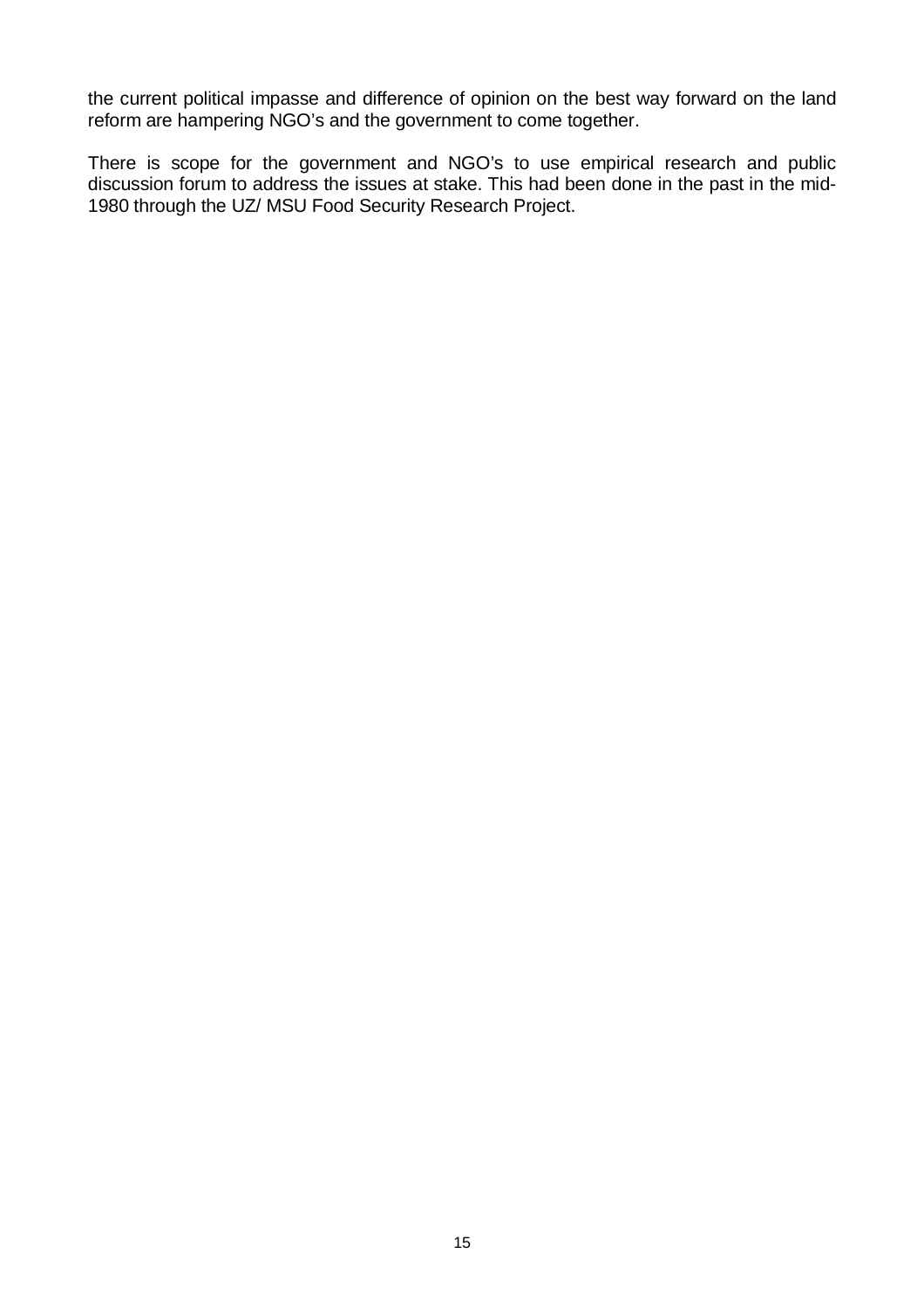the current political impasse and difference of opinion on the best way forward on the land reform are hampering NGO's and the government to come together.

There is scope for the government and NGO's to use empirical research and public discussion forum to address the issues at stake. This had been done in the past in the mid-1980 through the UZ/ MSU Food Security Research Project.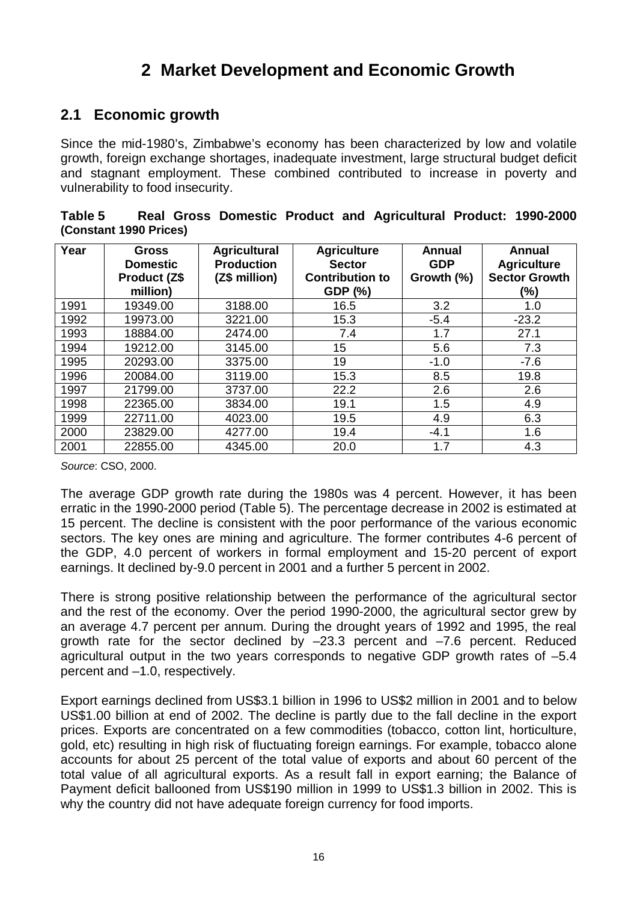# 2 Market Development and Economic Growth

## 2.1 Economic growth

Since the mid-1980's, Zimbabwe's economy has been characterized by low and volatile growth, foreign exchange shortages, inadequate investment, large structural budget deficit and stagnant employment. These combined contributed to increase in poverty and vulnerability to food insecurity.

**Table 5 Real Gross Domestic Product and Agricultural Product: 1990-2000 (Constant 1990 Prices)**

| Year | Gross Domestic Product (Z$ million) | Agricultural Production (Z$ million) | Agriculture Sector Contribution to GDP (%) | Annual GDP Growth (%) | Annual Agriculture Sector Growth (%) |
|---|---|---|---|---|---|
| 1991 | 19349.00 | 3188.00 | 16.5 | 3.2 | 1.0 |
| 1992 | 19973.00 | 3221.00 | 15.3 | -5.4 | -23.2 |
| 1993 | 18884.00 | 2474.00 | 7.4 | 1.7 | 27.1 |
| 1994 | 19212.00 | 3145.00 | 15 | 5.6 | 7.3 |
| 1995 | 20293.00 | 3375.00 | 19 | -1.0 | -7.6 |
| 1996 | 20084.00 | 3119.00 | 15.3 | 8.5 | 19.8 |
| 1997 | 21799.00 | 3737.00 | 22.2 | 2.6 | 2.6 |
| 1998 | 22365.00 | 3834.00 | 19.1 | 1.5 | 4.9 |
| 1999 | 22711.00 | 4023.00 | 19.5 | 4.9 | 6.3 |
| 2000 | 23829.00 | 4277.00 | 19.4 | -4.1 | 1.6 |
| 2001 | 22855.00 | 4345.00 | 20.0 | 1.7 | 4.3 |

*Source*: CSO, 2000.

The average GDP growth rate during the 1980s was 4 percent. However, it has been erratic in the 1990-2000 period (Table 5). The percentage decrease in 2002 is estimated at 15 percent. The decline is consistent with the poor performance of the various economic sectors. The key ones are mining and agriculture. The former contributes 4-6 percent of the GDP, 4.0 percent of workers in formal employment and 15-20 percent of export earnings. It declined by-9.0 percent in 2001 and a further 5 percent in 2002.

There is strong positive relationship between the performance of the agricultural sector and the rest of the economy. Over the period 1990-2000, the agricultural sector grew by an average 4.7 percent per annum. During the drought years of 1992 and 1995, the real growth rate for the sector declined by –23.3 percent and –7.6 percent. Reduced agricultural output in the two years corresponds to negative GDP growth rates of –5.4 percent and –1.0, respectively.

Export earnings declined from US$3.1 billion in 1996 to US$2 million in 2001 and to below US$1.00 billion at end of 2002. The decline is partly due to the fall decline in the export prices. Exports are concentrated on a few commodities (tobacco, cotton lint, horticulture, gold, etc) resulting in high risk of fluctuating foreign earnings. For example, tobacco alone accounts for about 25 percent of the total value of exports and about 60 percent of the total value of all agricultural exports. As a result fall in export earning; the Balance of Payment deficit ballooned from US$190 million in 1999 to US$1.3 billion in 2002. This is why the country did not have adequate foreign currency for food imports.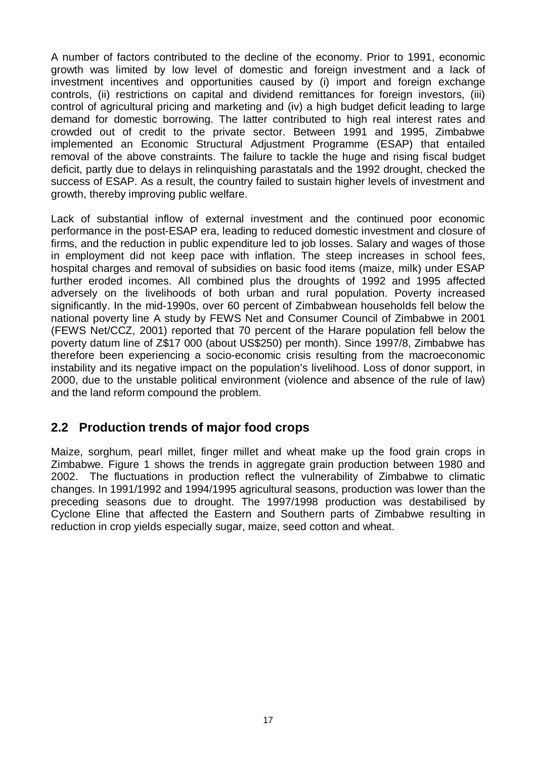A number of factors contributed to the decline of the economy. Prior to 1991, economic growth was limited by low level of domestic and foreign investment and a lack of investment incentives and opportunities caused by (i) import and foreign exchange controls, (ii) restrictions on capital and dividend remittances for foreign investors, (iii) control of agricultural pricing and marketing and (iv) a high budget deficit leading to large demand for domestic borrowing. The latter contributed to high real interest rates and crowded out of credit to the private sector. Between 1991 and 1995, Zimbabwe implemented an Economic Structural Adjustment Programme (ESAP) that entailed removal of the above constraints. The failure to tackle the huge and rising fiscal budget deficit, partly due to delays in relinquishing parastatals and the 1992 drought, checked the success of ESAP. As a result, the country failed to sustain higher levels of investment and growth, thereby improving public welfare.

Lack of substantial inflow of external investment and the continued poor economic performance in the post-ESAP era, leading to reduced domestic investment and closure of firms, and the reduction in public expenditure led to job losses. Salary and wages of those in employment did not keep pace with inflation. The steep increases in school fees, hospital charges and removal of subsidies on basic food items (maize, milk) under ESAP further eroded incomes. All combined plus the droughts of 1992 and 1995 affected adversely on the livelihoods of both urban and rural population. Poverty increased significantly. In the mid-1990s, over 60 percent of Zimbabwean households fell below the national poverty line A study by FEWS Net and Consumer Council of Zimbabwe in 2001 (FEWS Net/CCZ, 2001) reported that 70 percent of the Harare population fell below the poverty datum line of Z$17 000 (about US$250) per month). Since 1997/8, Zimbabwe has therefore been experiencing a socio-economic crisis resulting from the macroeconomic instability and its negative impact on the population's livelihood. Loss of donor support, in 2000, due to the unstable political environment (violence and absence of the rule of law) and the land reform compound the problem.

## 2.2 Production trends of major food crops

Maize, sorghum, pearl millet, finger millet and wheat make up the food grain crops in Zimbabwe. Figure 1 shows the trends in aggregate grain production between 1980 and 2002. The fluctuations in production reflect the vulnerability of Zimbabwe to climatic changes. In 1991/1992 and 1994/1995 agricultural seasons, production was lower than the preceding seasons due to drought. The 1997/1998 production was destabilised by Cyclone Eline that affected the Eastern and Southern parts of Zimbabwe resulting in reduction in crop yields especially sugar, maize, seed cotton and wheat.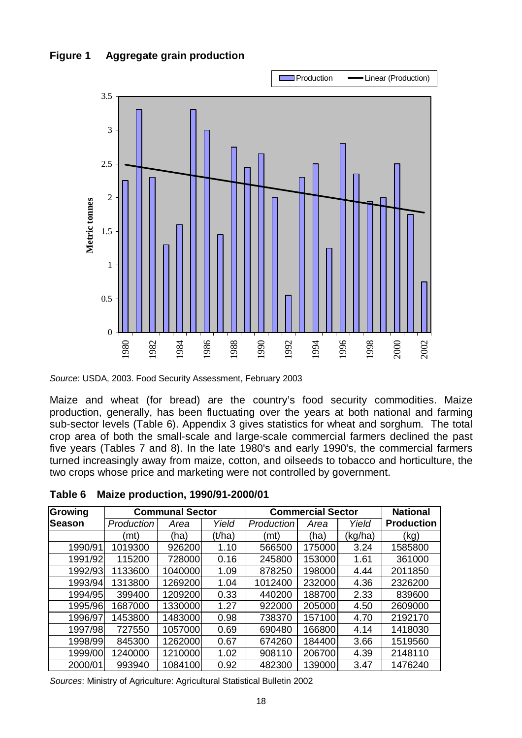**Figure 1 Aggregate grain production**

*Source*: USDA, 2003. Food Security Assessment, February 2003

Maize and wheat (for bread) are the country's food security commodities. Maize production, generally, has been fluctuating over the years at both national and farming sub-sector levels (Table 6). Appendix 3 gives statistics for wheat and sorghum. The total crop area of both the small-scale and large-scale commercial farmers declined the past five years (Tables 7 and 8). In the late 1980's and early 1990's, the commercial farmers turned increasingly away from maize, cotton, and oilseeds to tobacco and horticulture, the two crops whose price and marketing were not controlled by government.

**Table 6 Maize production, 1990/91-2000/01**

| Growing Season | Communal Sector | | | Commercial Sector | | | National Production |
|---|---|---|---|---|---|---|---|
| | *Production* | *Area* | *Yield* | *Production* | *Area* | *Yield* | |
| | (mt) | (ha) | (t/ha) | (mt) | (ha) | (kg/ha) | (kg) |
| 1990/91 | 1019300 | 926200 | 1.10 | 566500 | 175000 | 3.24 | 1585800 |
| 1991/92 | 115200 | 728000 | 0.16 | 245800 | 153000 | 1.61 | 361000 |
| 1992/93 | 1133600 | 1040000 | 1.09 | 878250 | 198000 | 4.44 | 2011850 |
| 1993/94 | 1313800 | 1269200 | 1.04 | 1012400 | 232000 | 4.36 | 2326200 |
| 1994/95 | 399400 | 1209200 | 0.33 | 440200 | 188700 | 2.33 | 839600 |
| 1995/96 | 1687000 | 1330000 | 1.27 | 922000 | 205000 | 4.50 | 2609000 |
| 1996/97 | 1453800 | 1483000 | 0.98 | 738370 | 157100 | 4.70 | 2192170 |
| 1997/98 | 727550 | 1057000 | 0.69 | 690480 | 166800 | 4.14 | 1418030 |
| 1998/99 | 845300 | 1262000 | 0.67 | 674260 | 184400 | 3.66 | 1519560 |
| 1999/00 | 1240000 | 1210000 | 1.02 | 908110 | 206700 | 4.39 | 2148110 |
| 2000/01 | 993940 | 1084100 | 0.92 | 482300 | 139000 | 3.47 | 1476240 |

*Sources*: Ministry of Agriculture: Agricultural Statistical Bulletin 2002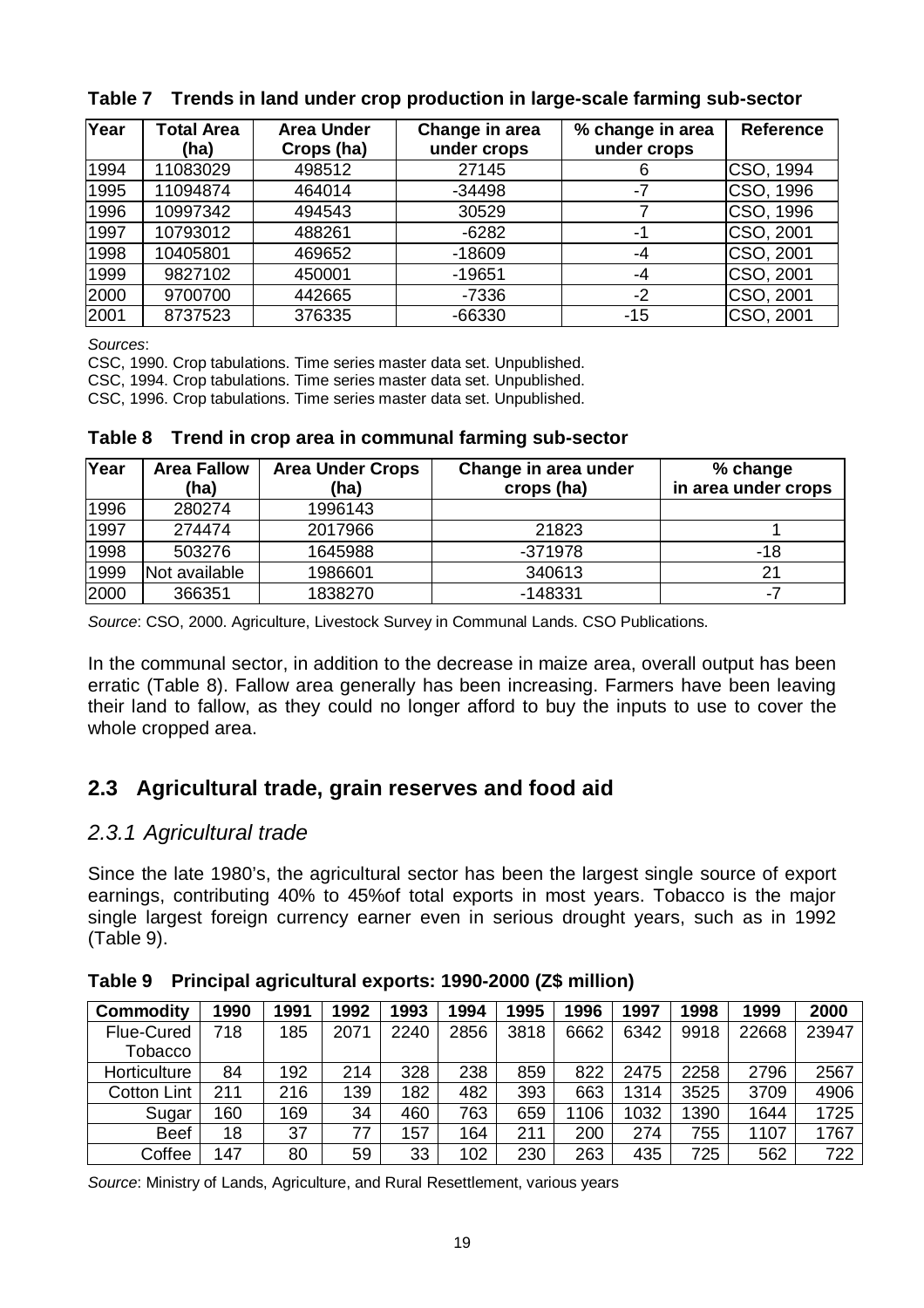**Table 7 Trends in land under crop production in large-scale farming sub-sector**

| Year | Total Area (ha) | Area Under Crops (ha) | Change in area under crops | % change in area under crops | Reference |
|---|---|---|---|---|---|
| 1994 | 11083029 | 498512 | 27145 | 6 | CSO, 1994 |
| 1995 | 11094874 | 464014 | -34498 | -7 | CSO, 1996 |
| 1996 | 10997342 | 494543 | 30529 | 7 | CSO, 1996 |
| 1997 | 10793012 | 488261 | -6282 | -1 | CSO, 2001 |
| 1998 | 10405801 | 469652 | -18609 | -4 | CSO, 2001 |
| 1999 | 9827102 | 450001 | -19651 | -4 | CSO, 2001 |
| 2000 | 9700700 | 442665 | -7336 | -2 | CSO, 2001 |
| 2001 | 8737523 | 376335 | -66330 | -15 | CSO, 2001 |

*Sources*:

CSC, 1990. Crop tabulations. Time series master data set. Unpublished.

CSC, 1994. Crop tabulations. Time series master data set. Unpublished.

CSC, 1996. Crop tabulations. Time series master data set. Unpublished.

**Table 8 Trend in crop area in communal farming sub-sector**

| Year | Area Fallow (ha) | Area Under Crops (ha) | Change in area under crops (ha) | % change in area under crops |
|---|---|---|---|---|
| 1996 | 280274 | 1996143 | | |
| 1997 | 274474 | 2017966 | 21823 | 1 |
| 1998 | 503276 | 1645988 | -371978 | -18 |
| 1999 | Not available | 1986601 | 340613 | 21 |
| 2000 | 366351 | 1838270 | -148331 | -7 |

*Source*: CSO, 2000. Agriculture, Livestock Survey in Communal Lands. CSO Publications.

In the communal sector, in addition to the decrease in maize area, overall output has been erratic (Table 8). Fallow area generally has been increasing. Farmers have been leaving their land to fallow, as they could no longer afford to buy the inputs to use to cover the whole cropped area.

## 2.3 Agricultural trade, grain reserves and food aid

### *2.3.1 Agricultural trade*

Since the late 1980's, the agricultural sector has been the largest single source of export earnings, contributing 40% to 45%of total exports in most years. Tobacco is the major single largest foreign currency earner even in serious drought years, such as in 1992 (Table 9).

**Table 9 Principal agricultural exports: 1990-2000 (Z$ million)**

| Commodity | 1990 | 1991 | 1992 | 1993 | 1994 | 1995 | 1996 | 1997 | 1998 | 1999 | 2000 |
|---|---|---|---|---|---|---|---|---|---|---|---|
| Flue-Cured Tobacco | 718 | 185 | 2071 | 2240 | 2856 | 3818 | 6662 | 6342 | 9918 | 22668 | 23947 |
| Horticulture | 84 | 192 | 214 | 328 | 238 | 859 | 822 | 2475 | 2258 | 2796 | 2567 |
| Cotton Lint | 211 | 216 | 139 | 182 | 482 | 393 | 663 | 1314 | 3525 | 3709 | 4906 |
| Sugar | 160 | 169 | 34 | 460 | 763 | 659 | 1106 | 1032 | 1390 | 1644 | 1725 |
| Beef | 18 | 37 | 77 | 157 | 164 | 211 | 200 | 274 | 755 | 1107 | 1767 |
| Coffee | 147 | 80 | 59 | 33 | 102 | 230 | 263 | 435 | 725 | 562 | 722 |

*Source*: Ministry of Lands, Agriculture, and Rural Resettlement, various years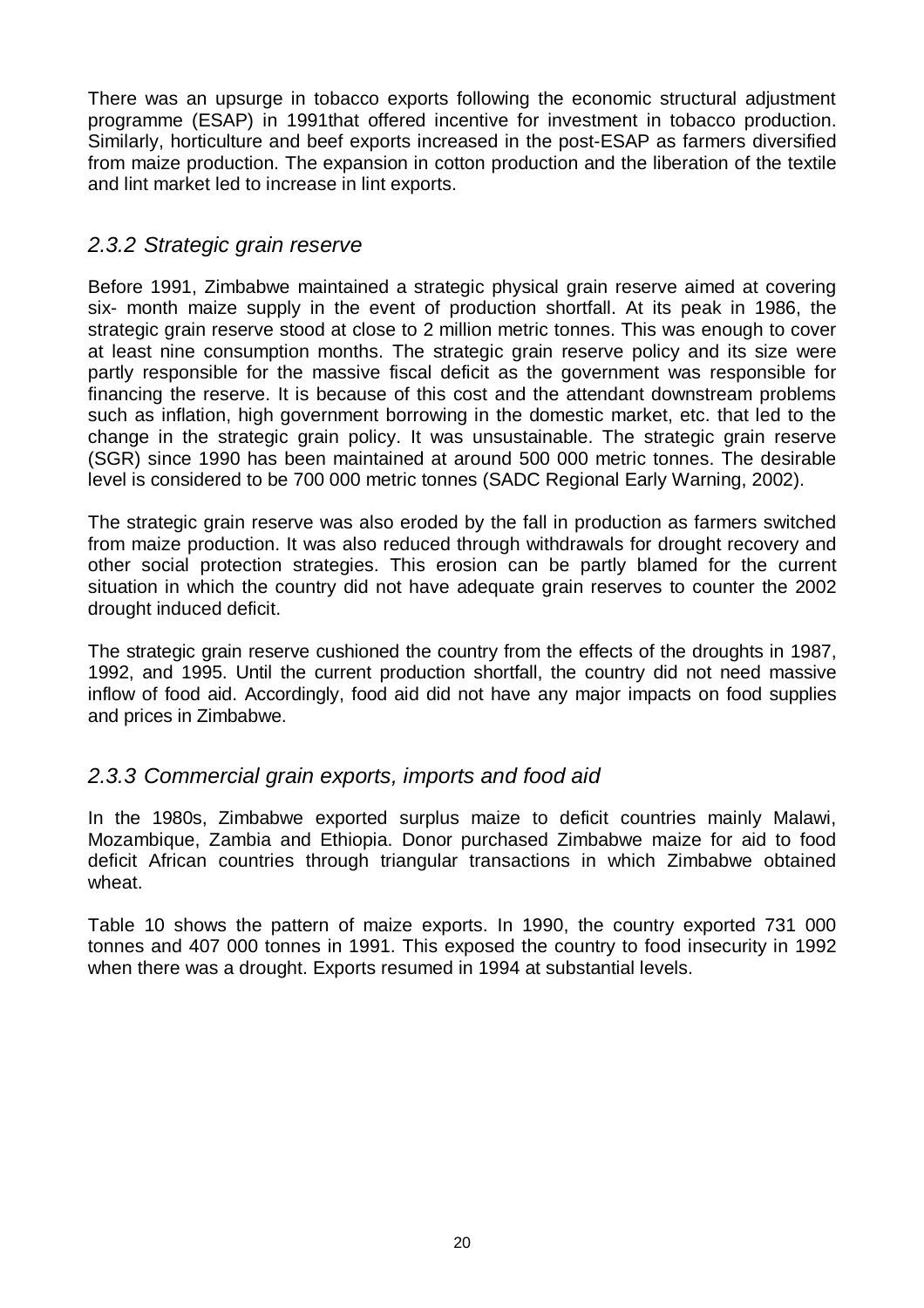There was an upsurge in tobacco exports following the economic structural adjustment programme (ESAP) in 1991that offered incentive for investment in tobacco production. Similarly, horticulture and beef exports increased in the post-ESAP as farmers diversified from maize production. The expansion in cotton production and the liberation of the textile and lint market led to increase in lint exports.

### *2.3.2 Strategic grain reserve*

Before 1991, Zimbabwe maintained a strategic physical grain reserve aimed at covering six- month maize supply in the event of production shortfall. At its peak in 1986, the strategic grain reserve stood at close to 2 million metric tonnes. This was enough to cover at least nine consumption months. The strategic grain reserve policy and its size were partly responsible for the massive fiscal deficit as the government was responsible for financing the reserve. It is because of this cost and the attendant downstream problems such as inflation, high government borrowing in the domestic market, etc. that led to the change in the strategic grain policy. It was unsustainable. The strategic grain reserve (SGR) since 1990 has been maintained at around 500 000 metric tonnes. The desirable level is considered to be 700 000 metric tonnes (SADC Regional Early Warning, 2002).

The strategic grain reserve was also eroded by the fall in production as farmers switched from maize production. It was also reduced through withdrawals for drought recovery and other social protection strategies. This erosion can be partly blamed for the current situation in which the country did not have adequate grain reserves to counter the 2002 drought induced deficit.

The strategic grain reserve cushioned the country from the effects of the droughts in 1987, 1992, and 1995. Until the current production shortfall, the country did not need massive inflow of food aid. Accordingly, food aid did not have any major impacts on food supplies and prices in Zimbabwe.

### *2.3.3 Commercial grain exports, imports and food aid*

In the 1980s, Zimbabwe exported surplus maize to deficit countries mainly Malawi, Mozambique, Zambia and Ethiopia. Donor purchased Zimbabwe maize for aid to food deficit African countries through triangular transactions in which Zimbabwe obtained wheat.

Table 10 shows the pattern of maize exports. In 1990, the country exported 731 000 tonnes and 407 000 tonnes in 1991. This exposed the country to food insecurity in 1992 when there was a drought. Exports resumed in 1994 at substantial levels.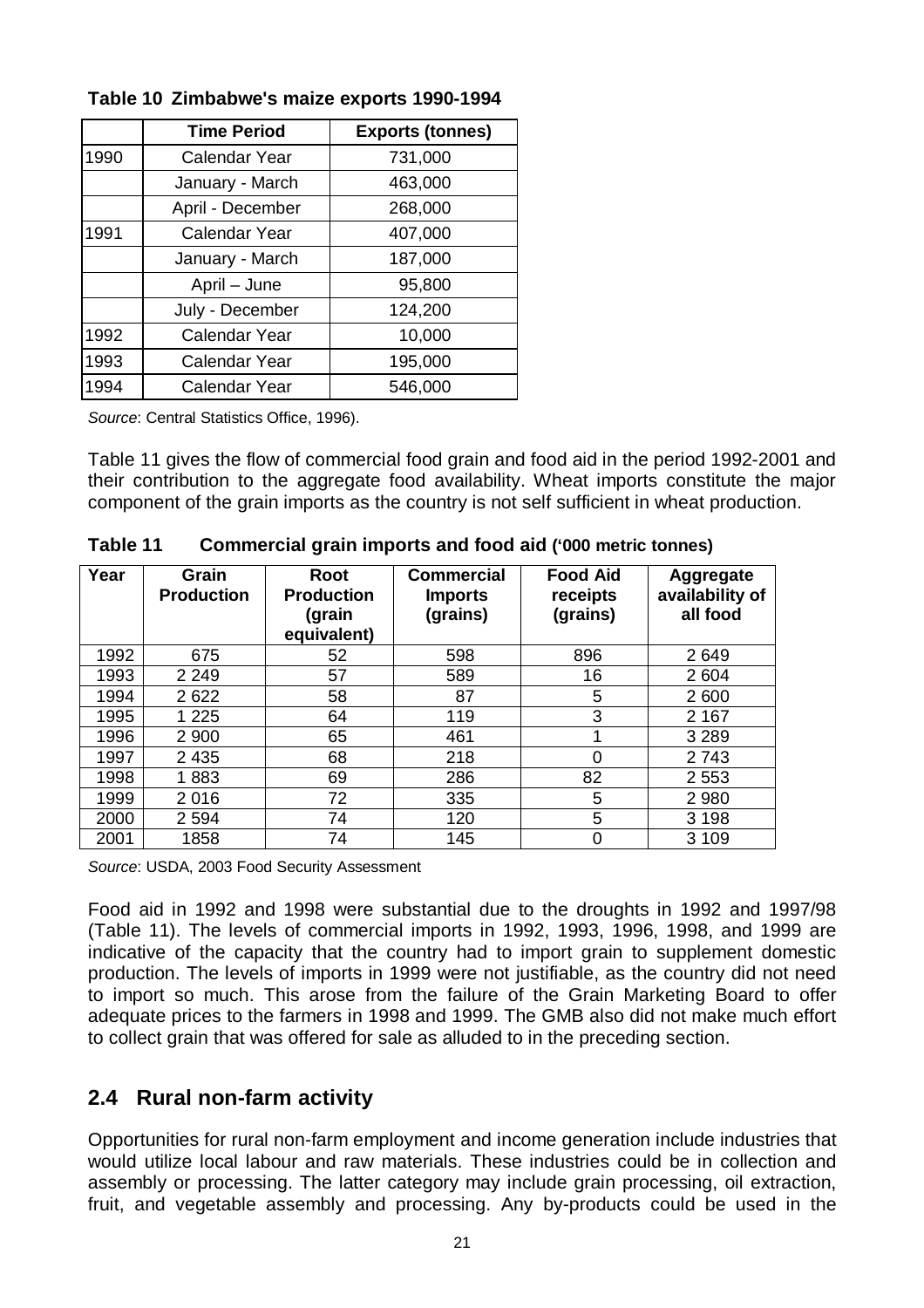**Table 10 Zimbabwe's maize exports 1990-1994**

| | Time Period | Exports (tonnes) |
|---|---|---|
| 1990 | Calendar Year | 731,000 |
| | January - March | 463,000 |
| | April - December | 268,000 |
| 1991 | Calendar Year | 407,000 |
| | January - March | 187,000 |
| | April – June | 95,800 |
| | July - December | 124,200 |
| 1992 | Calendar Year | 10,000 |
| 1993 | Calendar Year | 195,000 |
| 1994 | Calendar Year | 546,000 |

*Source*: Central Statistics Office, 1996).

Table 11 gives the flow of commercial food grain and food aid in the period 1992-2001 and their contribution to the aggregate food availability. Wheat imports constitute the major component of the grain imports as the country is not self sufficient in wheat production.

**Table 11 Commercial grain imports and food aid ('000 metric tonnes)**

| Year | Grain Production | Root Production (grain equivalent) | Commercial Imports (grains) | Food Aid receipts (grains) | Aggregate availability of all food |
|---|---|---|---|---|---|
| 1992 | 675 | 52 | 598 | 896 | 2 649 |
| 1993 | 2 249 | 57 | 589 | 16 | 2 604 |
| 1994 | 2 622 | 58 | 87 | 5 | 2 600 |
| 1995 | 1 225 | 64 | 119 | 3 | 2 167 |
| 1996 | 2 900 | 65 | 461 | 1 | 3 289 |
| 1997 | 2 435 | 68 | 218 | 0 | 2 743 |
| 1998 | 1 883 | 69 | 286 | 82 | 2 553 |
| 1999 | 2 016 | 72 | 335 | 5 | 2 980 |
| 2000 | 2 594 | 74 | 120 | 5 | 3 198 |
| 2001 | 1858 | 74 | 145 | 0 | 3 109 |

*Source*: USDA, 2003 Food Security Assessment

Food aid in 1992 and 1998 were substantial due to the droughts in 1992 and 1997/98 (Table 11). The levels of commercial imports in 1992, 1993, 1996, 1998, and 1999 are indicative of the capacity that the country had to import grain to supplement domestic production. The levels of imports in 1999 were not justifiable, as the country did not need to import so much. This arose from the failure of the Grain Marketing Board to offer adequate prices to the farmers in 1998 and 1999. The GMB also did not make much effort to collect grain that was offered for sale as alluded to in the preceding section.

## 2.4 Rural non-farm activity

Opportunities for rural non-farm employment and income generation include industries that would utilize local labour and raw materials. These industries could be in collection and assembly or processing. The latter category may include grain processing, oil extraction, fruit, and vegetable assembly and processing. Any by-products could be used in the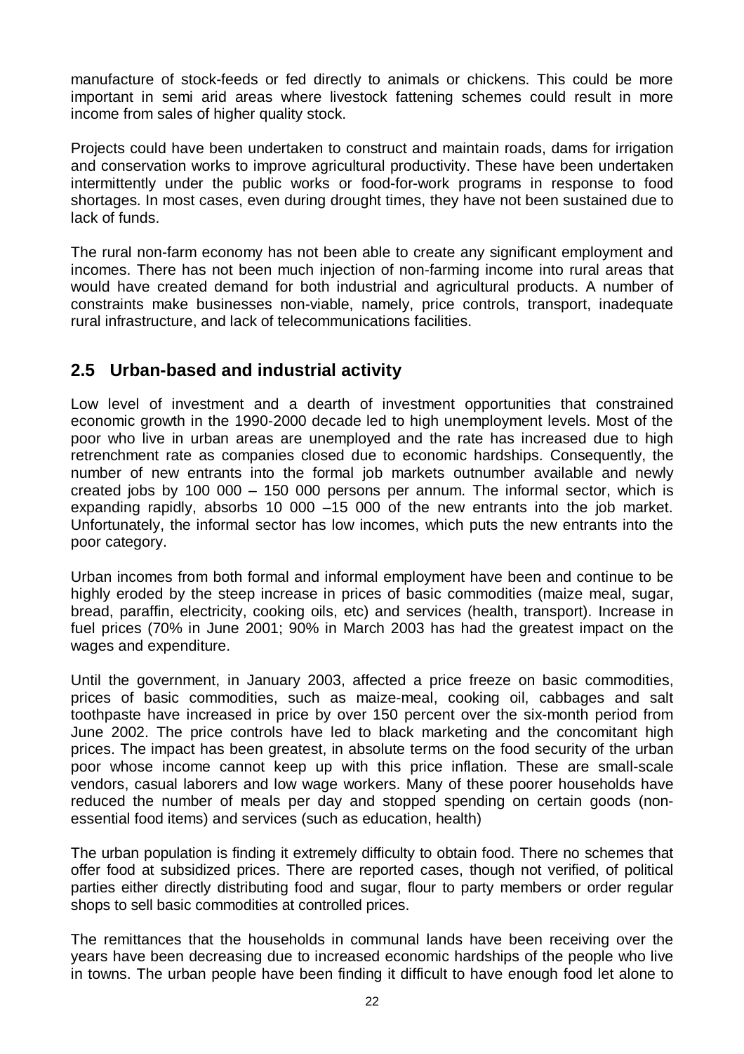manufacture of stock-feeds or fed directly to animals or chickens. This could be more important in semi arid areas where livestock fattening schemes could result in more income from sales of higher quality stock.

Projects could have been undertaken to construct and maintain roads, dams for irrigation and conservation works to improve agricultural productivity. These have been undertaken intermittently under the public works or food-for-work programs in response to food shortages. In most cases, even during drought times, they have not been sustained due to lack of funds.

The rural non-farm economy has not been able to create any significant employment and incomes. There has not been much injection of non-farming income into rural areas that would have created demand for both industrial and agricultural products. A number of constraints make businesses non-viable, namely, price controls, transport, inadequate rural infrastructure, and lack of telecommunications facilities.

## 2.5 Urban-based and industrial activity

Low level of investment and a dearth of investment opportunities that constrained economic growth in the 1990-2000 decade led to high unemployment levels. Most of the poor who live in urban areas are unemployed and the rate has increased due to high retrenchment rate as companies closed due to economic hardships. Consequently, the number of new entrants into the formal job markets outnumber available and newly created jobs by 100 000 – 150 000 persons per annum. The informal sector, which is expanding rapidly, absorbs 10 000 –15 000 of the new entrants into the job market. Unfortunately, the informal sector has low incomes, which puts the new entrants into the poor category.

Urban incomes from both formal and informal employment have been and continue to be highly eroded by the steep increase in prices of basic commodities (maize meal, sugar, bread, paraffin, electricity, cooking oils, etc) and services (health, transport). Increase in fuel prices (70% in June 2001; 90% in March 2003 has had the greatest impact on the wages and expenditure.

Until the government, in January 2003, affected a price freeze on basic commodities, prices of basic commodities, such as maize-meal, cooking oil, cabbages and salt toothpaste have increased in price by over 150 percent over the six-month period from June 2002. The price controls have led to black marketing and the concomitant high prices. The impact has been greatest, in absolute terms on the food security of the urban poor whose income cannot keep up with this price inflation. These are small-scale vendors, casual laborers and low wage workers. Many of these poorer households have reduced the number of meals per day and stopped spending on certain goods (non-essential food items) and services (such as education, health)

The urban population is finding it extremely difficulty to obtain food. There no schemes that offer food at subsidized prices. There are reported cases, though not verified, of political parties either directly distributing food and sugar, flour to party members or order regular shops to sell basic commodities at controlled prices.

The remittances that the households in communal lands have been receiving over the years have been decreasing due to increased economic hardships of the people who live in towns. The urban people have been finding it difficult to have enough food let alone to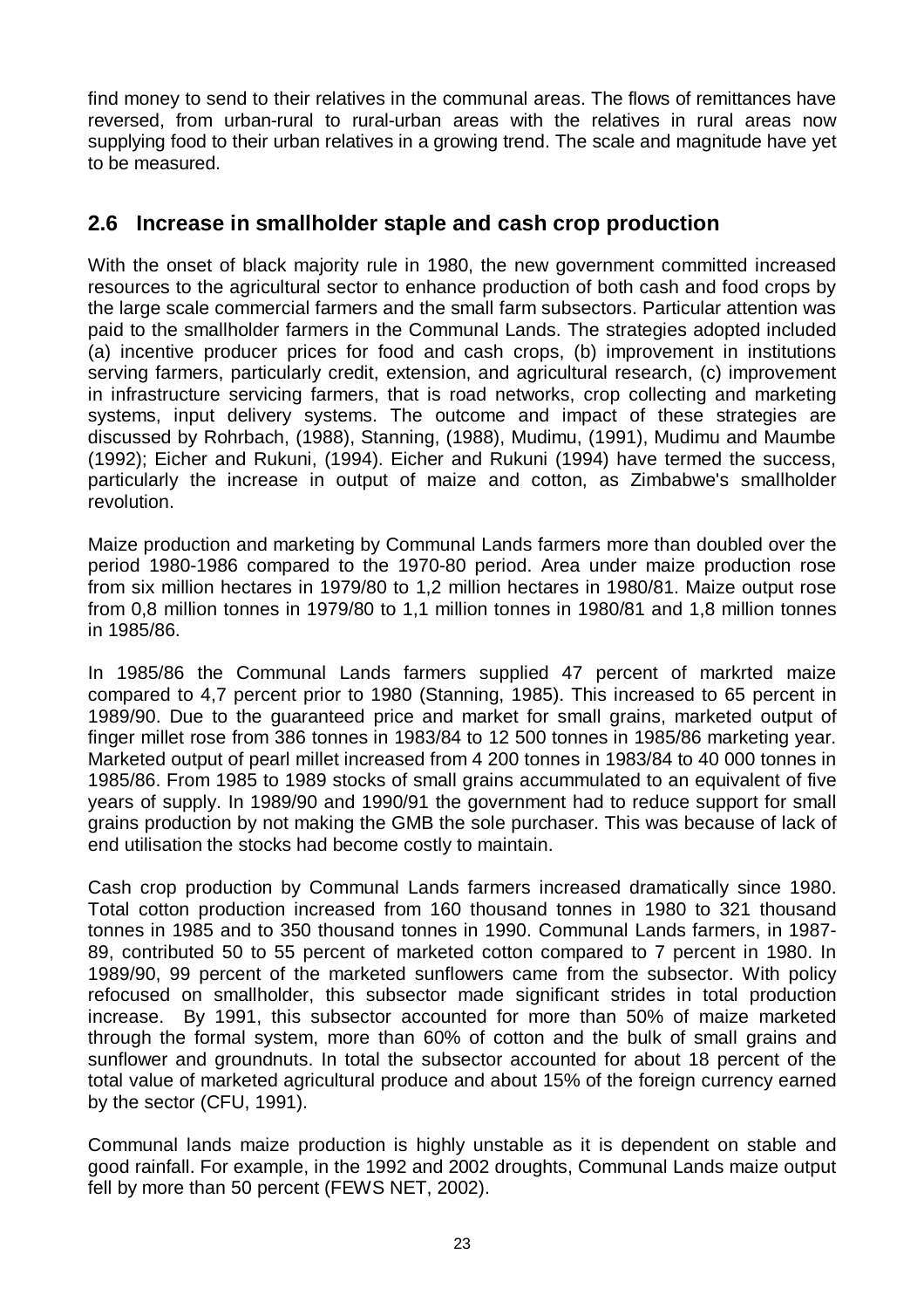find money to send to their relatives in the communal areas. The flows of remittances have reversed, from urban-rural to rural-urban areas with the relatives in rural areas now supplying food to their urban relatives in a growing trend. The scale and magnitude have yet to be measured.

## 2.6 Increase in smallholder staple and cash crop production

With the onset of black majority rule in 1980, the new government committed increased resources to the agricultural sector to enhance production of both cash and food crops by the large scale commercial farmers and the small farm subsectors. Particular attention was paid to the smallholder farmers in the Communal Lands. The strategies adopted included (a) incentive producer prices for food and cash crops, (b) improvement in institutions serving farmers, particularly credit, extension, and agricultural research, (c) improvement in infrastructure servicing farmers, that is road networks, crop collecting and marketing systems, input delivery systems. The outcome and impact of these strategies are discussed by Rohrbach, (1988), Stanning, (1988), Mudimu, (1991), Mudimu and Maumbe (1992); Eicher and Rukuni, (1994). Eicher and Rukuni (1994) have termed the success, particularly the increase in output of maize and cotton, as Zimbabwe's smallholder revolution.

Maize production and marketing by Communal Lands farmers more than doubled over the period 1980-1986 compared to the 1970-80 period. Area under maize production rose from six million hectares in 1979/80 to 1,2 million hectares in 1980/81. Maize output rose from 0,8 million tonnes in 1979/80 to 1,1 million tonnes in 1980/81 and 1,8 million tonnes in 1985/86.

In 1985/86 the Communal Lands farmers supplied 47 percent of markrted maize compared to 4,7 percent prior to 1980 (Stanning, 1985). This increased to 65 percent in 1989/90. Due to the guaranteed price and market for small grains, marketed output of finger millet rose from 386 tonnes in 1983/84 to 12 500 tonnes in 1985/86 marketing year. Marketed output of pearl millet increased from 4 200 tonnes in 1983/84 to 40 000 tonnes in 1985/86. From 1985 to 1989 stocks of small grains accummulated to an equivalent of five years of supply. In 1989/90 and 1990/91 the government had to reduce support for small grains production by not making the GMB the sole purchaser. This was because of lack of end utilisation the stocks had become costly to maintain.

Cash crop production by Communal Lands farmers increased dramatically since 1980. Total cotton production increased from 160 thousand tonnes in 1980 to 321 thousand tonnes in 1985 and to 350 thousand tonnes in 1990. Communal Lands farmers, in 1987-89, contributed 50 to 55 percent of marketed cotton compared to 7 percent in 1980. In 1989/90, 99 percent of the marketed sunflowers came from the subsector. With policy refocused on smallholder, this subsector made significant strides in total production increase. By 1991, this subsector accounted for more than 50% of maize marketed through the formal system, more than 60% of cotton and the bulk of small grains and sunflower and groundnuts. In total the subsector accounted for about 18 percent of the total value of marketed agricultural produce and about 15% of the foreign currency earned by the sector (CFU, 1991).

Communal lands maize production is highly unstable as it is dependent on stable and good rainfall. For example, in the 1992 and 2002 droughts, Communal Lands maize output fell by more than 50 percent (FEWS NET, 2002).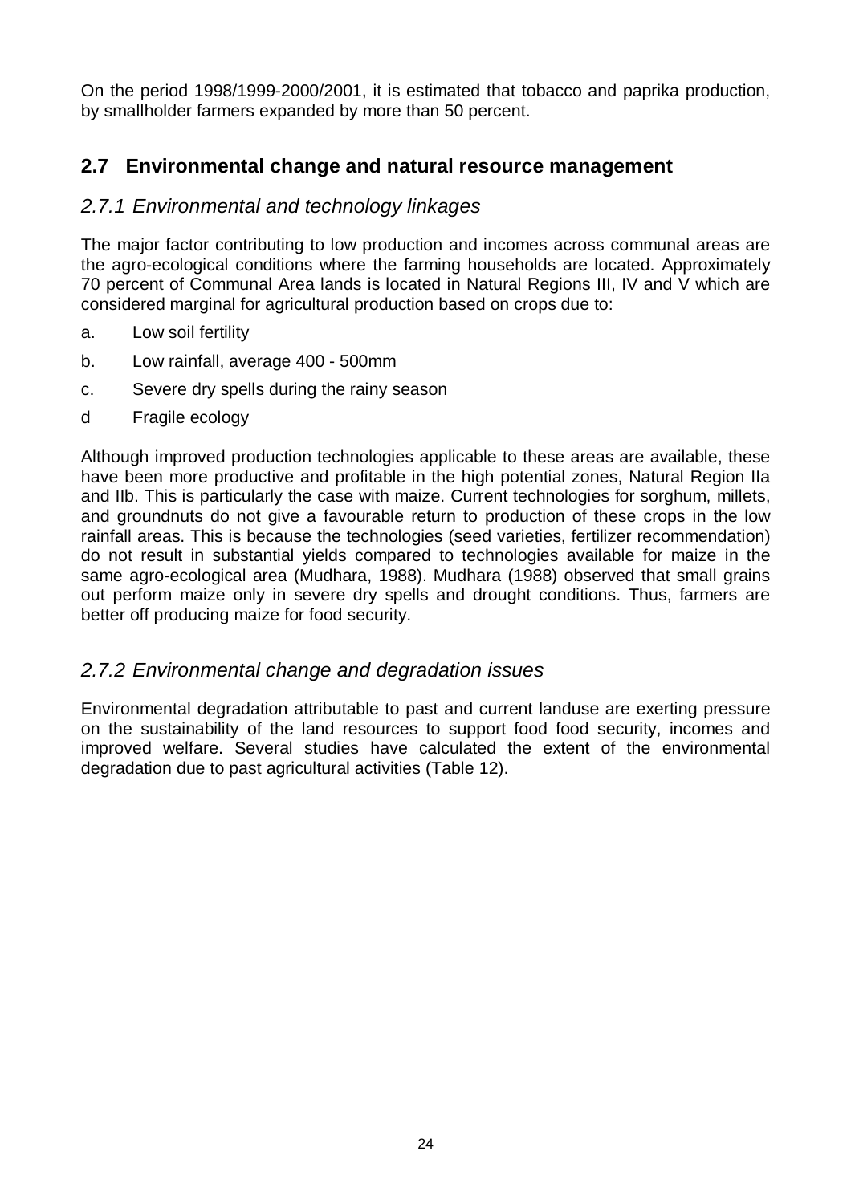On the period 1998/1999-2000/2001, it is estimated that tobacco and paprika production, by smallholder farmers expanded by more than 50 percent.

## 2.7 Environmental change and natural resource management

### *2.7.1 Environmental and technology linkages*

The major factor contributing to low production and incomes across communal areas are the agro-ecological conditions where the farming households are located. Approximately 70 percent of Communal Area lands is located in Natural Regions III, IV and V which are considered marginal for agricultural production based on crops due to:

a. Low soil fertility

b. Low rainfall, average 400 - 500mm

c. Severe dry spells during the rainy season

d Fragile ecology

Although improved production technologies applicable to these areas are available, these have been more productive and profitable in the high potential zones, Natural Region IIa and IIb. This is particularly the case with maize. Current technologies for sorghum, millets, and groundnuts do not give a favourable return to production of these crops in the low rainfall areas. This is because the technologies (seed varieties, fertilizer recommendation) do not result in substantial yields compared to technologies available for maize in the same agro-ecological area (Mudhara, 1988). Mudhara (1988) observed that small grains out perform maize only in severe dry spells and drought conditions. Thus, farmers are better off producing maize for food security.

### *2.7.2 Environmental change and degradation issues*

Environmental degradation attributable to past and current landuse are exerting pressure on the sustainability of the land resources to support food food security, incomes and improved welfare. Several studies have calculated the extent of the environmental degradation due to past agricultural activities (Table 12).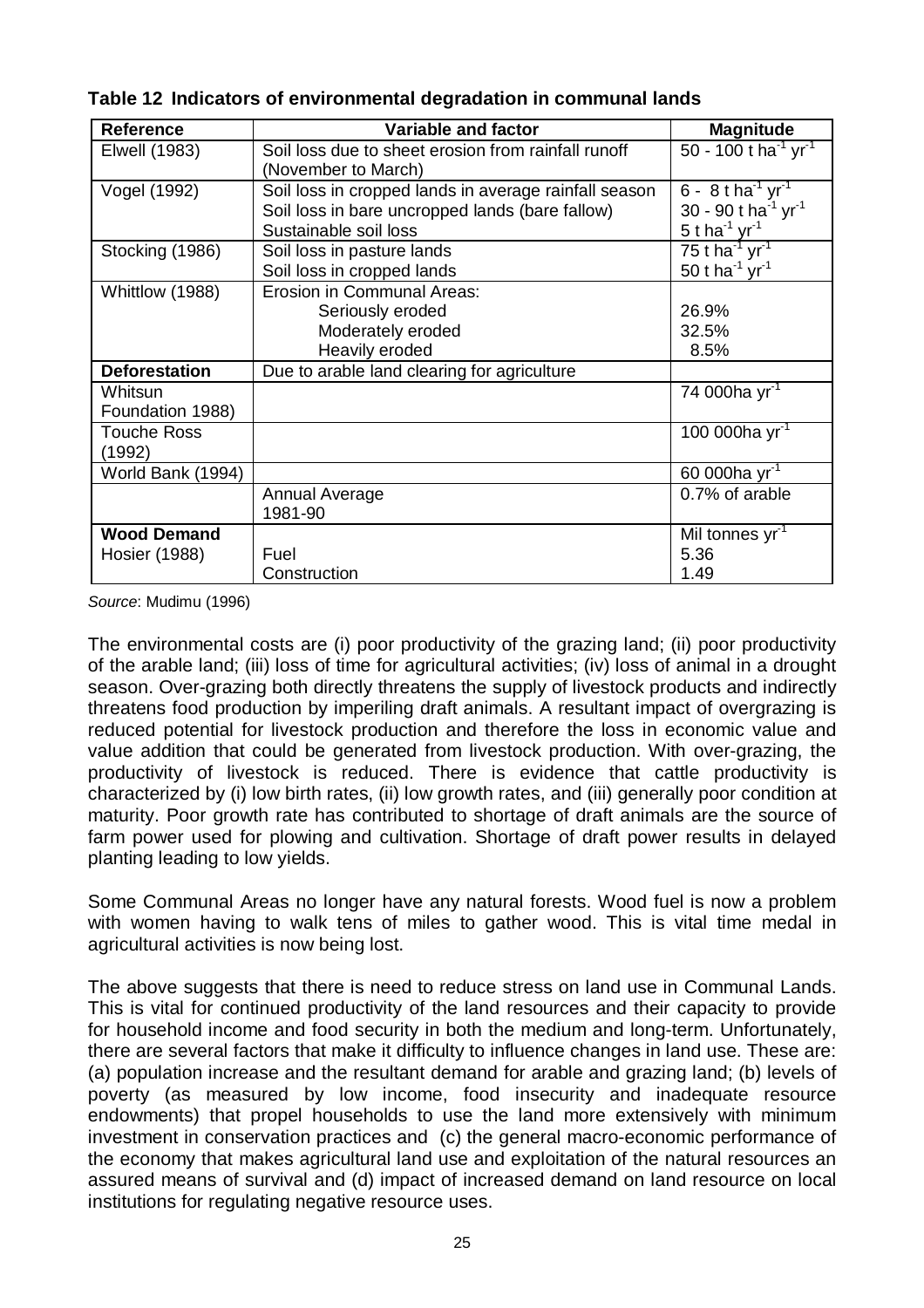**Table 12 Indicators of environmental degradation in communal lands**

| Reference | Variable and factor | Magnitude |
|---|---|---|
| Elwell (1983) | Soil loss due to sheet erosion from rainfall runoff (November to March) | 50 - 100 t $ha^{-1}$ $yr^{-1}$ |
| Vogel (1992) | Soil loss in cropped lands in average rainfall season<br>Soil loss in bare uncropped lands (bare fallow)<br>Sustainable soil loss | 6 - 8 t $ha^{-1}$ $yr^{-1}$<br>30 - 90 t $ha^{-1}$ $yr^{-1}$<br>5 t $ha^{-1}$ $yr^{-1}$ |
| Stocking (1986) | Soil loss in pasture lands<br>Soil loss in cropped lands | 75 t $ha^{-1}$ $yr^{-1}$<br>50 t $ha^{-1}$ $yr^{-1}$ |
| Whittlow (1988) | Erosion in Communal Areas:<br>Seriously eroded<br>Moderately eroded<br>Heavily eroded | <br>26.9%<br>32.5%<br>8.5% |
| **Deforestation** | Due to arable land clearing for agriculture | |
| Whitsun Foundation 1988) | | 74 000ha $yr^{-1}$ |
| Touche Ross (1992) | | 100 000ha $yr^{-1}$ |
| World Bank (1994) | | 60 000ha $yr^{-1}$ |
| | Annual Average 1981-90 | 0.7% of arable |
| **Wood Demand**<br>Hosier (1988) | <br>Fuel<br>Construction | Mil tonnes $yr^{-1}$<br>5.36<br>1.49 |

*Source*: Mudimu (1996)

The environmental costs are (i) poor productivity of the grazing land; (ii) poor productivity of the arable land; (iii) loss of time for agricultural activities; (iv) loss of animal in a drought season. Over-grazing both directly threatens the supply of livestock products and indirectly threatens food production by imperiling draft animals. A resultant impact of overgrazing is reduced potential for livestock production and therefore the loss in economic value and value addition that could be generated from livestock production. With over-grazing, the productivity of livestock is reduced. There is evidence that cattle productivity is characterized by (i) low birth rates, (ii) low growth rates, and (iii) generally poor condition at maturity. Poor growth rate has contributed to shortage of draft animals are the source of farm power used for plowing and cultivation. Shortage of draft power results in delayed planting leading to low yields.

Some Communal Areas no longer have any natural forests. Wood fuel is now a problem with women having to walk tens of miles to gather wood. This is vital time medal in agricultural activities is now being lost.

The above suggests that there is need to reduce stress on land use in Communal Lands. This is vital for continued productivity of the land resources and their capacity to provide for household income and food security in both the medium and long-term. Unfortunately, there are several factors that make it difficulty to influence changes in land use. These are: (a) population increase and the resultant demand for arable and grazing land; (b) levels of poverty (as measured by low income, food insecurity and inadequate resource endowments) that propel households to use the land more extensively with minimum investment in conservation practices and (c) the general macro-economic performance of the economy that makes agricultural land use and exploitation of the natural resources an assured means of survival and (d) impact of increased demand on land resource on local institutions for regulating negative resource uses.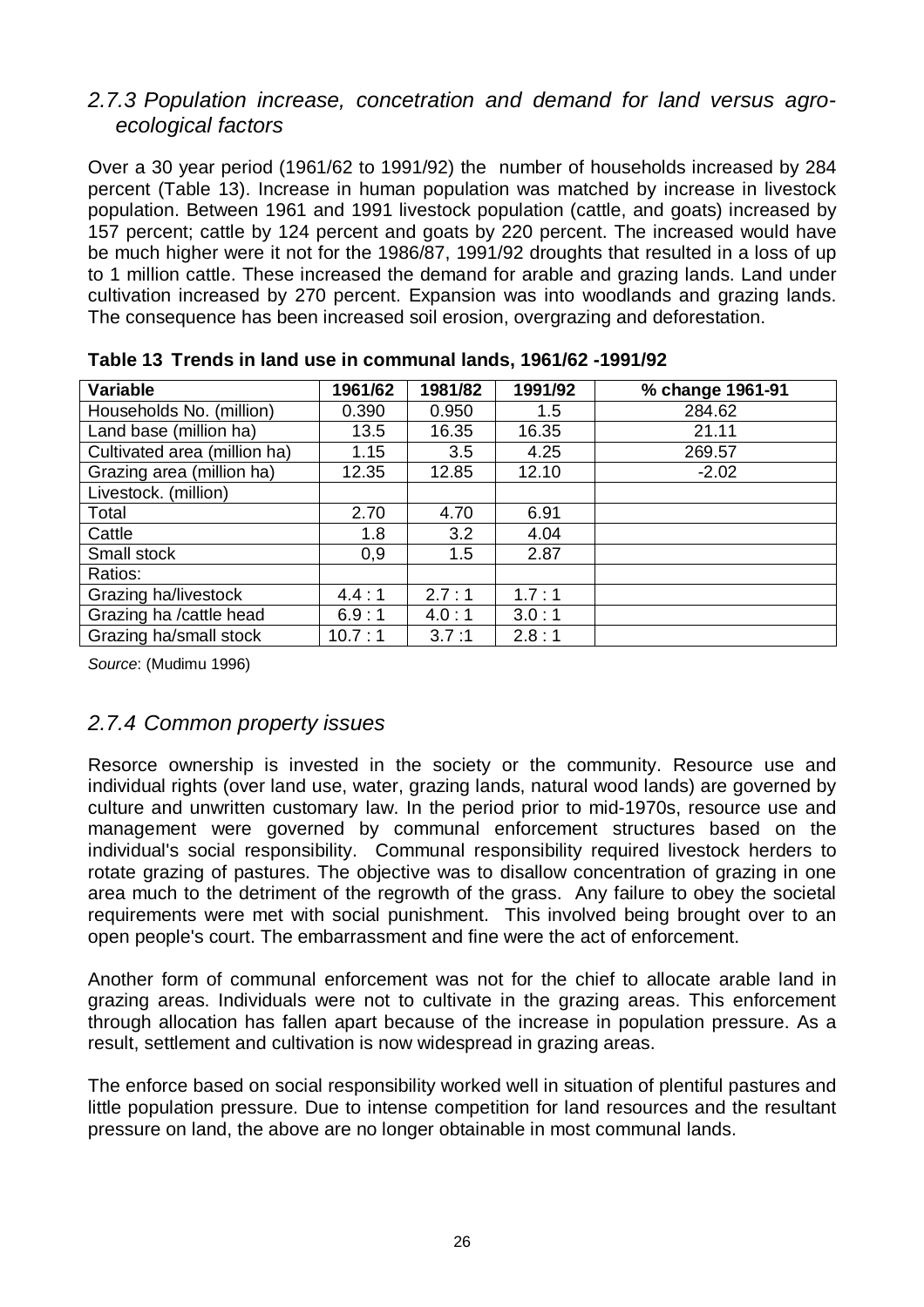### *2.7.3 Population increase, concetration and demand for land versus agro-ecological factors*

Over a 30 year period (1961/62 to 1991/92) the number of households increased by 284 percent (Table 13). Increase in human population was matched by increase in livestock population. Between 1961 and 1991 livestock population (cattle, and goats) increased by 157 percent; cattle by 124 percent and goats by 220 percent. The increased would have be much higher were it not for the 1986/87, 1991/92 droughts that resulted in a loss of up to 1 million cattle. These increased the demand for arable and grazing lands. Land under cultivation increased by 270 percent. Expansion was into woodlands and grazing lands. The consequence has been increased soil erosion, overgrazing and deforestation.

**Table 13 Trends in land use in communal lands, 1961/62 -1991/92**

| Variable | 1961/62 | 1981/82 | 1991/92 | % change 1961-91 |
|---|---|---|---|---|
| Households No. (million) | 0.390 | 0.950 | 1.5 | 284.62 |
| Land base (million ha) | 13.5 | 16.35 | 16.35 | 21.11 |
| Cultivated area (million ha) | 1.15 | 3.5 | 4.25 | 269.57 |
| Grazing area (million ha) | 12.35 | 12.85 | 12.10 | -2.02 |
| Livestock. (million) | | | | |
| Total | 2.70 | 4.70 | 6.91 | |
| Cattle | 1.8 | 3.2 | 4.04 | |
| Small stock | 0,9 | 1.5 | 2.87 | |
| Ratios: | | | | |
| Grazing ha/livestock | 4.4 : 1 | 2.7 : 1 | 1.7 : 1 | |
| Grazing ha /cattle head | 6.9 : 1 | 4.0 : 1 | 3.0 : 1 | |
| Grazing ha/small stock | 10.7 : 1 | 3.7 :1 | 2.8 : 1 | |

*Source*: (Mudimu 1996)

### *2.7.4 Common property issues*

Resorce ownership is invested in the society or the community. Resource use and individual rights (over land use, water, grazing lands, natural wood lands) are governed by culture and unwritten customary law. In the period prior to mid-1970s, resource use and management were governed by communal enforcement structures based on the individual's social responsibility. Communal responsibility required livestock herders to rotate grazing of pastures. The objective was to disallow concentration of grazing in one area much to the detriment of the regrowth of the grass. Any failure to obey the societal requirements were met with social punishment. This involved being brought over to an open people's court. The embarrassment and fine were the act of enforcement.

Another form of communal enforcement was not for the chief to allocate arable land in grazing areas. Individuals were not to cultivate in the grazing areas. This enforcement through allocation has fallen apart because of the increase in population pressure. As a result, settlement and cultivation is now widespread in grazing areas.

The enforce based on social responsibility worked well in situation of plentiful pastures and little population pressure. Due to intense competition for land resources and the resultant pressure on land, the above are no longer obtainable in most communal lands.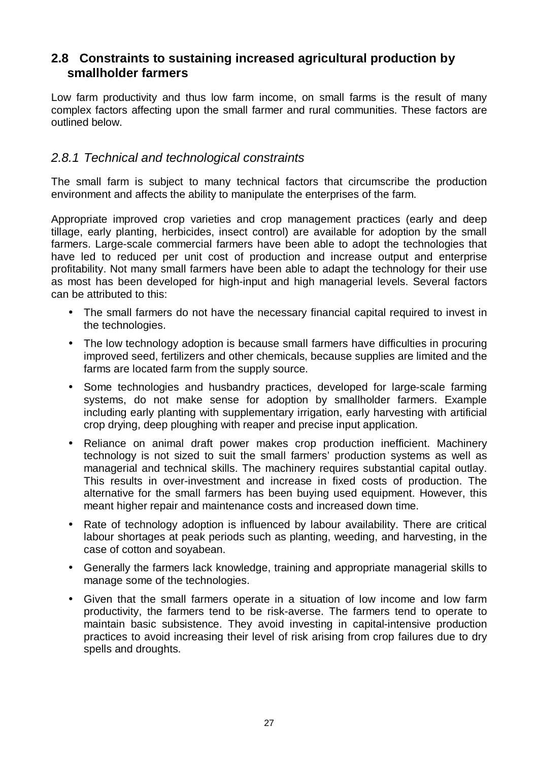## 2.8 Constraints to sustaining increased agricultural production by smallholder farmers

Low farm productivity and thus low farm income, on small farms is the result of many complex factors affecting upon the small farmer and rural communities. These factors are outlined below.

### *2.8.1 Technical and technological constraints*

The small farm is subject to many technical factors that circumscribe the production environment and affects the ability to manipulate the enterprises of the farm.

Appropriate improved crop varieties and crop management practices (early and deep tillage, early planting, herbicides, insect control) are available for adoption by the small farmers. Large-scale commercial farmers have been able to adopt the technologies that have led to reduced per unit cost of production and increase output and enterprise profitability. Not many small farmers have been able to adapt the technology for their use as most has been developed for high-input and high managerial levels. Several factors can be attributed to this:

- The small farmers do not have the necessary financial capital required to invest in the technologies.
- The low technology adoption is because small farmers have difficulties in procuring improved seed, fertilizers and other chemicals, because supplies are limited and the farms are located farm from the supply source.
- Some technologies and husbandry practices, developed for large-scale farming systems, do not make sense for adoption by smallholder farmers. Example including early planting with supplementary irrigation, early harvesting with artificial crop drying, deep ploughing with reaper and precise input application.
- Reliance on animal draft power makes crop production inefficient. Machinery technology is not sized to suit the small farmers' production systems as well as managerial and technical skills. The machinery requires substantial capital outlay. This results in over-investment and increase in fixed costs of production. The alternative for the small farmers has been buying used equipment. However, this meant higher repair and maintenance costs and increased down time.
- Rate of technology adoption is influenced by labour availability. There are critical labour shortages at peak periods such as planting, weeding, and harvesting, in the case of cotton and soyabean.
- Generally the farmers lack knowledge, training and appropriate managerial skills to manage some of the technologies.
- Given that the small farmers operate in a situation of low income and low farm productivity, the farmers tend to be risk-averse. The farmers tend to operate to maintain basic subsistence. They avoid investing in capital-intensive production practices to avoid increasing their level of risk arising from crop failures due to dry spells and droughts.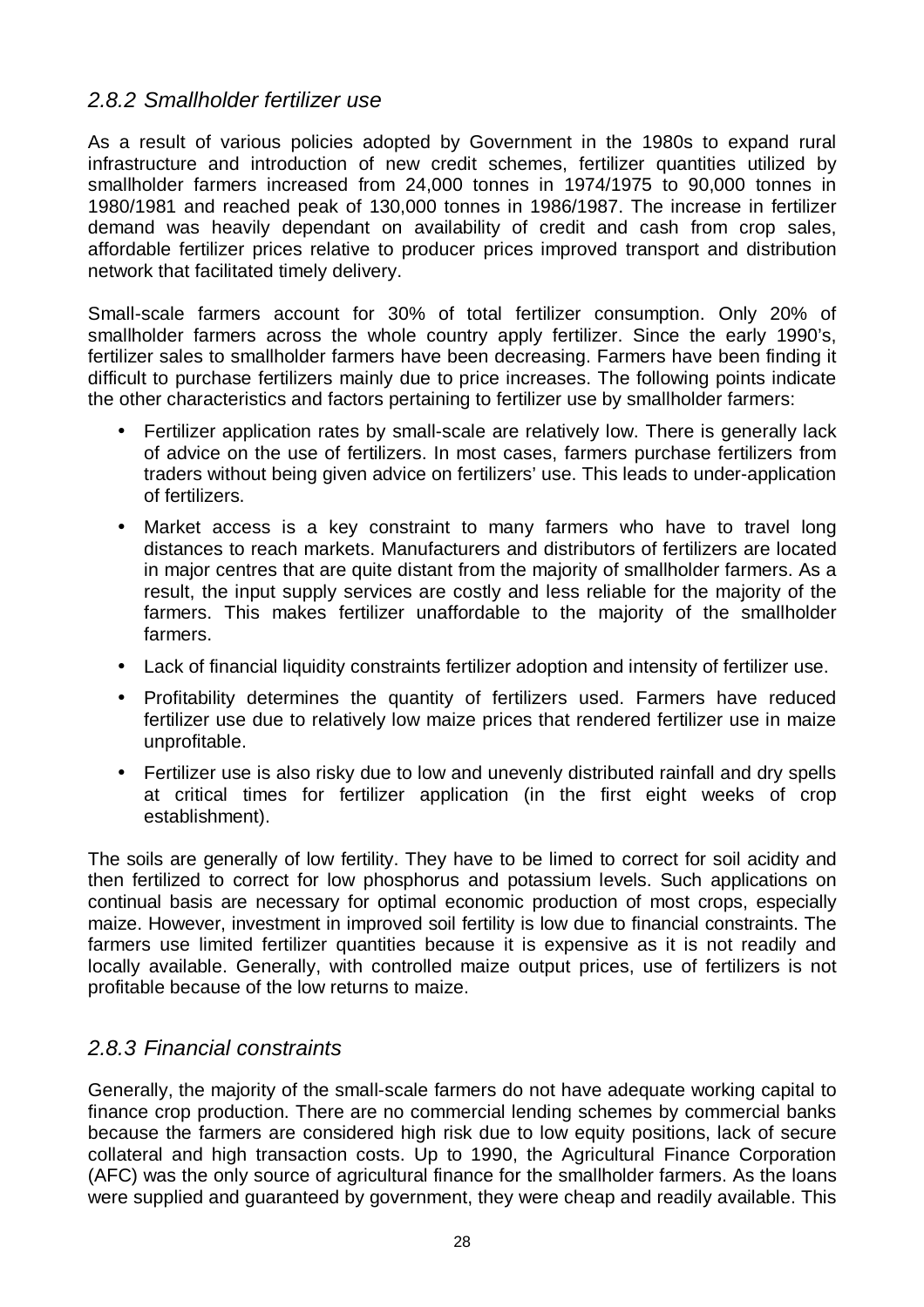### *2.8.2 Smallholder fertilizer use*

As a result of various policies adopted by Government in the 1980s to expand rural infrastructure and introduction of new credit schemes, fertilizer quantities utilized by smallholder farmers increased from 24,000 tonnes in 1974/1975 to 90,000 tonnes in 1980/1981 and reached peak of 130,000 tonnes in 1986/1987. The increase in fertilizer demand was heavily dependant on availability of credit and cash from crop sales, affordable fertilizer prices relative to producer prices improved transport and distribution network that facilitated timely delivery.

Small-scale farmers account for 30% of total fertilizer consumption. Only 20% of smallholder farmers across the whole country apply fertilizer. Since the early 1990's, fertilizer sales to smallholder farmers have been decreasing. Farmers have been finding it difficult to purchase fertilizers mainly due to price increases. The following points indicate the other characteristics and factors pertaining to fertilizer use by smallholder farmers:

- Fertilizer application rates by small-scale are relatively low. There is generally lack of advice on the use of fertilizers. In most cases, farmers purchase fertilizers from traders without being given advice on fertilizers' use. This leads to under-application of fertilizers.
- Market access is a key constraint to many farmers who have to travel long distances to reach markets. Manufacturers and distributors of fertilizers are located in major centres that are quite distant from the majority of smallholder farmers. As a result, the input supply services are costly and less reliable for the majority of the farmers. This makes fertilizer unaffordable to the majority of the smallholder farmers.
- Lack of financial liquidity constraints fertilizer adoption and intensity of fertilizer use.
- Profitability determines the quantity of fertilizers used. Farmers have reduced fertilizer use due to relatively low maize prices that rendered fertilizer use in maize unprofitable.
- Fertilizer use is also risky due to low and unevenly distributed rainfall and dry spells at critical times for fertilizer application (in the first eight weeks of crop establishment).

The soils are generally of low fertility. They have to be limed to correct for soil acidity and then fertilized to correct for low phosphorus and potassium levels. Such applications on continual basis are necessary for optimal economic production of most crops, especially maize. However, investment in improved soil fertility is low due to financial constraints. The farmers use limited fertilizer quantities because it is expensive as it is not readily and locally available. Generally, with controlled maize output prices, use of fertilizers is not profitable because of the low returns to maize.

### *2.8.3 Financial constraints*

Generally, the majority of the small-scale farmers do not have adequate working capital to finance crop production. There are no commercial lending schemes by commercial banks because the farmers are considered high risk due to low equity positions, lack of secure collateral and high transaction costs. Up to 1990, the Agricultural Finance Corporation (AFC) was the only source of agricultural finance for the smallholder farmers. As the loans were supplied and guaranteed by government, they were cheap and readily available. This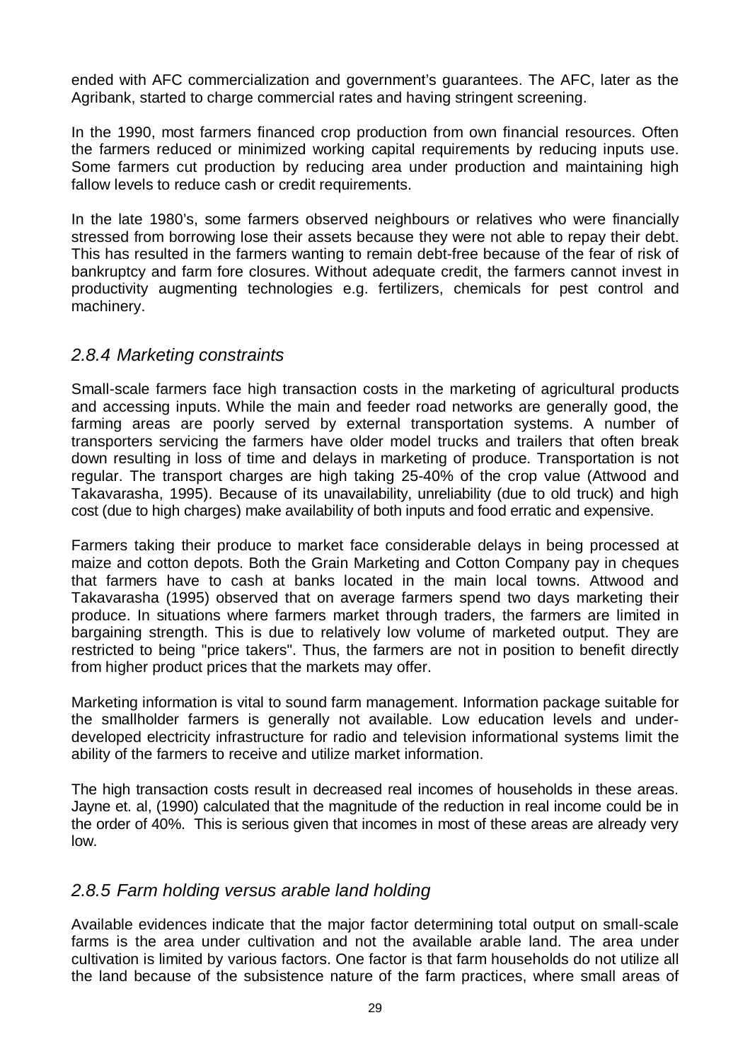ended with AFC commercialization and government's guarantees. The AFC, later as the Agribank, started to charge commercial rates and having stringent screening.

In the 1990, most farmers financed crop production from own financial resources. Often the farmers reduced or minimized working capital requirements by reducing inputs use. Some farmers cut production by reducing area under production and maintaining high fallow levels to reduce cash or credit requirements.

In the late 1980's, some farmers observed neighbours or relatives who were financially stressed from borrowing lose their assets because they were not able to repay their debt. This has resulted in the farmers wanting to remain debt-free because of the fear of risk of bankruptcy and farm fore closures. Without adequate credit, the farmers cannot invest in productivity augmenting technologies e.g. fertilizers, chemicals for pest control and machinery.

### *2.8.4 Marketing constraints*

Small-scale farmers face high transaction costs in the marketing of agricultural products and accessing inputs. While the main and feeder road networks are generally good, the farming areas are poorly served by external transportation systems. A number of transporters servicing the farmers have older model trucks and trailers that often break down resulting in loss of time and delays in marketing of produce. Transportation is not regular. The transport charges are high taking 25-40% of the crop value (Attwood and Takavarasha, 1995). Because of its unavailability, unreliability (due to old truck) and high cost (due to high charges) make availability of both inputs and food erratic and expensive.

Farmers taking their produce to market face considerable delays in being processed at maize and cotton depots. Both the Grain Marketing and Cotton Company pay in cheques that farmers have to cash at banks located in the main local towns. Attwood and Takavarasha (1995) observed that on average farmers spend two days marketing their produce. In situations where farmers market through traders, the farmers are limited in bargaining strength. This is due to relatively low volume of marketed output. They are restricted to being "price takers". Thus, the farmers are not in position to benefit directly from higher product prices that the markets may offer.

Marketing information is vital to sound farm management. Information package suitable for the smallholder farmers is generally not available. Low education levels and under-developed electricity infrastructure for radio and television informational systems limit the ability of the farmers to receive and utilize market information.

The high transaction costs result in decreased real incomes of households in these areas. Jayne et. al, (1990) calculated that the magnitude of the reduction in real income could be in the order of 40%. This is serious given that incomes in most of these areas are already very low.

### *2.8.5 Farm holding versus arable land holding*

Available evidences indicate that the major factor determining total output on small-scale farms is the area under cultivation and not the available arable land. The area under cultivation is limited by various factors. One factor is that farm households do not utilize all the land because of the subsistence nature of the farm practices, where small areas of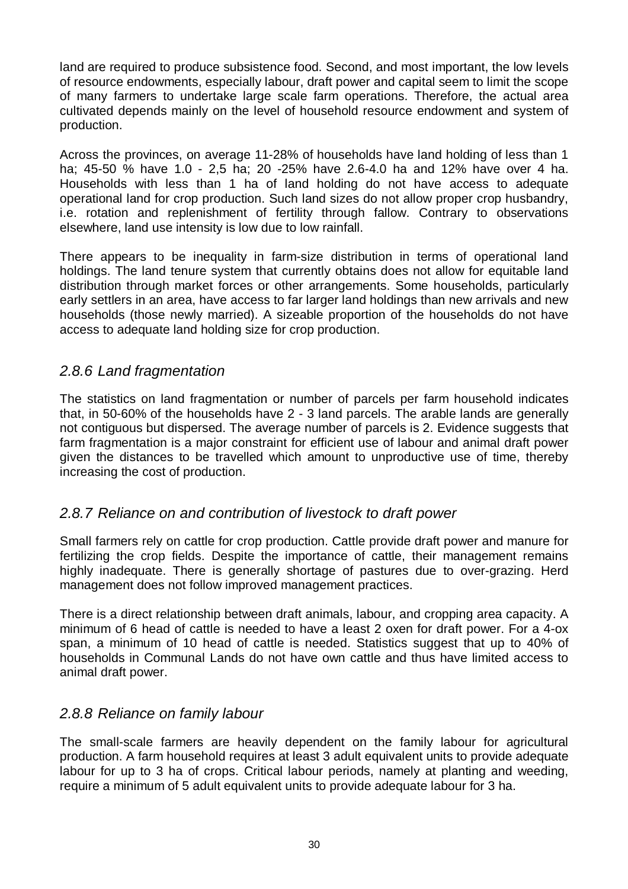land are required to produce subsistence food. Second, and most important, the low levels of resource endowments, especially labour, draft power and capital seem to limit the scope of many farmers to undertake large scale farm operations. Therefore, the actual area cultivated depends mainly on the level of household resource endowment and system of production.

Across the provinces, on average 11-28% of households have land holding of less than 1 ha; 45-50 % have 1.0 - 2,5 ha; 20 -25% have 2.6-4.0 ha and 12% have over 4 ha. Households with less than 1 ha of land holding do not have access to adequate operational land for crop production. Such land sizes do not allow proper crop husbandry, i.e. rotation and replenishment of fertility through fallow. Contrary to observations elsewhere, land use intensity is low due to low rainfall.

There appears to be inequality in farm-size distribution in terms of operational land holdings. The land tenure system that currently obtains does not allow for equitable land distribution through market forces or other arrangements. Some households, particularly early settlers in an area, have access to far larger land holdings than new arrivals and new households (those newly married). A sizeable proportion of the households do not have access to adequate land holding size for crop production.

### *2.8.6 Land fragmentation*

The statistics on land fragmentation or number of parcels per farm household indicates that, in 50-60% of the households have 2 - 3 land parcels. The arable lands are generally not contiguous but dispersed. The average number of parcels is 2. Evidence suggests that farm fragmentation is a major constraint for efficient use of labour and animal draft power given the distances to be travelled which amount to unproductive use of time, thereby increasing the cost of production.

### *2.8.7 Reliance on and contribution of livestock to draft power*

Small farmers rely on cattle for crop production. Cattle provide draft power and manure for fertilizing the crop fields. Despite the importance of cattle, their management remains highly inadequate. There is generally shortage of pastures due to over-grazing. Herd management does not follow improved management practices.

There is a direct relationship between draft animals, labour, and cropping area capacity. A minimum of 6 head of cattle is needed to have a least 2 oxen for draft power. For a 4-ox span, a minimum of 10 head of cattle is needed. Statistics suggest that up to 40% of households in Communal Lands do not have own cattle and thus have limited access to animal draft power.

### *2.8.8 Reliance on family labour*

The small-scale farmers are heavily dependent on the family labour for agricultural production. A farm household requires at least 3 adult equivalent units to provide adequate labour for up to 3 ha of crops. Critical labour periods, namely at planting and weeding, require a minimum of 5 adult equivalent units to provide adequate labour for 3 ha.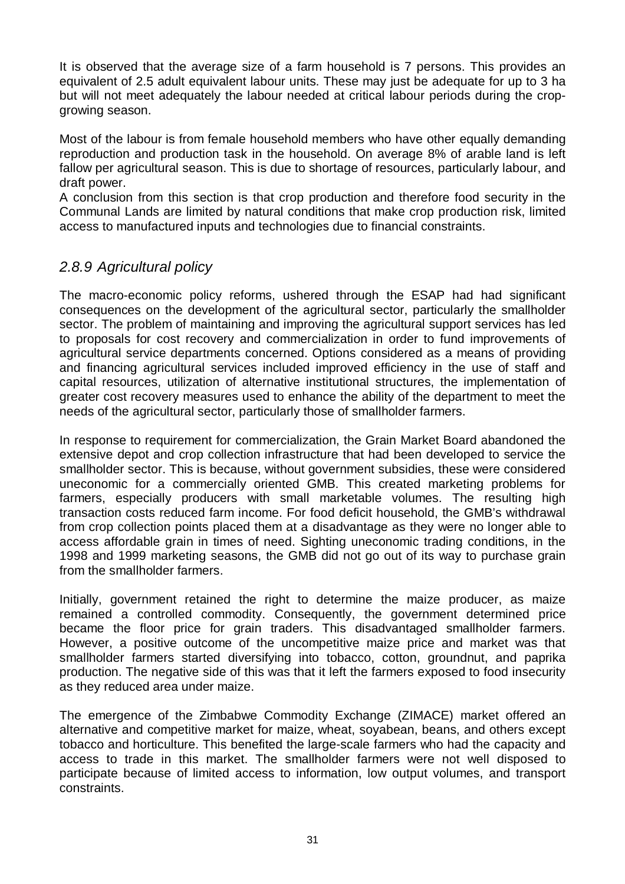It is observed that the average size of a farm household is 7 persons. This provides an equivalent of 2.5 adult equivalent labour units. These may just be adequate for up to 3 ha but will not meet adequately the labour needed at critical labour periods during the crop-growing season.

Most of the labour is from female household members who have other equally demanding reproduction and production task in the household. On average 8% of arable land is left fallow per agricultural season. This is due to shortage of resources, particularly labour, and draft power.
A conclusion from this section is that crop production and therefore food security in the Communal Lands are limited by natural conditions that make crop production risk, limited access to manufactured inputs and technologies due to financial constraints.

### *2.8.9 Agricultural policy*

The macro-economic policy reforms, ushered through the ESAP had had significant consequences on the development of the agricultural sector, particularly the smallholder sector. The problem of maintaining and improving the agricultural support services has led to proposals for cost recovery and commercialization in order to fund improvements of agricultural service departments concerned. Options considered as a means of providing and financing agricultural services included improved efficiency in the use of staff and capital resources, utilization of alternative institutional structures, the implementation of greater cost recovery measures used to enhance the ability of the department to meet the needs of the agricultural sector, particularly those of smallholder farmers.

In response to requirement for commercialization, the Grain Market Board abandoned the extensive depot and crop collection infrastructure that had been developed to service the smallholder sector. This is because, without government subsidies, these were considered uneconomic for a commercially oriented GMB. This created marketing problems for farmers, especially producers with small marketable volumes. The resulting high transaction costs reduced farm income. For food deficit household, the GMB's withdrawal from crop collection points placed them at a disadvantage as they were no longer able to access affordable grain in times of need. Sighting uneconomic trading conditions, in the 1998 and 1999 marketing seasons, the GMB did not go out of its way to purchase grain from the smallholder farmers.

Initially, government retained the right to determine the maize producer, as maize remained a controlled commodity. Consequently, the government determined price became the floor price for grain traders. This disadvantaged smallholder farmers. However, a positive outcome of the uncompetitive maize price and market was that smallholder farmers started diversifying into tobacco, cotton, groundnut, and paprika production. The negative side of this was that it left the farmers exposed to food insecurity as they reduced area under maize.

The emergence of the Zimbabwe Commodity Exchange (ZIMACE) market offered an alternative and competitive market for maize, wheat, soyabean, beans, and others except tobacco and horticulture. This benefited the large-scale farmers who had the capacity and access to trade in this market. The smallholder farmers were not well disposed to participate because of limited access to information, low output volumes, and transport constraints.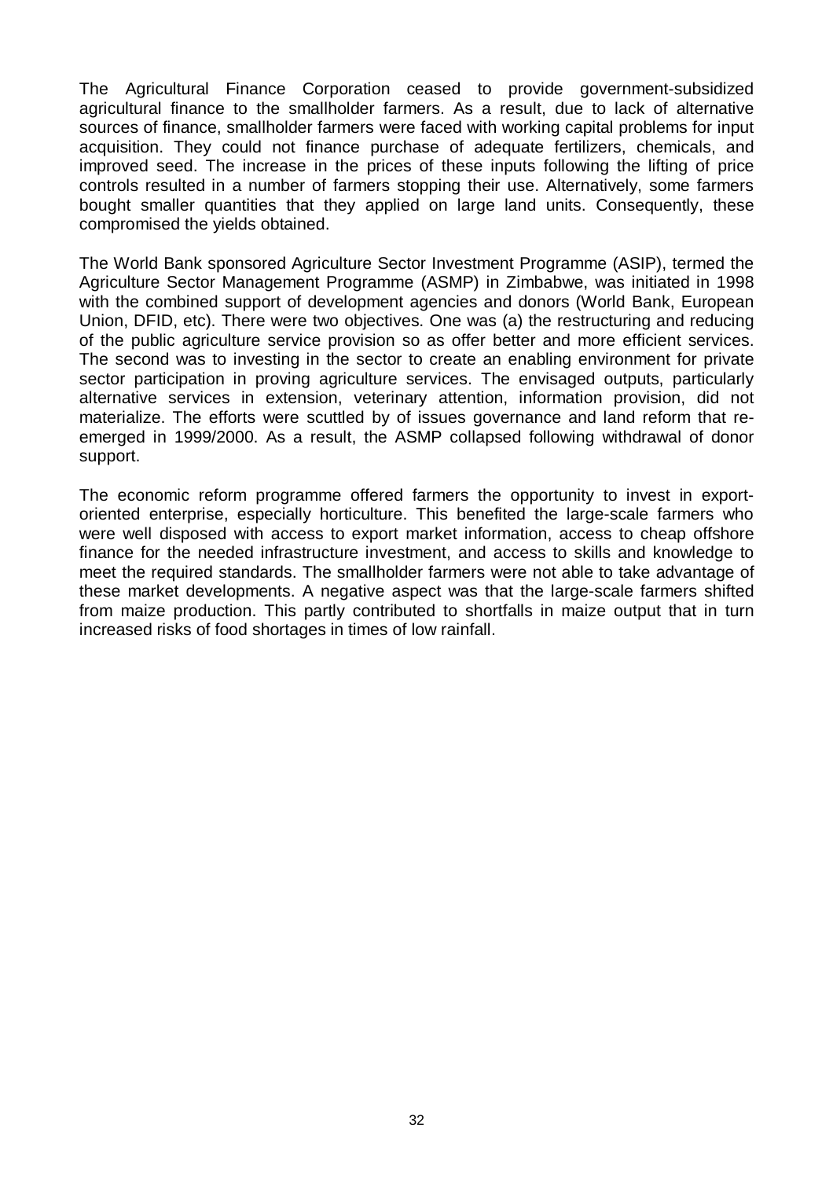The Agricultural Finance Corporation ceased to provide government-subsidized agricultural finance to the smallholder farmers. As a result, due to lack of alternative sources of finance, smallholder farmers were faced with working capital problems for input acquisition. They could not finance purchase of adequate fertilizers, chemicals, and improved seed. The increase in the prices of these inputs following the lifting of price controls resulted in a number of farmers stopping their use. Alternatively, some farmers bought smaller quantities that they applied on large land units. Consequently, these compromised the yields obtained.

The World Bank sponsored Agriculture Sector Investment Programme (ASIP), termed the Agriculture Sector Management Programme (ASMP) in Zimbabwe, was initiated in 1998 with the combined support of development agencies and donors (World Bank, European Union, DFID, etc). There were two objectives. One was (a) the restructuring and reducing of the public agriculture service provision so as offer better and more efficient services. The second was to investing in the sector to create an enabling environment for private sector participation in proving agriculture services. The envisaged outputs, particularly alternative services in extension, veterinary attention, information provision, did not materialize. The efforts were scuttled by of issues governance and land reform that re-emerged in 1999/2000. As a result, the ASMP collapsed following withdrawal of donor support.

The economic reform programme offered farmers the opportunity to invest in export-oriented enterprise, especially horticulture. This benefited the large-scale farmers who were well disposed with access to export market information, access to cheap offshore finance for the needed infrastructure investment, and access to skills and knowledge to meet the required standards. The smallholder farmers were not able to take advantage of these market developments. A negative aspect was that the large-scale farmers shifted from maize production. This partly contributed to shortfalls in maize output that in turn increased risks of food shortages in times of low rainfall.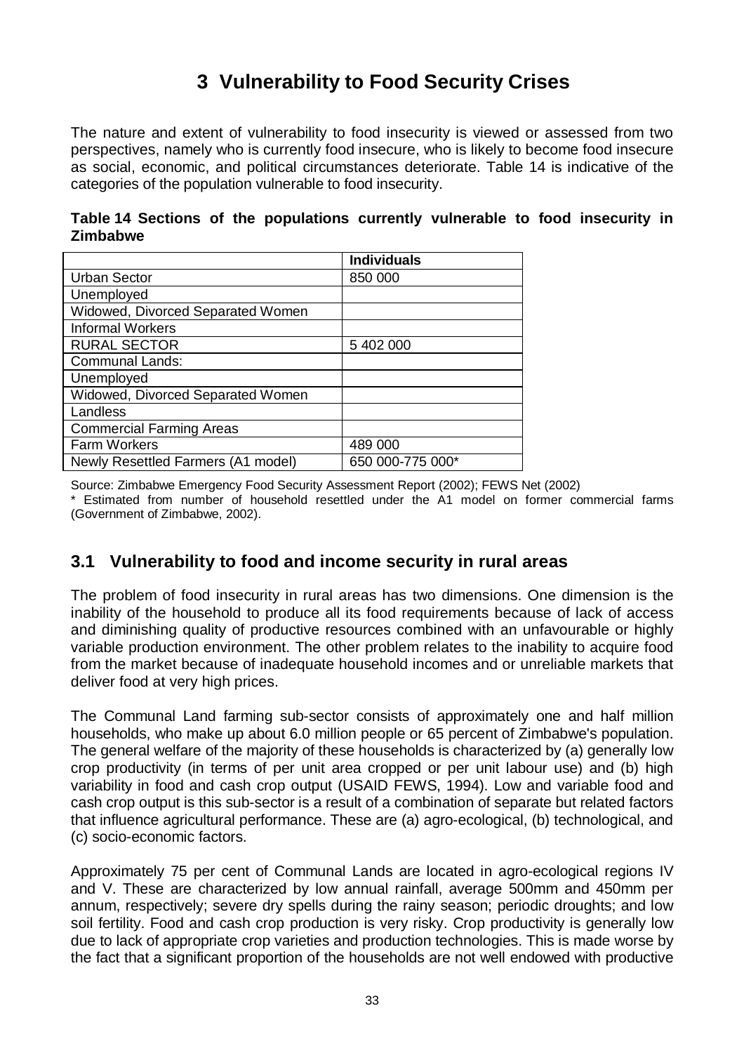# 3 Vulnerability to Food Security Crises

The nature and extent of vulnerability to food insecurity is viewed or assessed from two perspectives, namely who is currently food insecure, who is likely to become food insecure as social, economic, and political circumstances deteriorate. Table 14 is indicative of the categories of the population vulnerable to food insecurity.

**Table 14 Sections of the populations currently vulnerable to food insecurity in Zimbabwe**

| | **Individuals** |
|---|---|
| Urban Sector | 850 000 |
| Unemployed | |
| Widowed, Divorced Separated Women | |
| Informal Workers | |
| RURAL SECTOR | 5 402 000 |
| Communal Lands: | |
| Unemployed | |
| Widowed, Divorced Separated Women | |
| Landless | |
| Commercial Farming Areas | |
| Farm Workers | 489 000 |
| Newly Resettled Farmers (A1 model) | 650 000-775 000* |

Source: Zimbabwe Emergency Food Security Assessment Report (2002); FEWS Net (2002)
* Estimated from number of household resettled under the A1 model on former commercial farms (Government of Zimbabwe, 2002).

## 3.1 Vulnerability to food and income security in rural areas

The problem of food insecurity in rural areas has two dimensions. One dimension is the inability of the household to produce all its food requirements because of lack of access and diminishing quality of productive resources combined with an unfavourable or highly variable production environment. The other problem relates to the inability to acquire food from the market because of inadequate household incomes and or unreliable markets that deliver food at very high prices.

The Communal Land farming sub-sector consists of approximately one and half million households, who make up about 6.0 million people or 65 percent of Zimbabwe's population. The general welfare of the majority of these households is characterized by (a) generally low crop productivity (in terms of per unit area cropped or per unit labour use) and (b) high variability in food and cash crop output (USAID FEWS, 1994). Low and variable food and cash crop output is this sub-sector is a result of a combination of separate but related factors that influence agricultural performance. These are (a) agro-ecological, (b) technological, and (c) socio-economic factors.

Approximately 75 per cent of Communal Lands are located in agro-ecological regions IV and V. These are characterized by low annual rainfall, average 500mm and 450mm per annum, respectively; severe dry spells during the rainy season; periodic droughts; and low soil fertility. Food and cash crop production is very risky. Crop productivity is generally low due to lack of appropriate crop varieties and production technologies. This is made worse by the fact that a significant proportion of the households are not well endowed with productive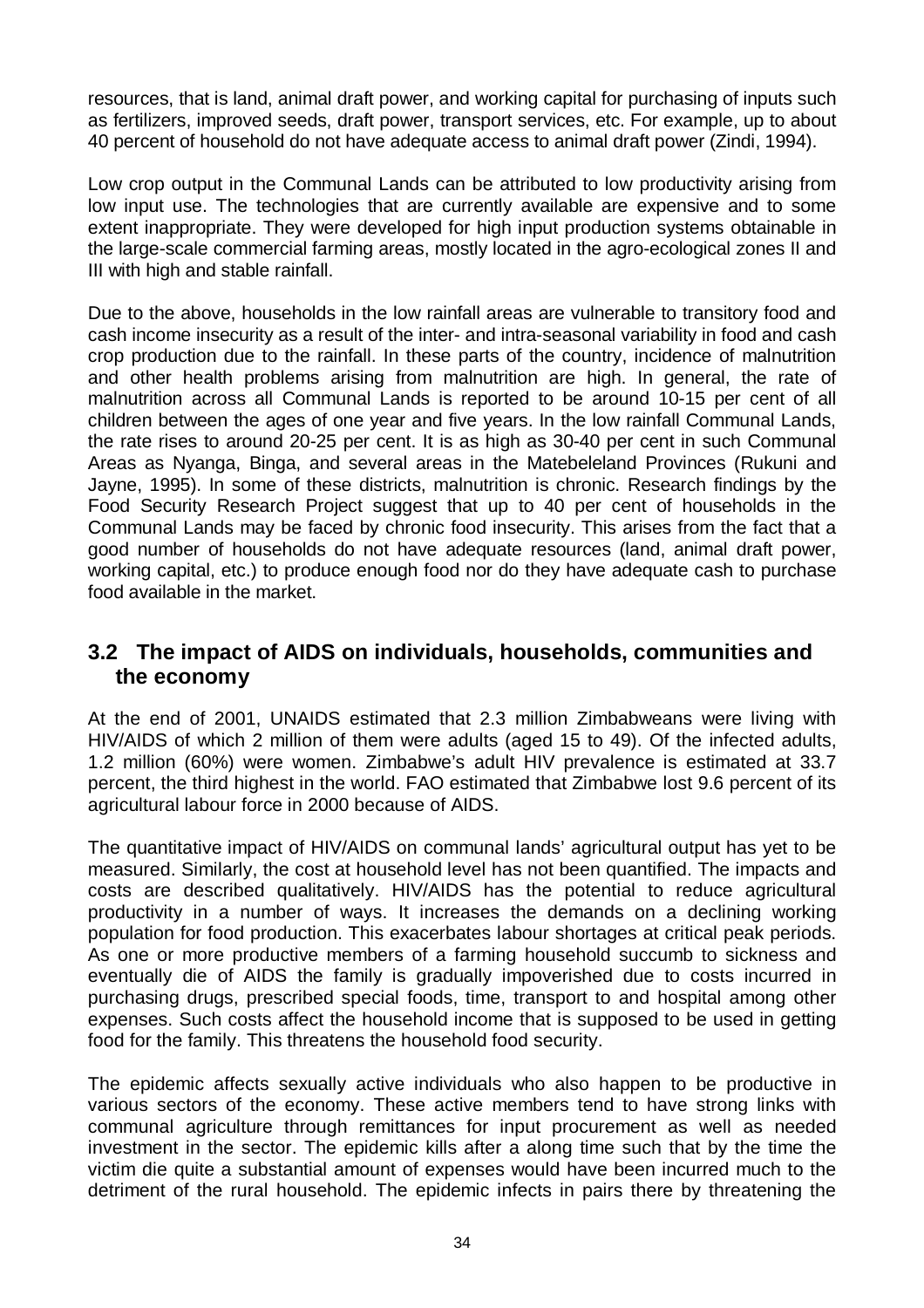resources, that is land, animal draft power, and working capital for purchasing of inputs such as fertilizers, improved seeds, draft power, transport services, etc. For example, up to about 40 percent of household do not have adequate access to animal draft power (Zindi, 1994).

Low crop output in the Communal Lands can be attributed to low productivity arising from low input use. The technologies that are currently available are expensive and to some extent inappropriate. They were developed for high input production systems obtainable in the large-scale commercial farming areas, mostly located in the agro-ecological zones II and III with high and stable rainfall.

Due to the above, households in the low rainfall areas are vulnerable to transitory food and cash income insecurity as a result of the inter- and intra-seasonal variability in food and cash crop production due to the rainfall. In these parts of the country, incidence of malnutrition and other health problems arising from malnutrition are high. In general, the rate of malnutrition across all Communal Lands is reported to be around 10-15 per cent of all children between the ages of one year and five years. In the low rainfall Communal Lands, the rate rises to around 20-25 per cent. It is as high as 30-40 per cent in such Communal Areas as Nyanga, Binga, and several areas in the Matebeleland Provinces (Rukuni and Jayne, 1995). In some of these districts, malnutrition is chronic. Research findings by the Food Security Research Project suggest that up to 40 per cent of households in the Communal Lands may be faced by chronic food insecurity. This arises from the fact that a good number of households do not have adequate resources (land, animal draft power, working capital, etc.) to produce enough food nor do they have adequate cash to purchase food available in the market.

## 3.2 The impact of AIDS on individuals, households, communities and the economy

At the end of 2001, UNAIDS estimated that 2.3 million Zimbabweans were living with HIV/AIDS of which 2 million of them were adults (aged 15 to 49). Of the infected adults, 1.2 million (60%) were women. Zimbabwe's adult HIV prevalence is estimated at 33.7 percent, the third highest in the world. FAO estimated that Zimbabwe lost 9.6 percent of its agricultural labour force in 2000 because of AIDS.

The quantitative impact of HIV/AIDS on communal lands' agricultural output has yet to be measured. Similarly, the cost at household level has not been quantified. The impacts and costs are described qualitatively. HIV/AIDS has the potential to reduce agricultural productivity in a number of ways. It increases the demands on a declining working population for food production. This exacerbates labour shortages at critical peak periods. As one or more productive members of a farming household succumb to sickness and eventually die of AIDS the family is gradually impoverished due to costs incurred in purchasing drugs, prescribed special foods, time, transport to and hospital among other expenses. Such costs affect the household income that is supposed to be used in getting food for the family. This threatens the household food security.

The epidemic affects sexually active individuals who also happen to be productive in various sectors of the economy. These active members tend to have strong links with communal agriculture through remittances for input procurement as well as needed investment in the sector. The epidemic kills after a along time such that by the time the victim die quite a substantial amount of expenses would have been incurred much to the detriment of the rural household. The epidemic infects in pairs there by threatening the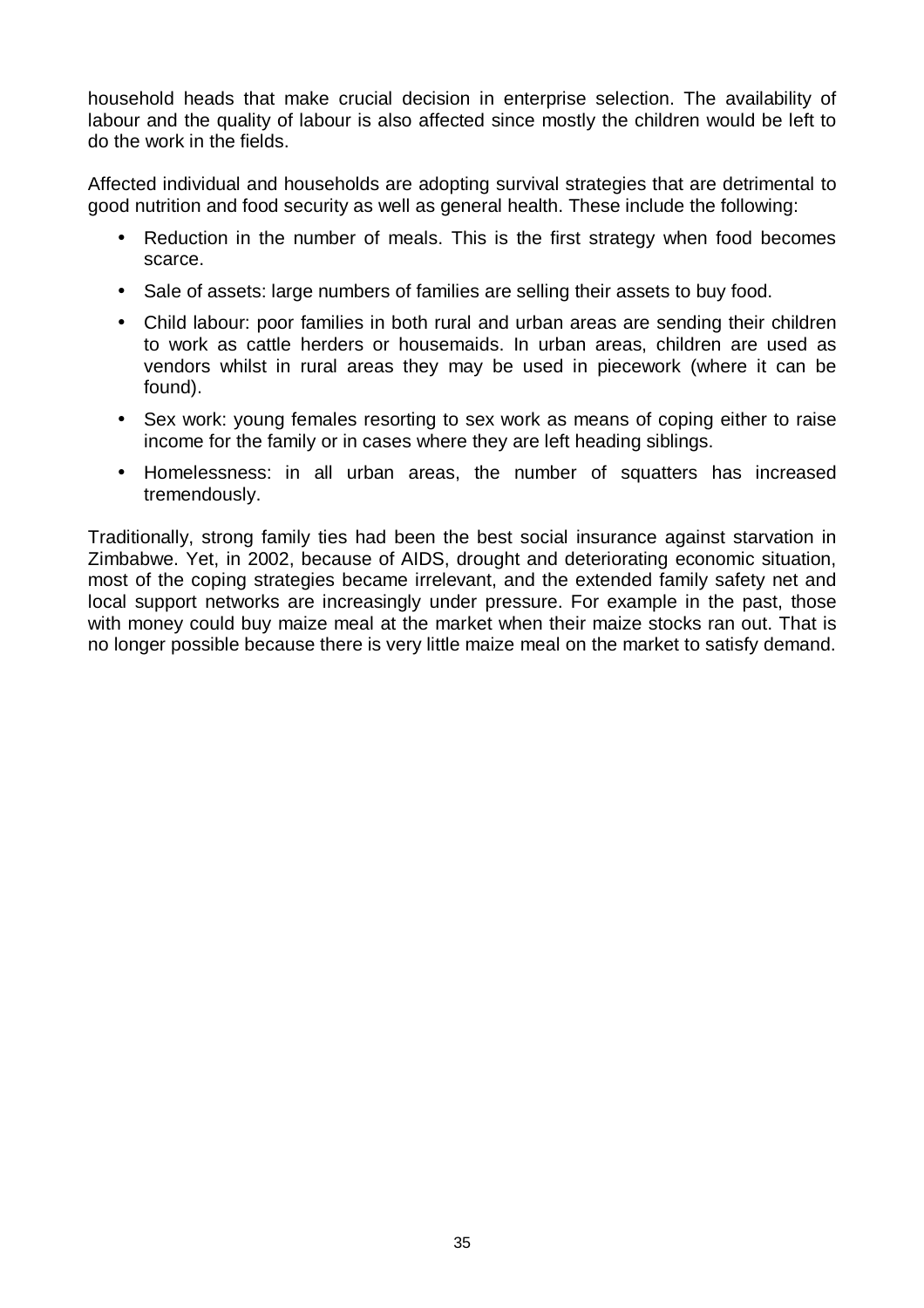household heads that make crucial decision in enterprise selection. The availability of labour and the quality of labour is also affected since mostly the children would be left to do the work in the fields.

Affected individual and households are adopting survival strategies that are detrimental to good nutrition and food security as well as general health. These include the following:

- Reduction in the number of meals. This is the first strategy when food becomes scarce.
- Sale of assets: large numbers of families are selling their assets to buy food.
- Child labour: poor families in both rural and urban areas are sending their children to work as cattle herders or housemaids. In urban areas, children are used as vendors whilst in rural areas they may be used in piecework (where it can be found).
- Sex work: young females resorting to sex work as means of coping either to raise income for the family or in cases where they are left heading siblings.
- Homelessness: in all urban areas, the number of squatters has increased tremendously.

Traditionally, strong family ties had been the best social insurance against starvation in Zimbabwe. Yet, in 2002, because of AIDS, drought and deteriorating economic situation, most of the coping strategies became irrelevant, and the extended family safety net and local support networks are increasingly under pressure. For example in the past, those with money could buy maize meal at the market when their maize stocks ran out. That is no longer possible because there is very little maize meal on the market to satisfy demand.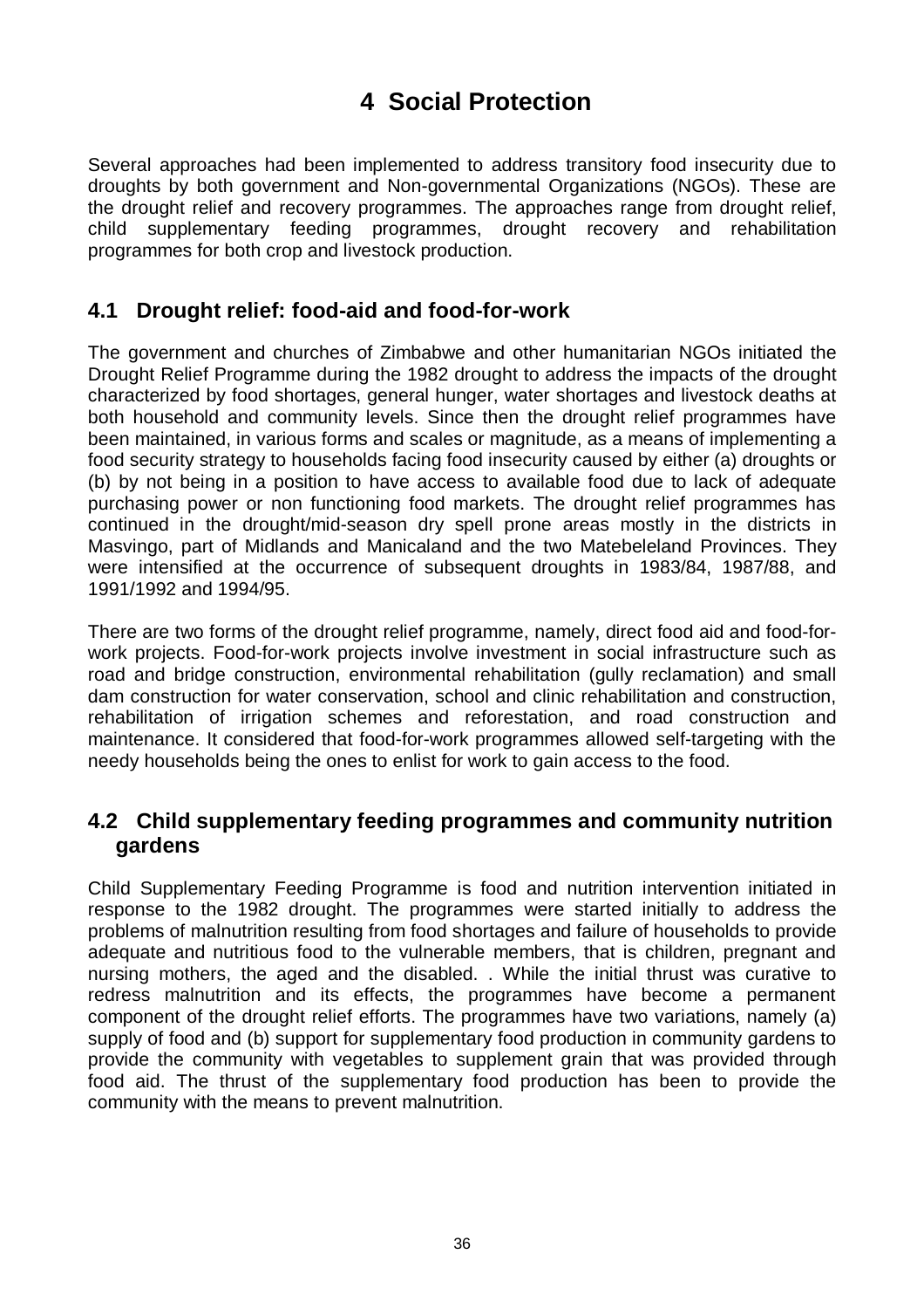# 4 Social Protection

Several approaches had been implemented to address transitory food insecurity due to droughts by both government and Non-governmental Organizations (NGOs). These are the drought relief and recovery programmes. The approaches range from drought relief, child supplementary feeding programmes, drought recovery and rehabilitation programmes for both crop and livestock production.

## 4.1 Drought relief: food-aid and food-for-work

The government and churches of Zimbabwe and other humanitarian NGOs initiated the Drought Relief Programme during the 1982 drought to address the impacts of the drought characterized by food shortages, general hunger, water shortages and livestock deaths at both household and community levels. Since then the drought relief programmes have been maintained, in various forms and scales or magnitude, as a means of implementing a food security strategy to households facing food insecurity caused by either (a) droughts or (b) by not being in a position to have access to available food due to lack of adequate purchasing power or non functioning food markets. The drought relief programmes has continued in the drought/mid-season dry spell prone areas mostly in the districts in Masvingo, part of Midlands and Manicaland and the two Matebeleland Provinces. They were intensified at the occurrence of subsequent droughts in 1983/84, 1987/88, and 1991/1992 and 1994/95.

There are two forms of the drought relief programme, namely, direct food aid and food-for-work projects. Food-for-work projects involve investment in social infrastructure such as road and bridge construction, environmental rehabilitation (gully reclamation) and small dam construction for water conservation, school and clinic rehabilitation and construction, rehabilitation of irrigation schemes and reforestation, and road construction and maintenance. It considered that food-for-work programmes allowed self-targeting with the needy households being the ones to enlist for work to gain access to the food.

## 4.2 Child supplementary feeding programmes and community nutrition gardens

Child Supplementary Feeding Programme is food and nutrition intervention initiated in response to the 1982 drought. The programmes were started initially to address the problems of malnutrition resulting from food shortages and failure of households to provide adequate and nutritious food to the vulnerable members, that is children, pregnant and nursing mothers, the aged and the disabled. . While the initial thrust was curative to redress malnutrition and its effects, the programmes have become a permanent component of the drought relief efforts. The programmes have two variations, namely (a) supply of food and (b) support for supplementary food production in community gardens to provide the community with vegetables to supplement grain that was provided through food aid. The thrust of the supplementary food production has been to provide the community with the means to prevent malnutrition.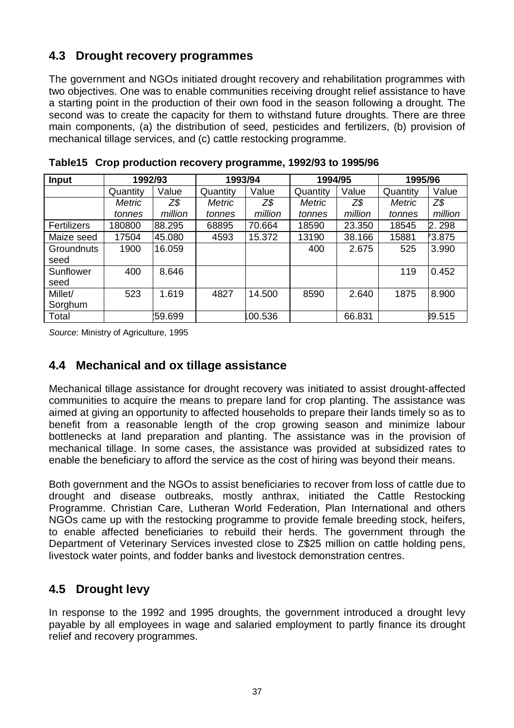## 4.3 Drought recovery programmes

The government and NGOs initiated drought recovery and rehabilitation programmes with two objectives. One was to enable communities receiving drought relief assistance to have a starting point in the production of their own food in the season following a drought. The second was to create the capacity for them to withstand future droughts. There are three main components, (a) the distribution of seed, pesticides and fertilizers, (b) provision of mechanical tillage services, and (c) cattle restocking programme.

**Table15 Crop production recovery programme, 1992/93 to 1995/96**

| Input | 1992/93 | | 1993/94 | | 1994/95 | | 1995/96 | |
|---|---|---|---|---|---|---|---|---|
| | Quantity | Value | Quantity | Value | Quantity | Value | Quantity | Value |
| | *Metric tonnes* | *Z$ million* | *Metric tonnes* | *Z$ million* | *Metric tonnes* | *Z$ million* | *Metric tonnes* | *Z$ million* |
| Fertilizers | 180800 | 88.295 | 68895 | 70.664 | 18590 | 23.350 | 18545 | 2. 298 |
| Maize seed | 17504 | 45.080 | 4593 | 15.372 | 13190 | 38.166 | 15881 | 73.875 |
| Groundnuts seed | 1900 | 16.059 | | | 400 | 2.675 | 525 | 3.990 |
| Sunflower seed | 400 | 8.646 | | | | | 119 | 0.452 |
| Millet/ Sorghum | 523 | 1.619 | 4827 | 14.500 | 8590 | 2.640 | 1875 | 8.900 |
| Total | | 159.699 | | 100.536 | | 66.831 | | 89.515 |

*Source*: Ministry of Agriculture, 1995

## 4.4 Mechanical and ox tillage assistance

Mechanical tillage assistance for drought recovery was initiated to assist drought-affected communities to acquire the means to prepare land for crop planting. The assistance was aimed at giving an opportunity to affected households to prepare their lands timely so as to benefit from a reasonable length of the crop growing season and minimize labour bottlenecks at land preparation and planting. The assistance was in the provision of mechanical tillage. In some cases, the assistance was provided at subsidized rates to enable the beneficiary to afford the service as the cost of hiring was beyond their means.

Both government and the NGOs to assist beneficiaries to recover from loss of cattle due to drought and disease outbreaks, mostly anthrax, initiated the Cattle Restocking Programme. Christian Care, Lutheran World Federation, Plan International and others NGOs came up with the restocking programme to provide female breeding stock, heifers, to enable affected beneficiaries to rebuild their herds. The government through the Department of Veterinary Services invested close to Z$25 million on cattle holding pens, livestock water points, and fodder banks and livestock demonstration centres.

## 4.5 Drought levy

In response to the 1992 and 1995 droughts, the government introduced a drought levy payable by all employees in wage and salaried employment to partly finance its drought relief and recovery programmes.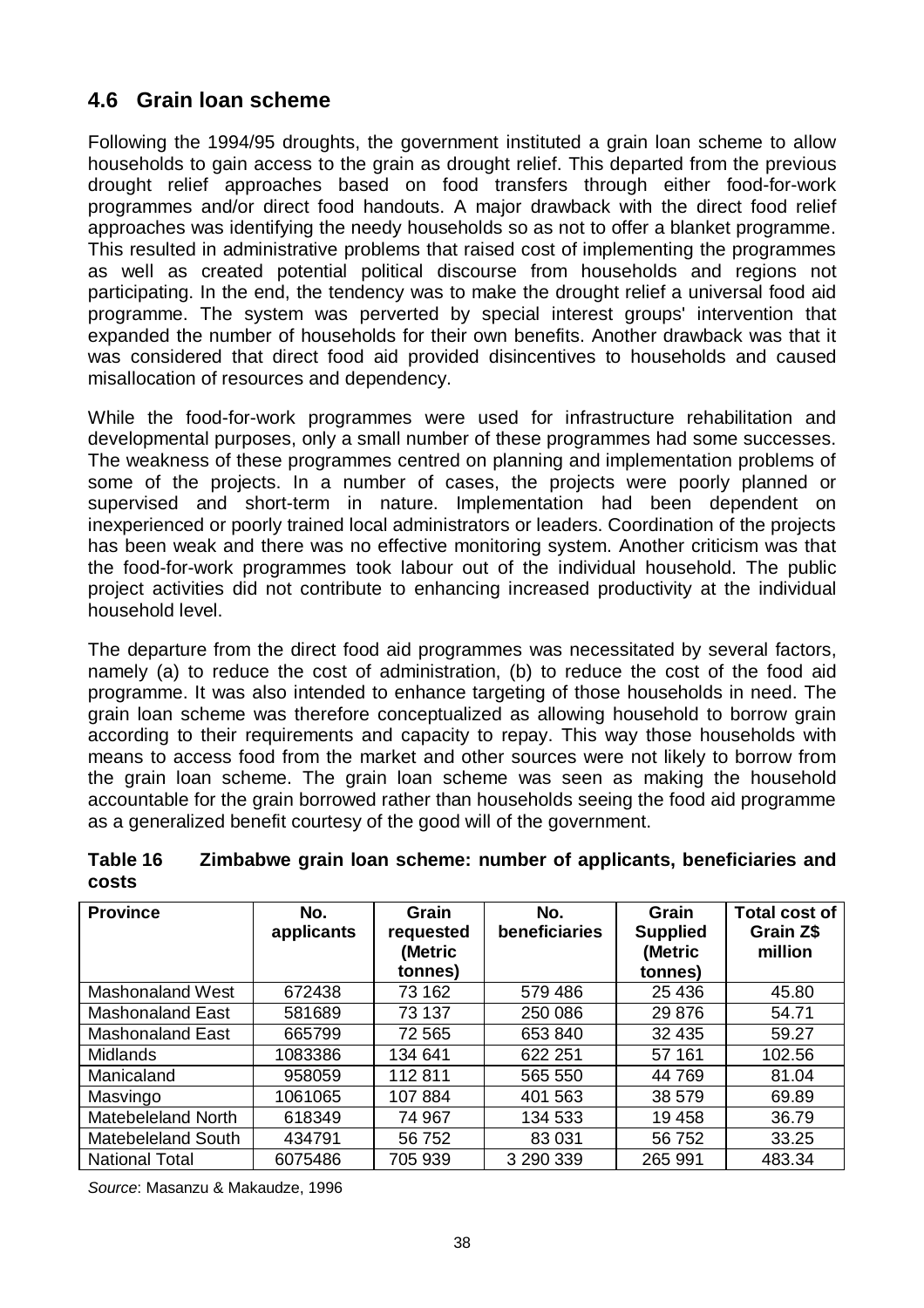## 4.6 Grain loan scheme

Following the 1994/95 droughts, the government instituted a grain loan scheme to allow households to gain access to the grain as drought relief. This departed from the previous drought relief approaches based on food transfers through either food-for-work programmes and/or direct food handouts. A major drawback with the direct food relief approaches was identifying the needy households so as not to offer a blanket programme. This resulted in administrative problems that raised cost of implementing the programmes as well as created potential political discourse from households and regions not participating. In the end, the tendency was to make the drought relief a universal food aid programme. The system was perverted by special interest groups' intervention that expanded the number of households for their own benefits. Another drawback was that it was considered that direct food aid provided disincentives to households and caused misallocation of resources and dependency.

While the food-for-work programmes were used for infrastructure rehabilitation and developmental purposes, only a small number of these programmes had some successes. The weakness of these programmes centred on planning and implementation problems of some of the projects. In a number of cases, the projects were poorly planned or supervised and short-term in nature. Implementation had been dependent on inexperienced or poorly trained local administrators or leaders. Coordination of the projects has been weak and there was no effective monitoring system. Another criticism was that the food-for-work programmes took labour out of the individual household. The public project activities did not contribute to enhancing increased productivity at the individual household level.

The departure from the direct food aid programmes was necessitated by several factors, namely (a) to reduce the cost of administration, (b) to reduce the cost of the food aid programme. It was also intended to enhance targeting of those households in need. The grain loan scheme was therefore conceptualized as allowing household to borrow grain according to their requirements and capacity to repay. This way those households with means to access food from the market and other sources were not likely to borrow from the grain loan scheme. The grain loan scheme was seen as making the household accountable for the grain borrowed rather than households seeing the food aid programme as a generalized benefit courtesy of the good will of the government.

**Table 16 Zimbabwe grain loan scheme: number of applicants, beneficiaries and costs**

| Province | No. applicants | Grain requested (Metric tonnes) | No. beneficiaries | Grain Supplied (Metric tonnes) | Total cost of Grain Z$ million |
|---|---|---|---|---|---|
| Mashonaland West | 672438 | 73 162 | 579 486 | 25 436 | 45.80 |
| Mashonaland East | 581689 | 73 137 | 250 086 | 29 876 | 54.71 |
| Mashonaland East | 665799 | 72 565 | 653 840 | 32 435 | 59.27 |
| Midlands | 1083386 | 134 641 | 622 251 | 57 161 | 102.56 |
| Manicaland | 958059 | 112 811 | 565 550 | 44 769 | 81.04 |
| Masvingo | 1061065 | 107 884 | 401 563 | 38 579 | 69.89 |
| Matebeleland North | 618349 | 74 967 | 134 533 | 19 458 | 36.79 |
| Matebeleland South | 434791 | 56 752 | 83 031 | 56 752 | 33.25 |
| National Total | 6075486 | 705 939 | 3 290 339 | 265 991 | 483.34 |

*Source*: Masanzu & Makaudze, 1996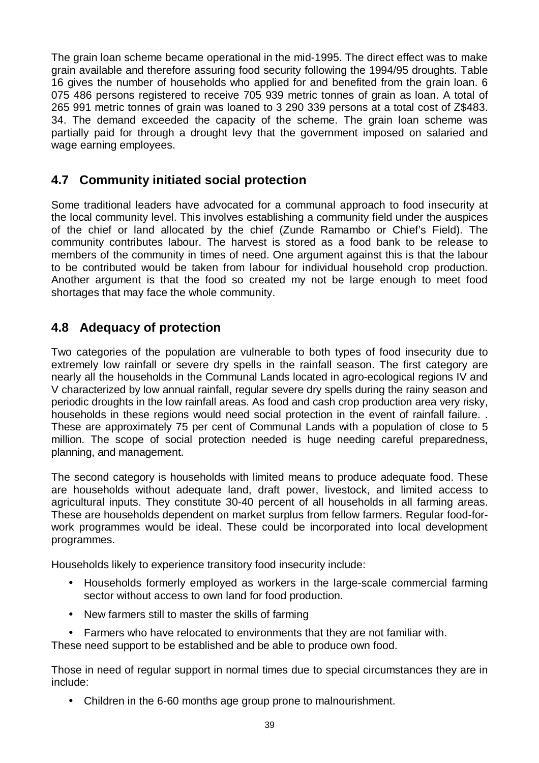The grain loan scheme became operational in the mid-1995. The direct effect was to make grain available and therefore assuring food security following the 1994/95 droughts. Table 16 gives the number of households who applied for and benefited from the grain loan. 6 075 486 persons registered to receive 705 939 metric tonnes of grain as loan. A total of 265 991 metric tonnes of grain was loaned to 3 290 339 persons at a total cost of Z$483. 34. The demand exceeded the capacity of the scheme. The grain loan scheme was partially paid for through a drought levy that the government imposed on salaried and wage earning employees.

## 4.7 Community initiated social protection

Some traditional leaders have advocated for a communal approach to food insecurity at the local community level. This involves establishing a community field under the auspices of the chief or land allocated by the chief (Zunde Ramambo or Chief's Field). The community contributes labour. The harvest is stored as a food bank to be release to members of the community in times of need. One argument against this is that the labour to be contributed would be taken from labour for individual household crop production. Another argument is that the food so created my not be large enough to meet food shortages that may face the whole community.

## 4.8 Adequacy of protection

Two categories of the population are vulnerable to both types of food insecurity due to extremely low rainfall or severe dry spells in the rainfall season. The first category are nearly all the households in the Communal Lands located in agro-ecological regions IV and V characterized by low annual rainfall, regular severe dry spells during the rainy season and periodic droughts in the low rainfall areas. As food and cash crop production area very risky, households in these regions would need social protection in the event of rainfall failure. . These are approximately 75 per cent of Communal Lands with a population of close to 5 million. The scope of social protection needed is huge needing careful preparedness, planning, and management.

The second category is households with limited means to produce adequate food. These are households without adequate land, draft power, livestock, and limited access to agricultural inputs. They constitute 30-40 percent of all households in all farming areas. These are households dependent on market surplus from fellow farmers. Regular food-for-work programmes would be ideal. These could be incorporated into local development programmes.

Households likely to experience transitory food insecurity include:

- Households formerly employed as workers in the large-scale commercial farming sector without access to own land for food production.
- New farmers still to master the skills of farming
- Farmers who have relocated to environments that they are not familiar with.

These need support to be established and be able to produce own food.

Those in need of regular support in normal times due to special circumstances they are in include:

- Children in the 6-60 months age group prone to malnourishment.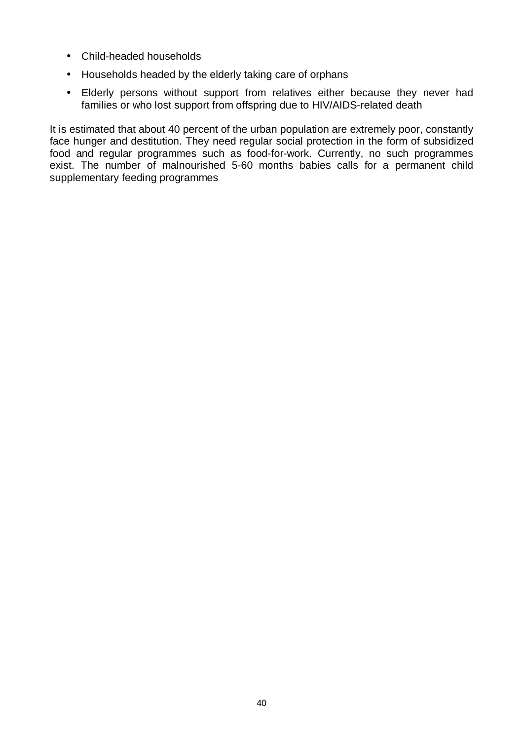- Child-headed households
- Households headed by the elderly taking care of orphans
- Elderly persons without support from relatives either because they never had families or who lost support from offspring due to HIV/AIDS-related death

It is estimated that about 40 percent of the urban population are extremely poor, constantly face hunger and destitution. They need regular social protection in the form of subsidized food and regular programmes such as food-for-work. Currently, no such programmes exist. The number of malnourished 5-60 months babies calls for a permanent child supplementary feeding programmes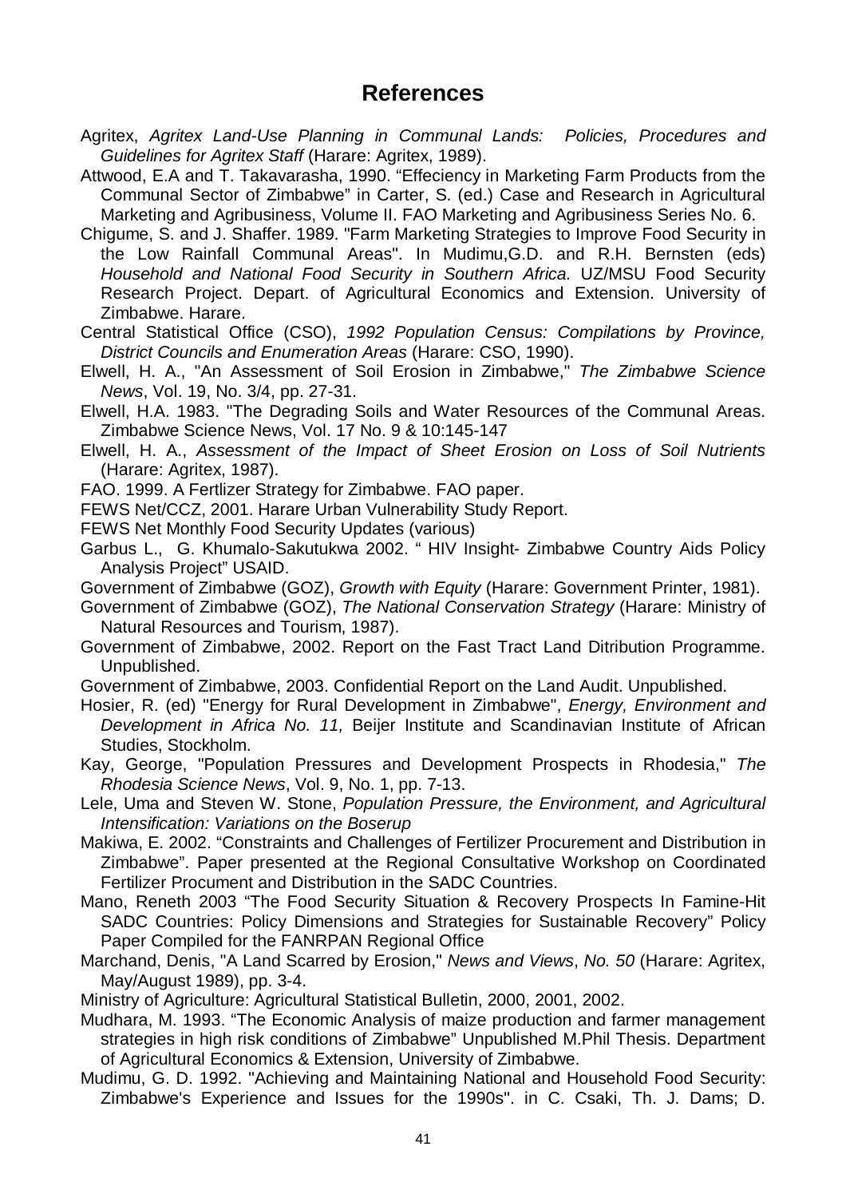# References

Agritex, *Agritex Land-Use Planning in Communal Lands: Policies, Procedures and Guidelines for Agritex Staff* (Harare: Agritex, 1989).

Attwood, E.A and T. Takavarasha, 1990. "Effeciency in Marketing Farm Products from the Communal Sector of Zimbabwe" in Carter, S. (ed.) Case and Research in Agricultural Marketing and Agribusiness, Volume II. FAO Marketing and Agribusiness Series No. 6.

Chigume, S. and J. Shaffer. 1989. "Farm Marketing Strategies to Improve Food Security in the Low Rainfall Communal Areas". In Mudimu,G.D. and R.H. Bernsten (eds) *Household and National Food Security in Southern Africa.* UZ/MSU Food Security Research Project. Depart. of Agricultural Economics and Extension. University of Zimbabwe. Harare.

Central Statistical Office (CSO), *1992 Population Census: Compilations by Province, District Councils and Enumeration Areas* (Harare: CSO, 1990).

Elwell, H. A., "An Assessment of Soil Erosion in Zimbabwe," *The Zimbabwe Science News*, Vol. 19, No. 3/4, pp. 27-31.

Elwell, H.A. 1983. "The Degrading Soils and Water Resources of the Communal Areas. Zimbabwe Science News, Vol. 17 No. 9 & 10:145-147

Elwell, H. A., *Assessment of the Impact of Sheet Erosion on Loss of Soil Nutrients* (Harare: Agritex, 1987).

FAO. 1999. A Fertlizer Strategy for Zimbabwe. FAO paper.

FEWS Net/CCZ, 2001. Harare Urban Vulnerability Study Report.

FEWS Net Monthly Food Security Updates (various)

Garbus L., G. Khumalo-Sakutukwa 2002. " HIV Insight- Zimbabwe Country Aids Policy Analysis Project" USAID.

Government of Zimbabwe (GOZ), *Growth with Equity* (Harare: Government Printer, 1981).

Government of Zimbabwe (GOZ), *The National Conservation Strategy* (Harare: Ministry of Natural Resources and Tourism, 1987).

Government of Zimbabwe, 2002. Report on the Fast Tract Land Ditribution Programme. Unpublished.

Government of Zimbabwe, 2003. Confidential Report on the Land Audit. Unpublished.

Hosier, R. (ed) "Energy for Rural Development in Zimbabwe", *Energy, Environment and Development in Africa No. 11,* Beijer Institute and Scandinavian Institute of African Studies, Stockholm.

Kay, George, "Population Pressures and Development Prospects in Rhodesia," *The Rhodesia Science News*, Vol. 9, No. 1, pp. 7-13.

Lele, Uma and Steven W. Stone, *Population Pressure, the Environment, and Agricultural Intensification: Variations on the Boserup*

Makiwa, E. 2002. "Constraints and Challenges of Fertilizer Procurement and Distribution in Zimbabwe". Paper presented at the Regional Consultative Workshop on Coordinated Fertilizer Procument and Distribution in the SADC Countries.

Mano, Reneth 2003 "The Food Security Situation & Recovery Prospects In Famine-Hit SADC Countries: Policy Dimensions and Strategies for Sustainable Recovery" Policy Paper Compiled for the FANRPAN Regional Office

Marchand, Denis, "A Land Scarred by Erosion," *News and Views*, *No. 50* (Harare: Agritex, May/August 1989), pp. 3-4.

Ministry of Agriculture: Agricultural Statistical Bulletin, 2000, 2001, 2002.

Mudhara, M. 1993. "The Economic Analysis of maize production and farmer management strategies in high risk conditions of Zimbabwe" Unpublished M.Phil Thesis. Department of Agricultural Economics & Extension, University of Zimbabwe.

Mudimu, G. D. 1992. "Achieving and Maintaining National and Household Food Security: Zimbabwe's Experience and Issues for the 1990s". in C. Csaki, Th. J. Dams; D.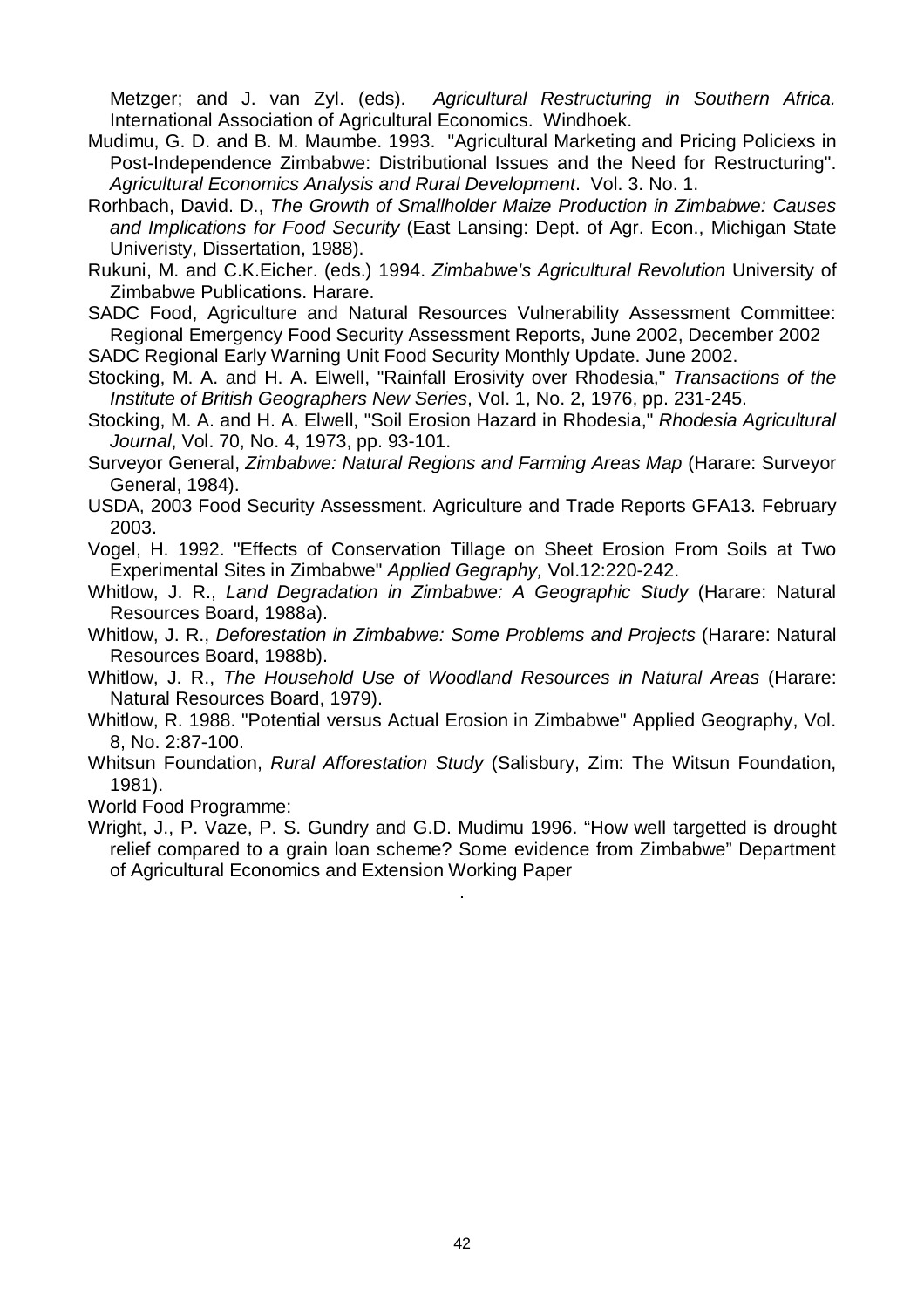Metzger; and J. van Zyl. (eds). *Agricultural Restructuring in Southern Africa.* International Association of Agricultural Economics. Windhoek.

Mudimu, G. D. and B. M. Maumbe. 1993. "Agricultural Marketing and Pricing Policiexs in Post-Independence Zimbabwe: Distributional Issues and the Need for Restructuring". *Agricultural Economics Analysis and Rural Development*. Vol. 3. No. 1.

Rorhbach, David. D., *The Growth of Smallholder Maize Production in Zimbabwe: Causes and Implications for Food Security* (East Lansing: Dept. of Agr. Econ., Michigan State Univeristy, Dissertation, 1988).

Rukuni, M. and C.K.Eicher. (eds.) 1994. *Zimbabwe's Agricultural Revolution* University of Zimbabwe Publications. Harare.

SADC Food, Agriculture and Natural Resources Vulnerability Assessment Committee: Regional Emergency Food Security Assessment Reports, June 2002, December 2002

SADC Regional Early Warning Unit Food Security Monthly Update. June 2002.

Stocking, M. A. and H. A. Elwell, "Rainfall Erosivity over Rhodesia," *Transactions of the Institute of British Geographers New Series*, Vol. 1, No. 2, 1976, pp. 231-245.

Stocking, M. A. and H. A. Elwell, "Soil Erosion Hazard in Rhodesia," *Rhodesia Agricultural Journal*, Vol. 70, No. 4, 1973, pp. 93-101.

Surveyor General, *Zimbabwe: Natural Regions and Farming Areas Map* (Harare: Surveyor General, 1984).

USDA, 2003 Food Security Assessment. Agriculture and Trade Reports GFA13. February 2003.

Vogel, H. 1992. "Effects of Conservation Tillage on Sheet Erosion From Soils at Two Experimental Sites in Zimbabwe" *Applied Gegraphy,* Vol.12:220-242.

Whitlow, J. R., *Land Degradation in Zimbabwe: A Geographic Study* (Harare: Natural Resources Board, 1988a).

Whitlow, J. R., *Deforestation in Zimbabwe: Some Problems and Projects* (Harare: Natural Resources Board, 1988b).

Whitlow, J. R., *The Household Use of Woodland Resources in Natural Areas* (Harare: Natural Resources Board, 1979).

Whitlow, R. 1988. "Potential versus Actual Erosion in Zimbabwe" Applied Geography, Vol. 8, No. 2:87-100.

Whitsun Foundation, *Rural Afforestation Study* (Salisbury, Zim: The Witsun Foundation, 1981).

World Food Programme:

Wright, J., P. Vaze, P. S. Gundry and G.D. Mudimu 1996. "How well targetted is drought relief compared to a grain loan scheme? Some evidence from Zimbabwe" Department of Agricultural Economics and Extension Working Paper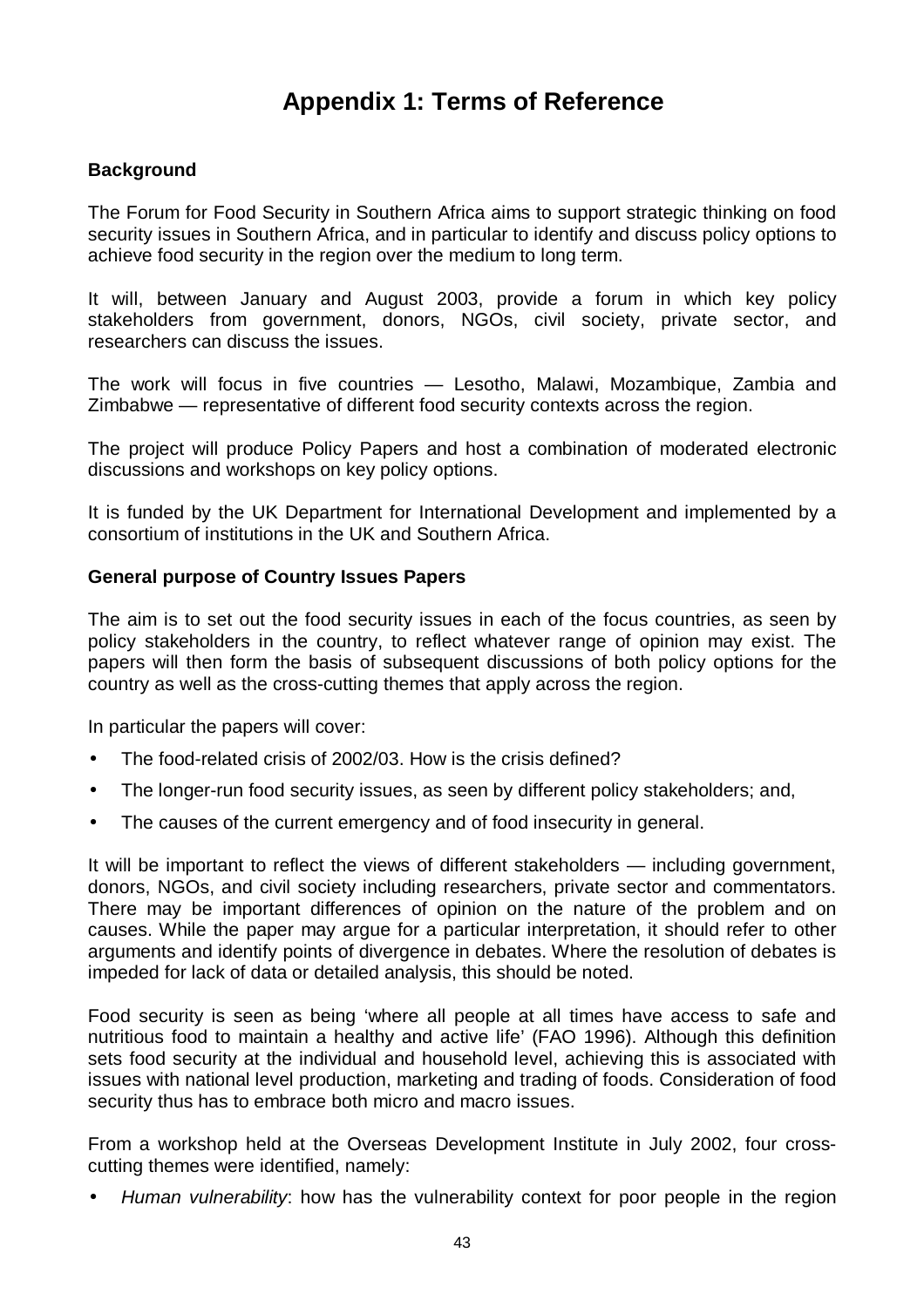# Appendix 1: Terms of Reference

**Background**

The Forum for Food Security in Southern Africa aims to support strategic thinking on food security issues in Southern Africa, and in particular to identify and discuss policy options to achieve food security in the region over the medium to long term.

It will, between January and August 2003, provide a forum in which key policy stakeholders from government, donors, NGOs, civil society, private sector, and researchers can discuss the issues.

The work will focus in five countries — Lesotho, Malawi, Mozambique, Zambia and Zimbabwe — representative of different food security contexts across the region.

The project will produce Policy Papers and host a combination of moderated electronic discussions and workshops on key policy options.

It is funded by the UK Department for International Development and implemented by a consortium of institutions in the UK and Southern Africa.

**General purpose of Country Issues Papers**

The aim is to set out the food security issues in each of the focus countries, as seen by policy stakeholders in the country, to reflect whatever range of opinion may exist. The papers will then form the basis of subsequent discussions of both policy options for the country as well as the cross-cutting themes that apply across the region.

In particular the papers will cover:

- The food-related crisis of 2002/03. How is the crisis defined?
- The longer-run food security issues, as seen by different policy stakeholders; and,
- The causes of the current emergency and of food insecurity in general.

It will be important to reflect the views of different stakeholders — including government, donors, NGOs, and civil society including researchers, private sector and commentators. There may be important differences of opinion on the nature of the problem and on causes. While the paper may argue for a particular interpretation, it should refer to other arguments and identify points of divergence in debates. Where the resolution of debates is impeded for lack of data or detailed analysis, this should be noted.

Food security is seen as being 'where all people at all times have access to safe and nutritious food to maintain a healthy and active life' (FAO 1996). Although this definition sets food security at the individual and household level, achieving this is associated with issues with national level production, marketing and trading of foods. Consideration of food security thus has to embrace both micro and macro issues.

From a workshop held at the Overseas Development Institute in July 2002, four cross-cutting themes were identified, namely:

- *Human vulnerability*: how has the vulnerability context for poor people in the region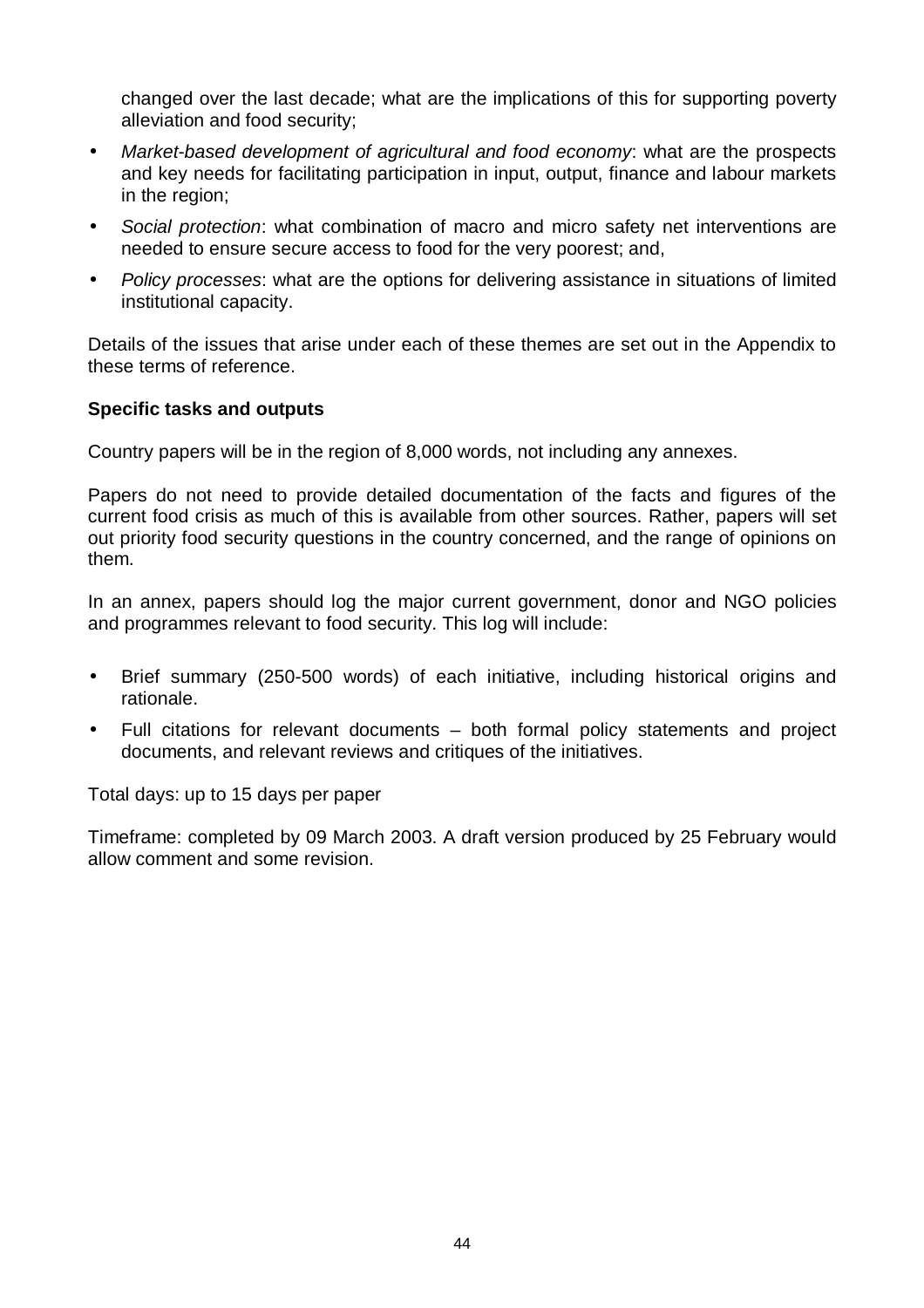changed over the last decade; what are the implications of this for supporting poverty alleviation and food security;

- *Market-based development of agricultural and food economy*: what are the prospects and key needs for facilitating participation in input, output, finance and labour markets in the region;
- *Social protection*: what combination of macro and micro safety net interventions are needed to ensure secure access to food for the very poorest; and,
- *Policy processes*: what are the options for delivering assistance in situations of limited institutional capacity.

Details of the issues that arise under each of these themes are set out in the Appendix to these terms of reference.

**Specific tasks and outputs**

Country papers will be in the region of 8,000 words, not including any annexes.

Papers do not need to provide detailed documentation of the facts and figures of the current food crisis as much of this is available from other sources. Rather, papers will set out priority food security questions in the country concerned, and the range of opinions on them.

In an annex, papers should log the major current government, donor and NGO policies and programmes relevant to food security. This log will include:

- Brief summary (250-500 words) of each initiative, including historical origins and rationale.
- Full citations for relevant documents – both formal policy statements and project documents, and relevant reviews and critiques of the initiatives.

Total days: up to 15 days per paper

Timeframe: completed by 09 March 2003. A draft version produced by 25 February would allow comment and some revision.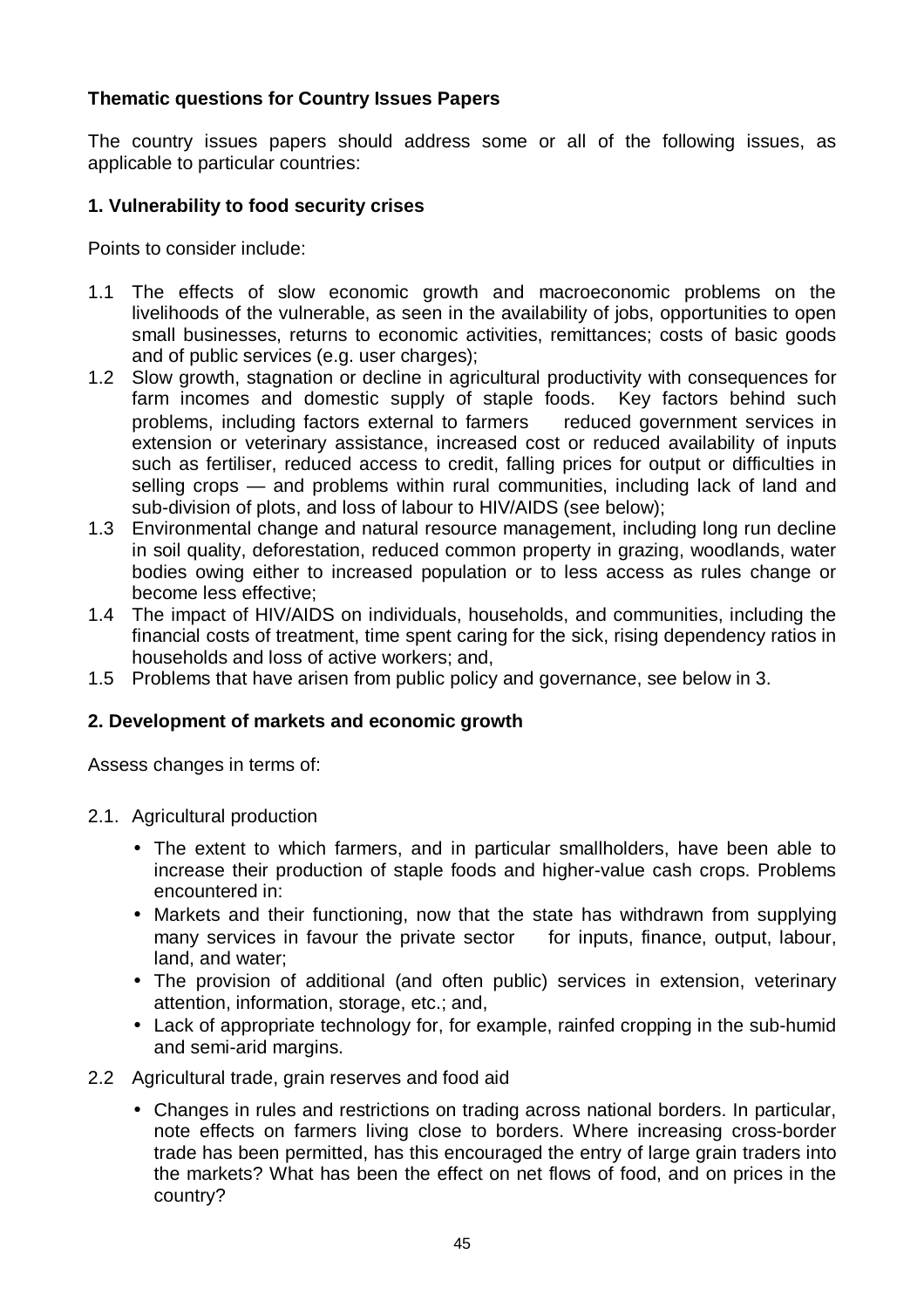**Thematic questions for Country Issues Papers**

The country issues papers should address some or all of the following issues, as applicable to particular countries:

**1. Vulnerability to food security crises**

Points to consider include:

1.1 The effects of slow economic growth and macroeconomic problems on the livelihoods of the vulnerable, as seen in the availability of jobs, opportunities to open small businesses, returns to economic activities, remittances; costs of basic goods and of public services (e.g. user charges);

1.2 Slow growth, stagnation or decline in agricultural productivity with consequences for farm incomes and domestic supply of staple foods. Key factors behind such problems, including factors external to farmers — reduced government services in extension or veterinary assistance, increased cost or reduced availability of inputs such as fertiliser, reduced access to credit, falling prices for output or difficulties in selling crops — and problems within rural communities, including lack of land and sub-division of plots, and loss of labour to HIV/AIDS (see below);

1.3 Environmental change and natural resource management, including long run decline in soil quality, deforestation, reduced common property in grazing, woodlands, water bodies owing either to increased population or to less access as rules change or become less effective;

1.4 The impact of HIV/AIDS on individuals, households, and communities, including the financial costs of treatment, time spent caring for the sick, rising dependency ratios in households and loss of active workers; and,

1.5 Problems that have arisen from public policy and governance, see below in 3.

**2. Development of markets and economic growth**

Assess changes in terms of:

2.1. Agricultural production

- The extent to which farmers, and in particular smallholders, have been able to increase their production of staple foods and higher-value cash crops. Problems encountered in:
- Markets and their functioning, now that the state has withdrawn from supplying many services in favour the private sector — for inputs, finance, output, labour, land, and water;
- The provision of additional (and often public) services in extension, veterinary attention, information, storage, etc.; and,
- Lack of appropriate technology for, for example, rainfed cropping in the sub-humid and semi-arid margins.

2.2 Agricultural trade, grain reserves and food aid

- Changes in rules and restrictions on trading across national borders. In particular, note effects on farmers living close to borders. Where increasing cross-border trade has been permitted, has this encouraged the entry of large grain traders into the markets? What has been the effect on net flows of food, and on prices in the country?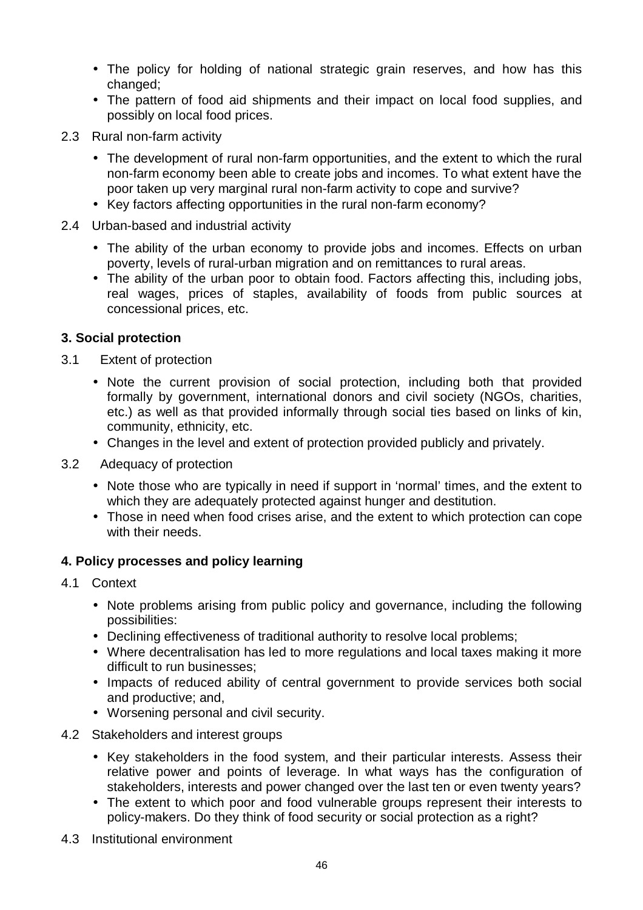- The policy for holding of national strategic grain reserves, and how has this changed;
- The pattern of food aid shipments and their impact on local food supplies, and possibly on local food prices.

2.3 Rural non-farm activity

- The development of rural non-farm opportunities, and the extent to which the rural non-farm economy been able to create jobs and incomes. To what extent have the poor taken up very marginal rural non-farm activity to cope and survive?
- Key factors affecting opportunities in the rural non-farm economy?

2.4 Urban-based and industrial activity

- The ability of the urban economy to provide jobs and incomes. Effects on urban poverty, levels of rural-urban migration and on remittances to rural areas.
- The ability of the urban poor to obtain food. Factors affecting this, including jobs, real wages, prices of staples, availability of foods from public sources at concessional prices, etc.

**3. Social protection**

3.1 Extent of protection

- Note the current provision of social protection, including both that provided formally by government, international donors and civil society (NGOs, charities, etc.) as well as that provided informally through social ties based on links of kin, community, ethnicity, etc.
- Changes in the level and extent of protection provided publicly and privately.

3.2 Adequacy of protection

- Note those who are typically in need if support in 'normal' times, and the extent to which they are adequately protected against hunger and destitution.
- Those in need when food crises arise, and the extent to which protection can cope with their needs.

**4. Policy processes and policy learning**

4.1 Context

- Note problems arising from public policy and governance, including the following possibilities:
- Declining effectiveness of traditional authority to resolve local problems;
- Where decentralisation has led to more regulations and local taxes making it more difficult to run businesses;
- Impacts of reduced ability of central government to provide services both social and productive; and,
- Worsening personal and civil security.

4.2 Stakeholders and interest groups

- Key stakeholders in the food system, and their particular interests. Assess their relative power and points of leverage. In what ways has the configuration of stakeholders, interests and power changed over the last ten or even twenty years?
- The extent to which poor and food vulnerable groups represent their interests to policy-makers. Do they think of food security or social protection as a right?

4.3 Institutional environment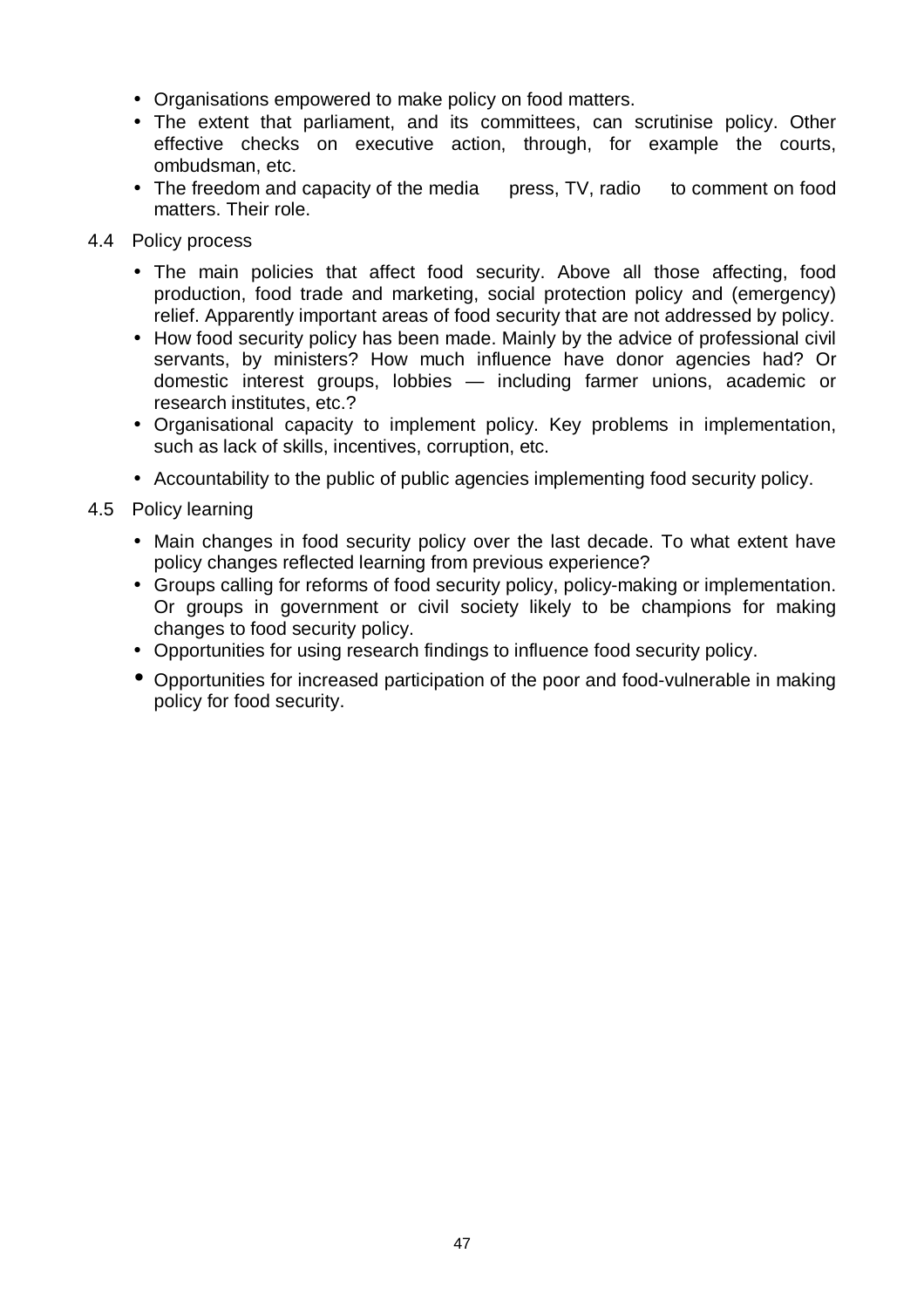- Organisations empowered to make policy on food matters.
- The extent that parliament, and its committees, can scrutinise policy. Other effective checks on executive action, through, for example the courts, ombudsman, etc.
- The freedom and capacity of the media press, TV, radio to comment on food matters. Their role.

4.4 Policy process

- The main policies that affect food security. Above all those affecting, food production, food trade and marketing, social protection policy and (emergency) relief. Apparently important areas of food security that are not addressed by policy.
- How food security policy has been made. Mainly by the advice of professional civil servants, by ministers? How much influence have donor agencies had? Or domestic interest groups, lobbies — including farmer unions, academic or research institutes, etc.?
- Organisational capacity to implement policy. Key problems in implementation, such as lack of skills, incentives, corruption, etc.
- Accountability to the public of public agencies implementing food security policy.

4.5 Policy learning

- Main changes in food security policy over the last decade. To what extent have policy changes reflected learning from previous experience?
- Groups calling for reforms of food security policy, policy-making or implementation. Or groups in government or civil society likely to be champions for making changes to food security policy.
- Opportunities for using research findings to influence food security policy.
- Opportunities for increased participation of the poor and food-vulnerable in making policy for food security.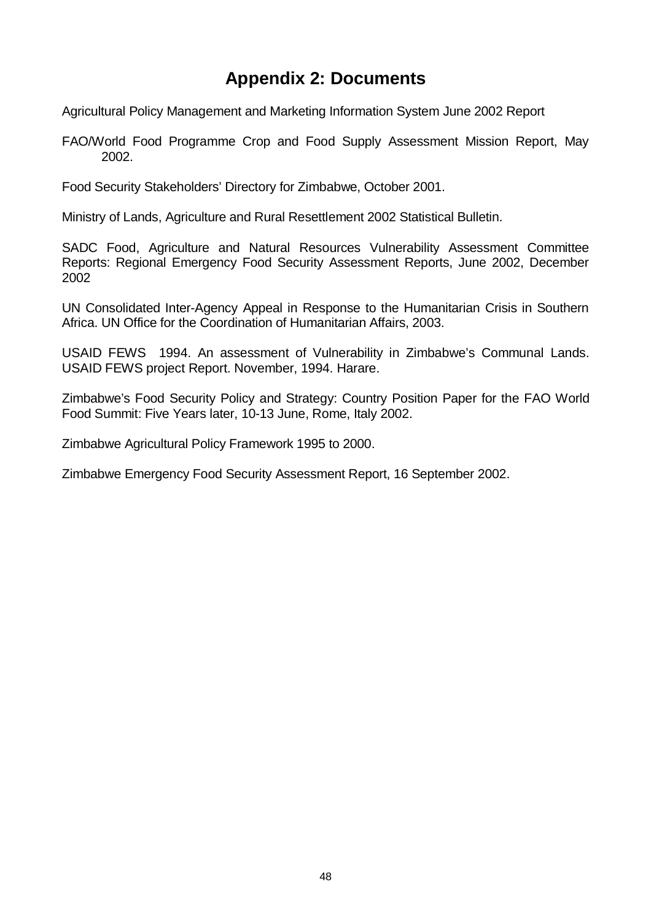# Appendix 2: Documents

Agricultural Policy Management and Marketing Information System June 2002 Report

FAO/World Food Programme Crop and Food Supply Assessment Mission Report, May 2002.

Food Security Stakeholders' Directory for Zimbabwe, October 2001.

Ministry of Lands, Agriculture and Rural Resettlement 2002 Statistical Bulletin.

SADC Food, Agriculture and Natural Resources Vulnerability Assessment Committee Reports: Regional Emergency Food Security Assessment Reports, June 2002, December 2002

UN Consolidated Inter-Agency Appeal in Response to the Humanitarian Crisis in Southern Africa. UN Office for the Coordination of Humanitarian Affairs, 2003.

USAID FEWS 1994. An assessment of Vulnerability in Zimbabwe's Communal Lands. USAID FEWS project Report. November, 1994. Harare.

Zimbabwe's Food Security Policy and Strategy: Country Position Paper for the FAO World Food Summit: Five Years later, 10-13 June, Rome, Italy 2002.

Zimbabwe Agricultural Policy Framework 1995 to 2000.

Zimbabwe Emergency Food Security Assessment Report, 16 September 2002.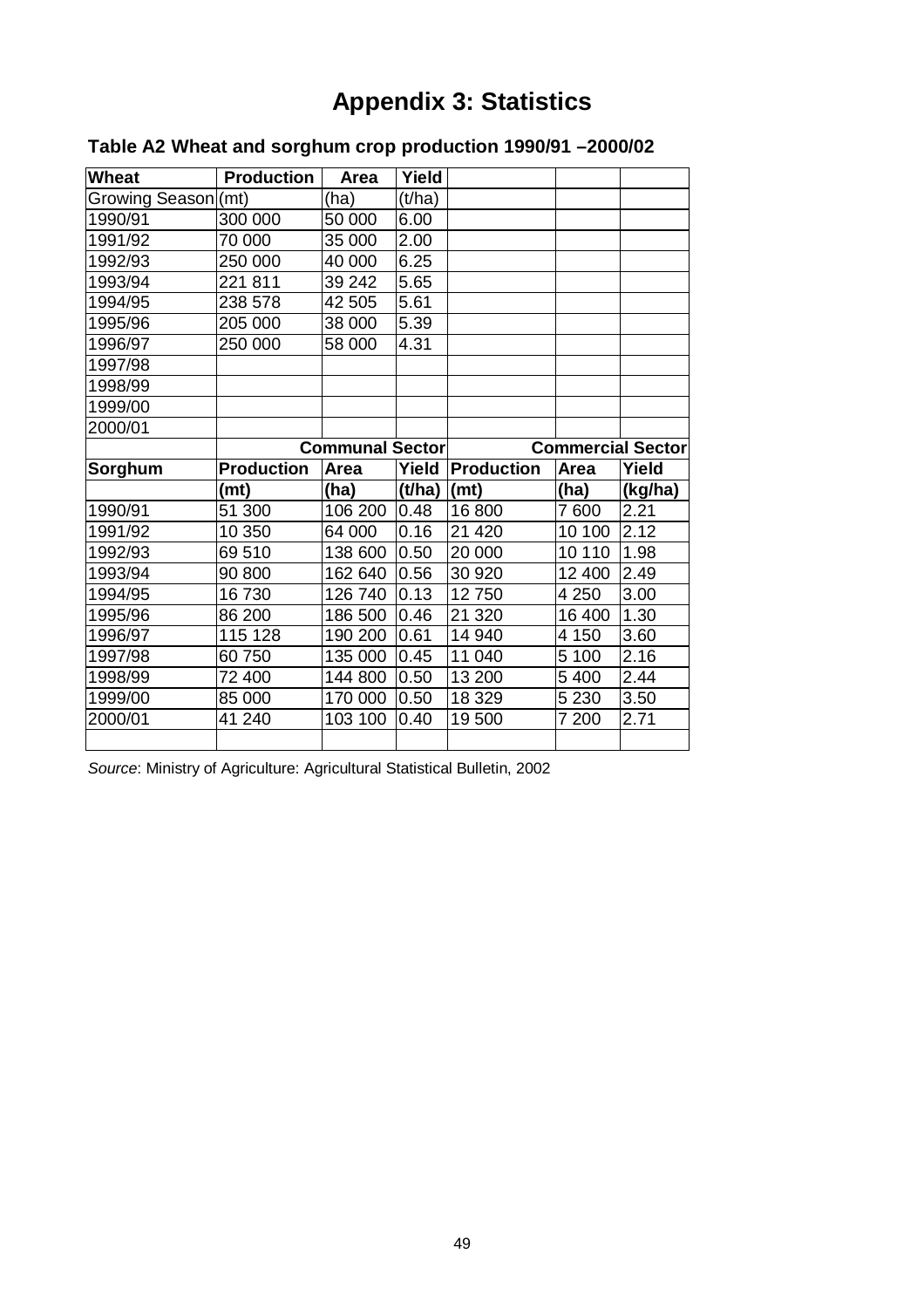# Appendix 3: Statistics

## Table A2 Wheat and sorghum crop production 1990/91 –2000/02

| Wheat | Production | Area | Yield | | | |
|---|---|---|---|---|---|---|
| Growing Season | (mt) | (ha) | (t/ha) | | | |
| 1990/91 | 300 000 | 50 000 | 6.00 | | | |
| 1991/92 | 70 000 | 35 000 | 2.00 | | | |
| 1992/93 | 250 000 | 40 000 | 6.25 | | | |
| 1993/94 | 221 811 | 39 242 | 5.65 | | | |
| 1994/95 | 238 578 | 42 505 | 5.61 | | | |
| 1995/96 | 205 000 | 38 000 | 5.39 | | | |
| 1996/97 | 250 000 | 58 000 | 4.31 | | | |
| 1997/98 | | | | | | |
| 1998/99 | | | | | | |
| 1999/00 | | | | | | |
| 2000/01 | | | | | | |
| | **Communal Sector** | | | **Commercial Sector** | | |
| **Sorghum** | **Production** | **Area** | **Yield** | **Production** | **Area** | **Yield** |
| | **(mt)** | **(ha)** | **(t/ha)** | **(mt)** | **(ha)** | **(kg/ha)** |
| 1990/91 | 51 300 | 106 200 | 0.48 | 16 800 | 7 600 | 2.21 |
| 1991/92 | 10 350 | 64 000 | 0.16 | 21 420 | 10 100 | 2.12 |
| 1992/93 | 69 510 | 138 600 | 0.50 | 20 000 | 10 110 | 1.98 |
| 1993/94 | 90 800 | 162 640 | 0.56 | 30 920 | 12 400 | 2.49 |
| 1994/95 | 16 730 | 126 740 | 0.13 | 12 750 | 4 250 | 3.00 |
| 1995/96 | 86 200 | 186 500 | 0.46 | 21 320 | 16 400 | 1.30 |
| 1996/97 | 115 128 | 190 200 | 0.61 | 14 940 | 4 150 | 3.60 |
| 1997/98 | 60 750 | 135 000 | 0.45 | 11 040 | 5 100 | 2.16 |
| 1998/99 | 72 400 | 144 800 | 0.50 | 13 200 | 5 400 | 2.44 |
| 1999/00 | 85 000 | 170 000 | 0.50 | 18 329 | 5 230 | 3.50 |
| 2000/01 | 41 240 | 103 100 | 0.40 | 19 500 | 7 200 | 2.71 |
| | | | | | | |

*Source*: Ministry of Agriculture: Agricultural Statistical Bulletin, 2002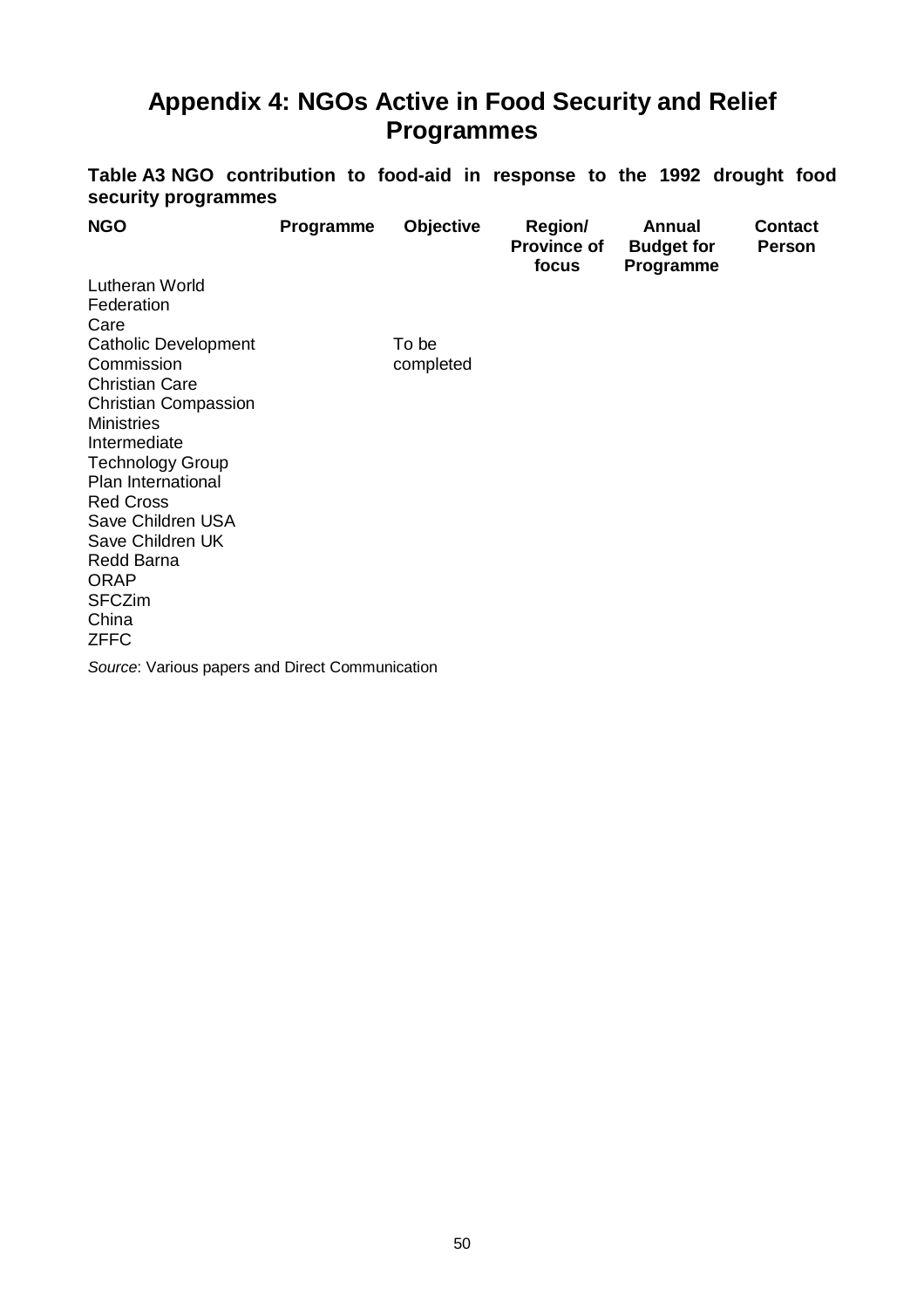# Appendix 4: NGOs Active in Food Security and Relief Programmes

**Table A3 NGO contribution to food-aid in response to the 1992 drought food security programmes**

| NGO | Programme | Objective | Region/ Province of focus | Annual Budget for Programme | Contact Person |
|---|---|---|---|---|---|
| Lutheran World Federation | | | | | |
| Care | | | | | |
| Catholic Development Commission | | To be completed | | | |
| Christian Care | | | | | |
| Christian Compassion Ministries | | | | | |
| Intermediate Technology Group | | | | | |
| Plan International | | | | | |
| Red Cross | | | | | |
| Save Children USA | | | | | |
| Save Children UK | | | | | |
| Redd Barna | | | | | |
| ORAP | | | | | |
| SFCZim | | | | | |
| China | | | | | |
| ZFFC | | | | | |

*Source*: Various papers and Direct Communication